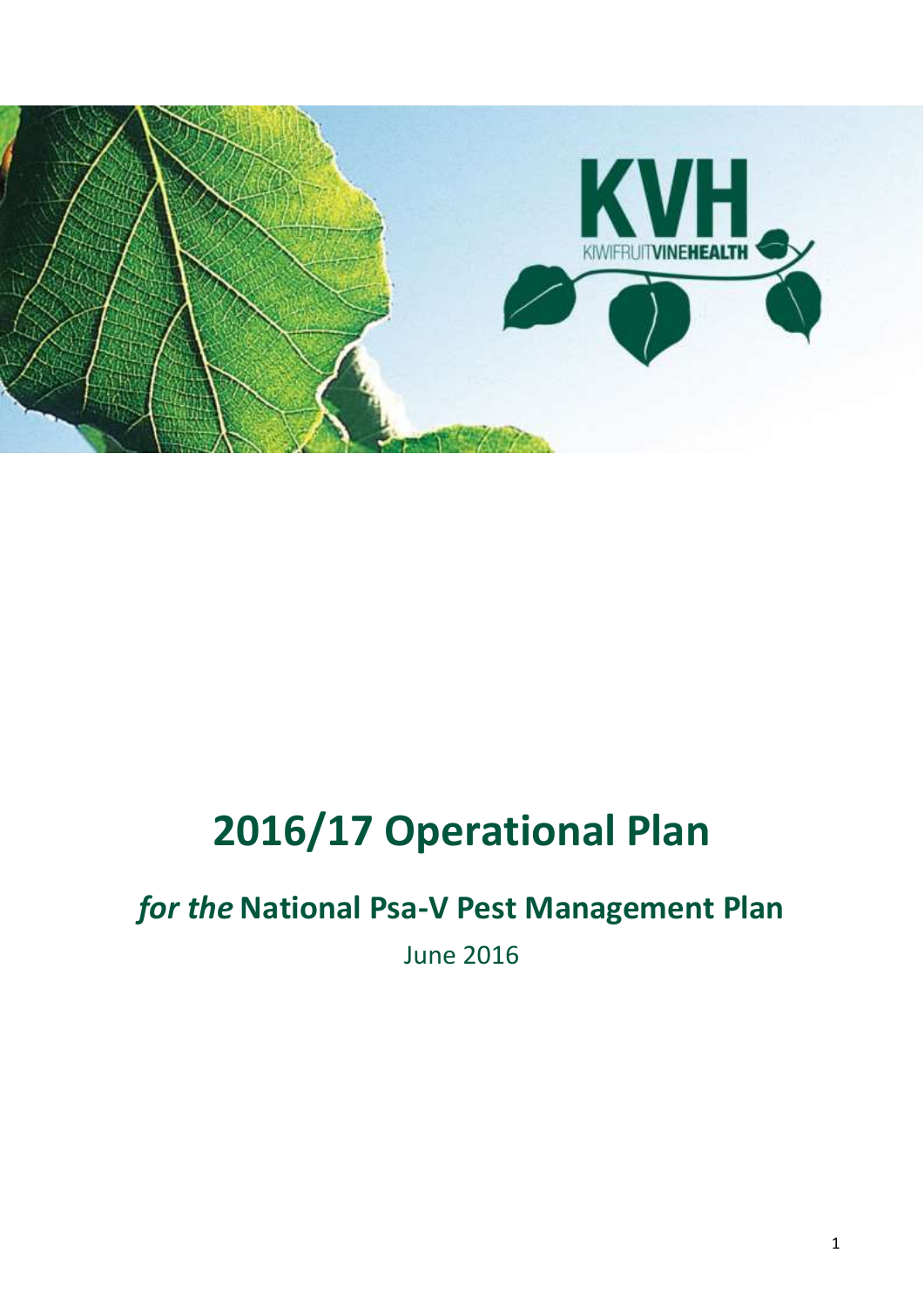# 2016/17 Operational Plan

## *for the* National Psa-V Pest Management Plan

June 2016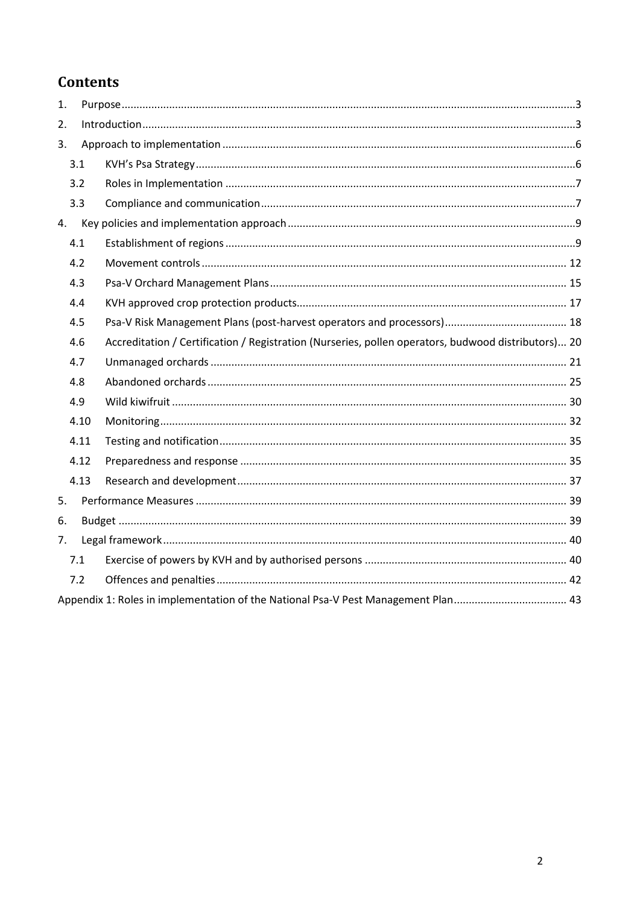# Contents

1. Purpose ... 3
2. Introduction ... 3
3. Approach to implementation ... 6
   - 3.1 KVH's Psa Strategy ... 6
   - 3.2 Roles in Implementation ... 7
   - 3.3 Compliance and communication ... 7
4. Key policies and implementation approach ... 9
   - 4.1 Establishment of regions ... 9
   - 4.2 Movement controls ... 12
   - 4.3 Psa-V Orchard Management Plans ... 15
   - 4.4 KVH approved crop protection products ... 17
   - 4.5 Psa-V Risk Management Plans (post-harvest operators and processors) ... 18
   - 4.6 Accreditation / Certification / Registration (Nurseries, pollen operators, budwood distributors) ... 20
   - 4.7 Unmanaged orchards ... 21
   - 4.8 Abandoned orchards ... 25
   - 4.9 Wild kiwifruit ... 30
   - 4.10 Monitoring ... 32
   - 4.11 Testing and notification ... 35
   - 4.12 Preparedness and response ... 35
   - 4.13 Research and development ... 37
5. Performance Measures ... 39
6. Budget ... 39
7. Legal framework ... 40
   - 7.1 Exercise of powers by KVH and by authorised persons ... 40
   - 7.2 Offences and penalties ... 42

Appendix 1: Roles in implementation of the National Psa-V Pest Management Plan ... 43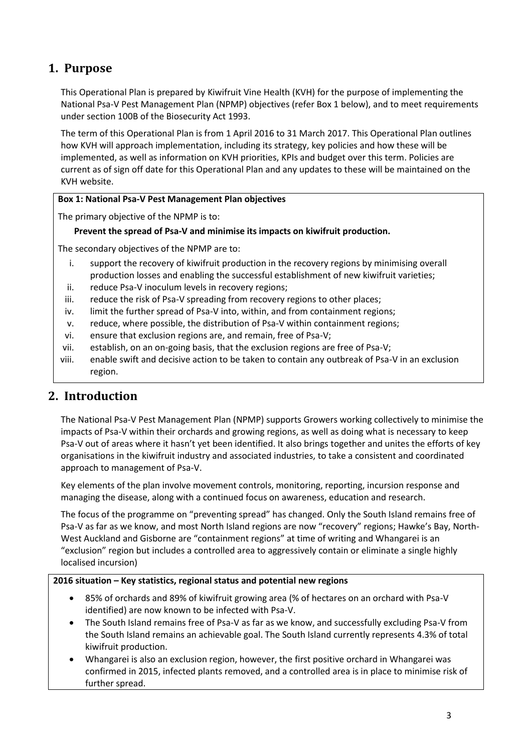# 1. Purpose

This Operational Plan is prepared by Kiwifruit Vine Health (KVH) for the purpose of implementing the National Psa-V Pest Management Plan (NPMP) objectives (refer Box 1 below), and to meet requirements under section 100B of the Biosecurity Act 1993.

The term of this Operational Plan is from 1 April 2016 to 31 March 2017. This Operational Plan outlines how KVH will approach implementation, including its strategy, key policies and how these will be implemented, as well as information on KVH priorities, KPIs and budget over this term. Policies are current as of sign off date for this Operational Plan and any updates to these will be maintained on the KVH website.

**Box 1: National Psa-V Pest Management Plan objectives**

The primary objective of the NPMP is to:

**Prevent the spread of Psa-V and minimise its impacts on kiwifruit production.**

The secondary objectives of the NPMP are to:

i. support the recovery of kiwifruit production in the recovery regions by minimising overall production losses and enabling the successful establishment of new kiwifruit varieties;
ii. reduce Psa-V inoculum levels in recovery regions;
iii. reduce the risk of Psa-V spreading from recovery regions to other places;
iv. limit the further spread of Psa-V into, within, and from containment regions;
v. reduce, where possible, the distribution of Psa-V within containment regions;
vi. ensure that exclusion regions are, and remain, free of Psa-V;
vii. establish, on an on-going basis, that the exclusion regions are free of Psa-V;
viii. enable swift and decisive action to be taken to contain any outbreak of Psa-V in an exclusion region.

# 2. Introduction

The National Psa-V Pest Management Plan (NPMP) supports Growers working collectively to minimise the impacts of Psa-V within their orchards and growing regions, as well as doing what is necessary to keep Psa-V out of areas where it hasn't yet been identified. It also brings together and unites the efforts of key organisations in the kiwifruit industry and associated industries, to take a consistent and coordinated approach to management of Psa-V.

Key elements of the plan involve movement controls, monitoring, reporting, incursion response and managing the disease, along with a continued focus on awareness, education and research.

The focus of the programme on "preventing spread" has changed. Only the South Island remains free of Psa-V as far as we know, and most North Island regions are now "recovery" regions; Hawke's Bay, North-West Auckland and Gisborne are "containment regions" at time of writing and Whangarei is an "exclusion" region but includes a controlled area to aggressively contain or eliminate a single highly localised incursion)

**2016 situation – Key statistics, regional status and potential new regions**

- 85% of orchards and 89% of kiwifruit growing area (% of hectares on an orchard with Psa-V identified) are now known to be infected with Psa-V.
- The South Island remains free of Psa-V as far as we know, and successfully excluding Psa-V from the South Island remains an achievable goal. The South Island currently represents 4.3% of total kiwifruit production.
- Whangarei is also an exclusion region, however, the first positive orchard in Whangarei was confirmed in 2015, infected plants removed, and a controlled area is in place to minimise risk of further spread.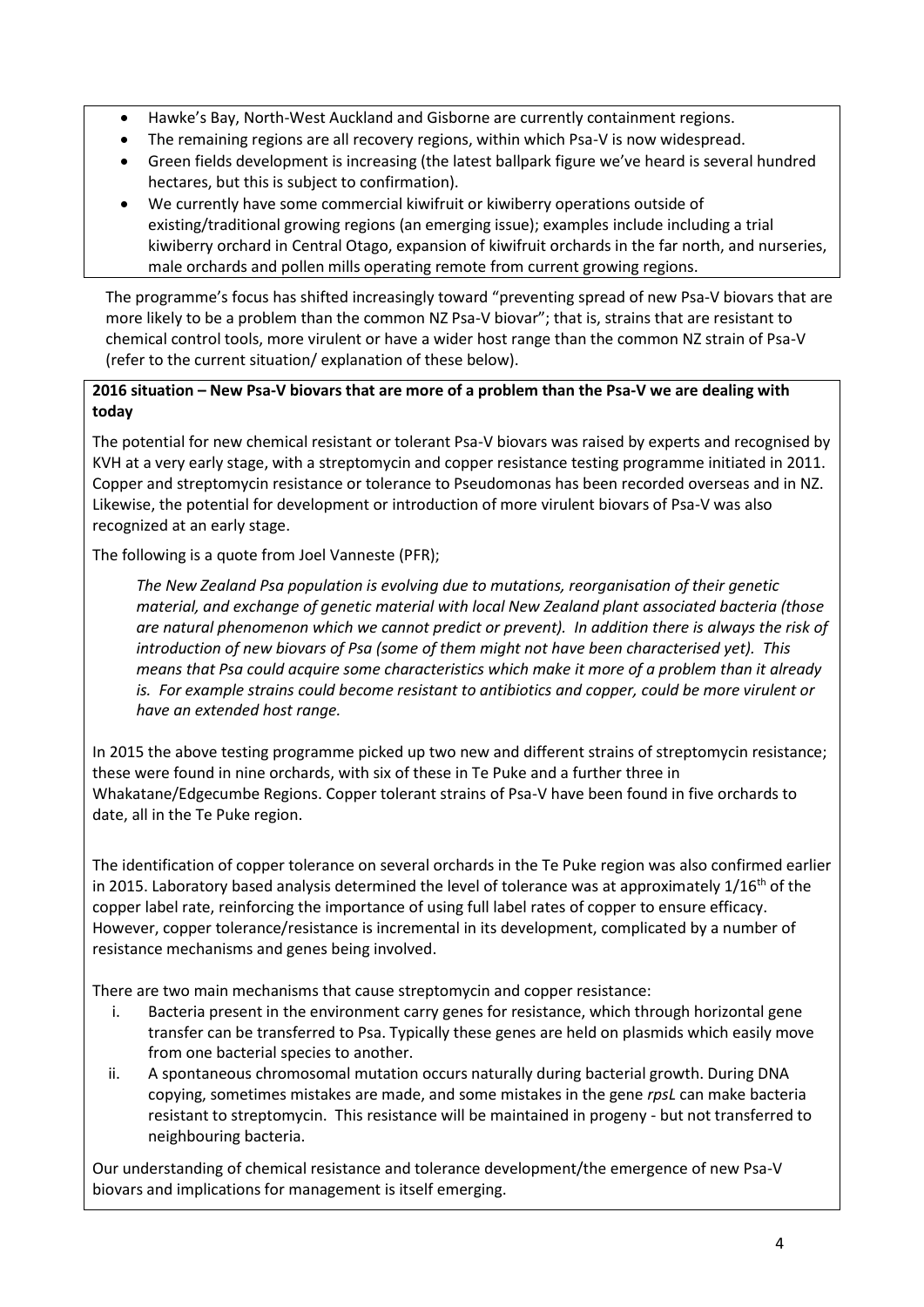- Hawke's Bay, North-West Auckland and Gisborne are currently containment regions.
- The remaining regions are all recovery regions, within which Psa-V is now widespread.
- Green fields development is increasing (the latest ballpark figure we've heard is several hundred hectares, but this is subject to confirmation).
- We currently have some commercial kiwifruit or kiwiberry operations outside of existing/traditional growing regions (an emerging issue); examples include including a trial kiwiberry orchard in Central Otago, expansion of kiwifruit orchards in the far north, and nurseries, male orchards and pollen mills operating remote from current growing regions.

The programme's focus has shifted increasingly toward "preventing spread of new Psa-V biovars that are more likely to be a problem than the common NZ Psa-V biovar"; that is, strains that are resistant to chemical control tools, more virulent or have a wider host range than the common NZ strain of Psa-V (refer to the current situation/ explanation of these below).

**2016 situation – New Psa-V biovars that are more of a problem than the Psa-V we are dealing with today**

The potential for new chemical resistant or tolerant Psa-V biovars was raised by experts and recognised by KVH at a very early stage, with a streptomycin and copper resistance testing programme initiated in 2011. Copper and streptomycin resistance or tolerance to Pseudomonas has been recorded overseas and in NZ. Likewise, the potential for development or introduction of more virulent biovars of Psa-V was also recognized at an early stage.

The following is a quote from Joel Vanneste (PFR);

> *The New Zealand Psa population is evolving due to mutations, reorganisation of their genetic material, and exchange of genetic material with local New Zealand plant associated bacteria (those are natural phenomenon which we cannot predict or prevent). In addition there is always the risk of introduction of new biovars of Psa (some of them might not have been characterised yet). This means that Psa could acquire some characteristics which make it more of a problem than it already is. For example strains could become resistant to antibiotics and copper, could be more virulent or have an extended host range.*

In 2015 the above testing programme picked up two new and different strains of streptomycin resistance; these were found in nine orchards, with six of these in Te Puke and a further three in Whakatane/Edgecumbe Regions. Copper tolerant strains of Psa-V have been found in five orchards to date, all in the Te Puke region.

The identification of copper tolerance on several orchards in the Te Puke region was also confirmed earlier in 2015. Laboratory based analysis determined the level of tolerance was at approximately 1/16th of the copper label rate, reinforcing the importance of using full label rates of copper to ensure efficacy. However, copper tolerance/resistance is incremental in its development, complicated by a number of resistance mechanisms and genes being involved.

There are two main mechanisms that cause streptomycin and copper resistance:

i. Bacteria present in the environment carry genes for resistance, which through horizontal gene transfer can be transferred to Psa. Typically these genes are held on plasmids which easily move from one bacterial species to another.
ii. A spontaneous chromosomal mutation occurs naturally during bacterial growth. During DNA copying, sometimes mistakes are made, and some mistakes in the gene *rpsL* can make bacteria resistant to streptomycin. This resistance will be maintained in progeny - but not transferred to neighbouring bacteria.

Our understanding of chemical resistance and tolerance development/the emergence of new Psa-V biovars and implications for management is itself emerging.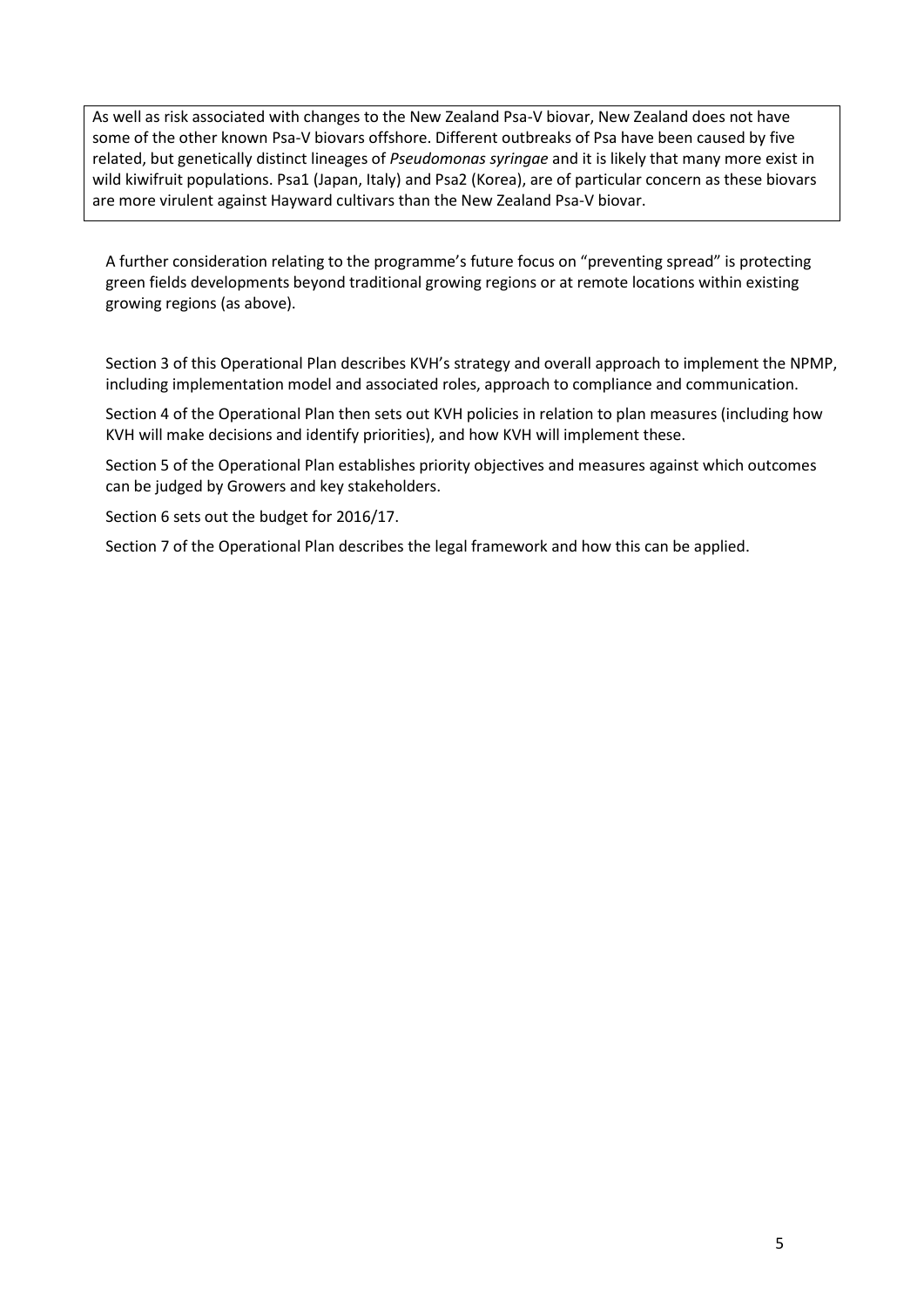As well as risk associated with changes to the New Zealand Psa-V biovar, New Zealand does not have some of the other known Psa-V biovars offshore. Different outbreaks of Psa have been caused by five related, but genetically distinct lineages of *Pseudomonas syringae* and it is likely that many more exist in wild kiwifruit populations. Psa1 (Japan, Italy) and Psa2 (Korea), are of particular concern as these biovars are more virulent against Hayward cultivars than the New Zealand Psa-V biovar.

A further consideration relating to the programme's future focus on "preventing spread" is protecting green fields developments beyond traditional growing regions or at remote locations within existing growing regions (as above).

Section 3 of this Operational Plan describes KVH's strategy and overall approach to implement the NPMP, including implementation model and associated roles, approach to compliance and communication.

Section 4 of the Operational Plan then sets out KVH policies in relation to plan measures (including how KVH will make decisions and identify priorities), and how KVH will implement these.

Section 5 of the Operational Plan establishes priority objectives and measures against which outcomes can be judged by Growers and key stakeholders.

Section 6 sets out the budget for 2016/17.

Section 7 of the Operational Plan describes the legal framework and how this can be applied.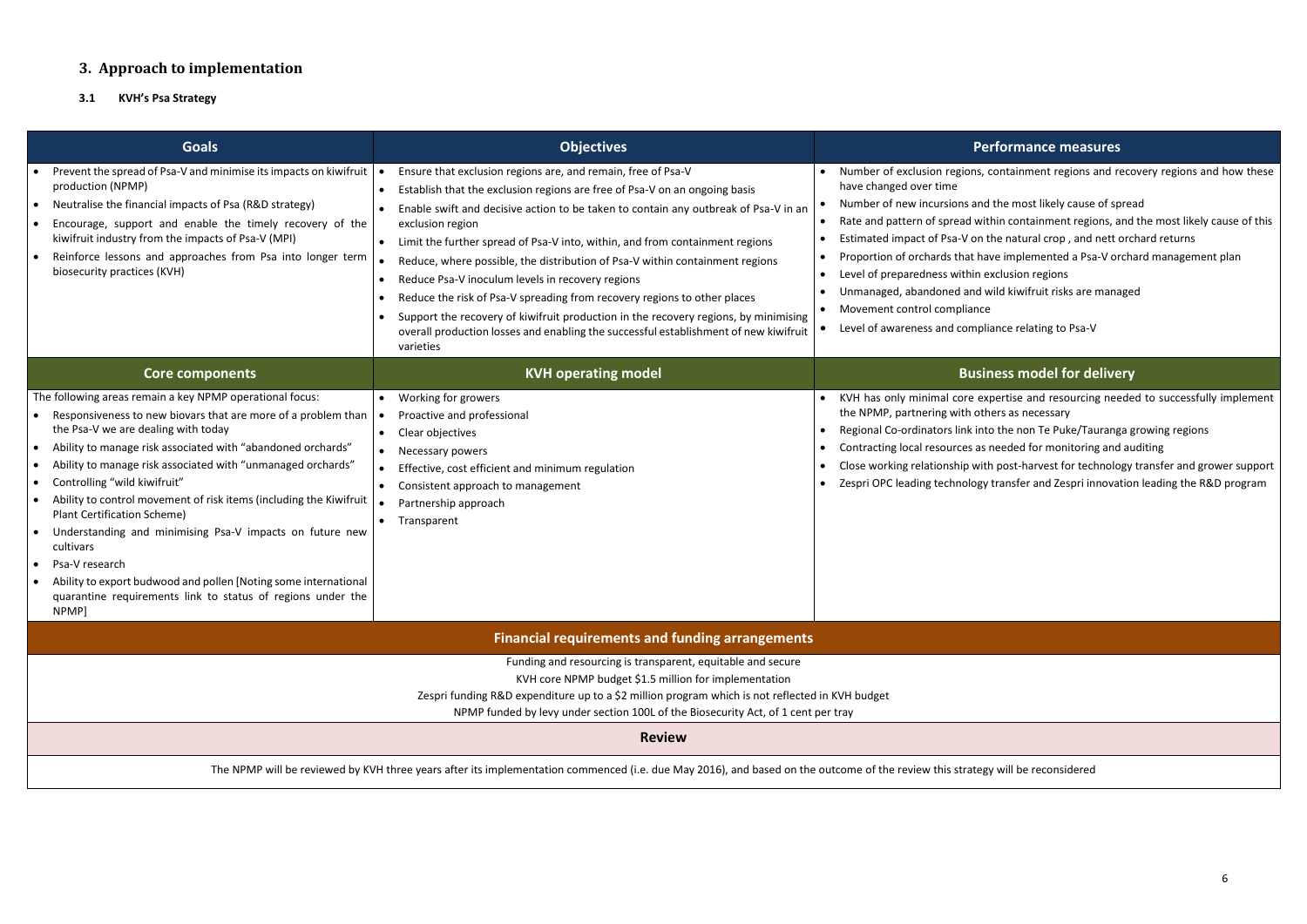## 3. Approach to implementation

### 3.1 KVH's Psa Strategy

| Goals | Objectives | Performance measures |
|---|---|---|
| • Prevent the spread of Psa-V and minimise its impacts on kiwifruit production (NPMP)<br>• Neutralise the financial impacts of Psa (R&D strategy)<br>• Encourage, support and enable the timely recovery of the kiwifruit industry from the impacts of Psa-V (MPI)<br>• Reinforce lessons and approaches from Psa into longer term biosecurity practices (KVH) | • Ensure that exclusion regions are, and remain, free of Psa-V<br>• Establish that the exclusion regions are free of Psa-V on an ongoing basis<br>• Enable swift and decisive action to be taken to contain any outbreak of Psa-V in an exclusion region<br>• Limit the further spread of Psa-V into, within, and from containment regions<br>• Reduce, where possible, the distribution of Psa-V within containment regions<br>• Reduce Psa-V inoculum levels in recovery regions<br>• Reduce the risk of Psa-V spreading from recovery regions to other places<br>• Support the recovery of kiwifruit production in the recovery regions, by minimising overall production losses and enabling the successful establishment of new kiwifruit varieties | • Number of exclusion regions, containment regions and recovery regions and how these have changed over time<br>• Number of new incursions and the most likely cause of spread<br>• Rate and pattern of spread within containment regions, and the most likely cause of this<br>• Estimated impact of Psa-V on the natural crop , and nett orchard returns<br>• Proportion of orchards that have implemented a Psa-V orchard management plan<br>• Level of preparedness within exclusion regions<br>• Unmanaged, abandoned and wild kiwifruit risks are managed<br>• Movement control compliance<br>• Level of awareness and compliance relating to Psa-V |
| **Core components** | **KVH operating model** | **Business model for delivery** |
| The following areas remain a key NPMP operational focus:<br>• Responsiveness to new biovars that are more of a problem than the Psa-V we are dealing with today<br>• Ability to manage risk associated with "abandoned orchards"<br>• Ability to manage risk associated with "unmanaged orchards"<br>• Controlling "wild kiwifruit"<br>• Ability to control movement of risk items (including the Kiwifruit Plant Certification Scheme)<br>• Understanding and minimising Psa-V impacts on future new cultivars<br>• Psa-V research<br>• Ability to export budwood and pollen [Noting some international quarantine requirements link to status of regions under the NPMP] | • Working for growers<br>• Proactive and professional<br>• Clear objectives<br>• Necessary powers<br>• Effective, cost efficient and minimum regulation<br>• Consistent approach to management<br>• Partnership approach<br>• Transparent | • KVH has only minimal core expertise and resourcing needed to successfully implement the NPMP, partnering with others as necessary<br>• Regional Co-ordinators link into the non Te Puke/Tauranga growing regions<br>• Contracting local resources as needed for monitoring and auditing<br>• Close working relationship with post-harvest for technology transfer and grower support<br>• Zespri OPC leading technology transfer and Zespri innovation leading the R&D program |

**Financial requirements and funding arrangements**

Funding and resourcing is transparent, equitable and secure

KVH core NPMP budget $1.5 million for implementation

Zespri funding R&D expenditure up to a $2 million program which is not reflected in KVH budget

NPMP funded by levy under section 100L of the Biosecurity Act, of 1 cent per tray

**Review**

The NPMP will be reviewed by KVH three years after its implementation commenced (i.e. due May 2016), and based on the outcome of the review this strategy will be reconsidered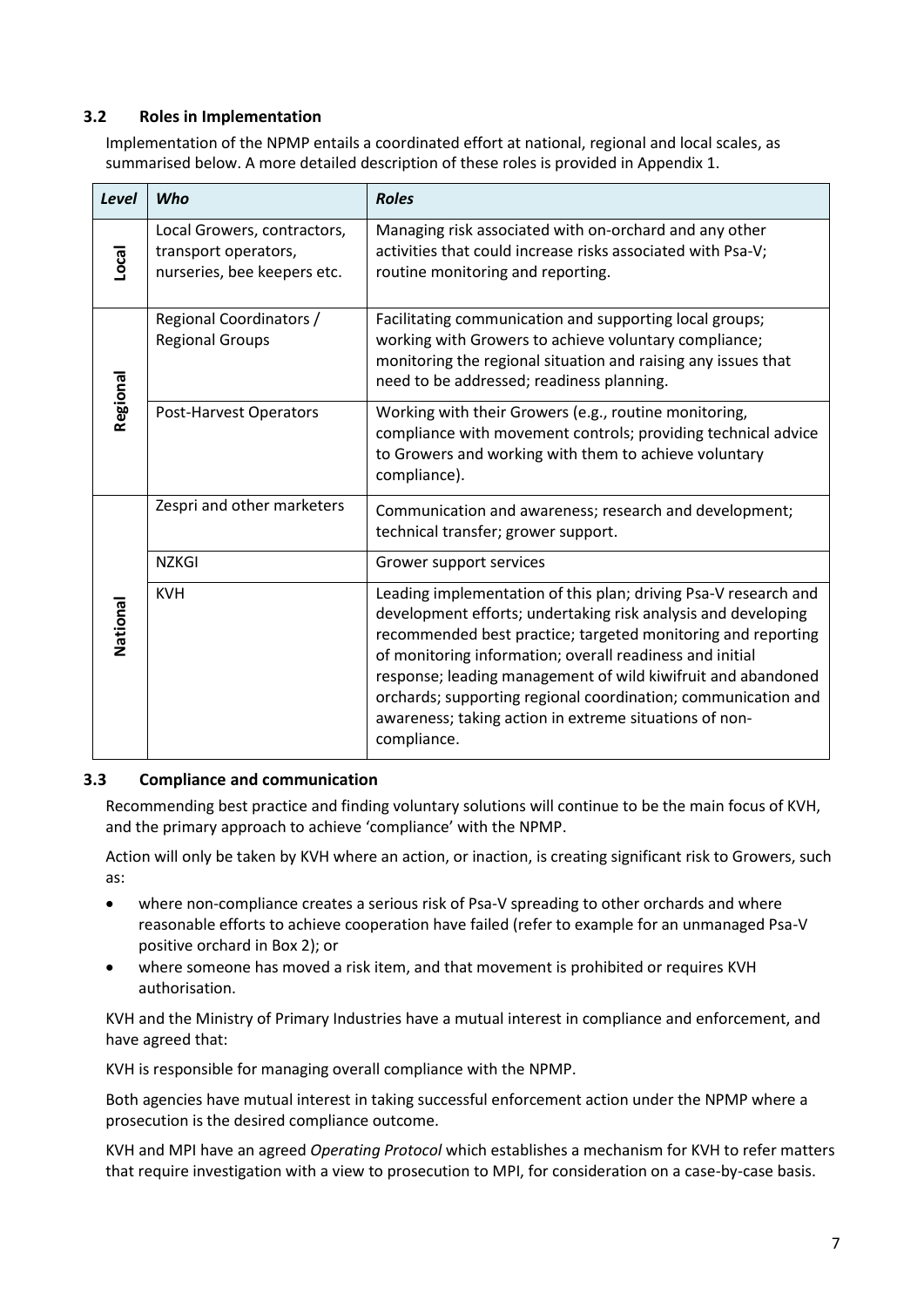### 3.2 Roles in Implementation

Implementation of the NPMP entails a coordinated effort at national, regional and local scales, as summarised below. A more detailed description of these roles is provided in Appendix 1.

| *Level* | *Who* | *Roles* |
|---|---|---|
| Local | Local Growers, contractors, transport operators, nurseries, bee keepers etc. | Managing risk associated with on-orchard and any other activities that could increase risks associated with Psa-V; routine monitoring and reporting. |
| Regional | Regional Coordinators / Regional Groups | Facilitating communication and supporting local groups; working with Growers to achieve voluntary compliance; monitoring the regional situation and raising any issues that need to be addressed; readiness planning. |
| | Post-Harvest Operators | Working with their Growers (e.g., routine monitoring, compliance with movement controls; providing technical advice to Growers and working with them to achieve voluntary compliance). |
| National | Zespri and other marketers | Communication and awareness; research and development; technical transfer; grower support. |
| | NZKGI | Grower support services |
| | KVH | Leading implementation of this plan; driving Psa-V research and development efforts; undertaking risk analysis and developing recommended best practice; targeted monitoring and reporting of monitoring information; overall readiness and initial response; leading management of wild kiwifruit and abandoned orchards; supporting regional coordination; communication and awareness; taking action in extreme situations of non-compliance. |

### 3.3 Compliance and communication

Recommending best practice and finding voluntary solutions will continue to be the main focus of KVH, and the primary approach to achieve 'compliance' with the NPMP.

Action will only be taken by KVH where an action, or inaction, is creating significant risk to Growers, such as:

- where non-compliance creates a serious risk of Psa-V spreading to other orchards and where reasonable efforts to achieve cooperation have failed (refer to example for an unmanaged Psa-V positive orchard in Box 2); or
- where someone has moved a risk item, and that movement is prohibited or requires KVH authorisation.

KVH and the Ministry of Primary Industries have a mutual interest in compliance and enforcement, and have agreed that:

KVH is responsible for managing overall compliance with the NPMP.

Both agencies have mutual interest in taking successful enforcement action under the NPMP where a prosecution is the desired compliance outcome.

KVH and MPI have an agreed *Operating Protocol* which establishes a mechanism for KVH to refer matters that require investigation with a view to prosecution to MPI, for consideration on a case-by-case basis.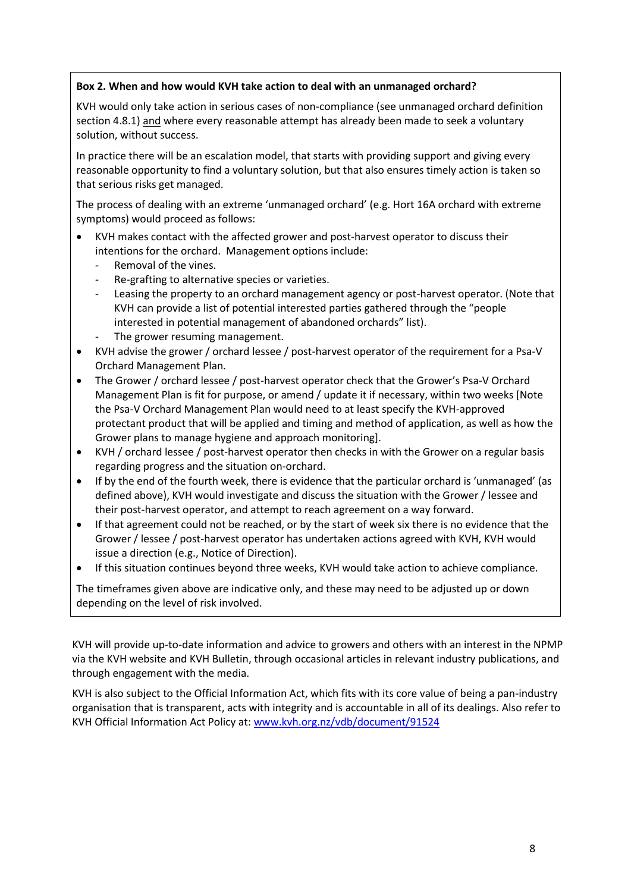**Box 2. When and how would KVH take action to deal with an unmanaged orchard?**

KVH would only take action in serious cases of non-compliance (see unmanaged orchard definition section 4.8.1) <u>and</u> where every reasonable attempt has already been made to seek a voluntary solution, without success.

In practice there will be an escalation model, that starts with providing support and giving every reasonable opportunity to find a voluntary solution, but that also ensures timely action is taken so that serious risks get managed.

The process of dealing with an extreme 'unmanaged orchard' (e.g. Hort 16A orchard with extreme symptoms) would proceed as follows:

- KVH makes contact with the affected grower and post-harvest operator to discuss their intentions for the orchard. Management options include:
  - Removal of the vines.
  - Re-grafting to alternative species or varieties.
  - Leasing the property to an orchard management agency or post-harvest operator. (Note that KVH can provide a list of potential interested parties gathered through the "people interested in potential management of abandoned orchards" list).
  - The grower resuming management.
- KVH advise the grower / orchard lessee / post-harvest operator of the requirement for a Psa-V Orchard Management Plan.
- The Grower / orchard lessee / post-harvest operator check that the Grower's Psa-V Orchard Management Plan is fit for purpose, or amend / update it if necessary, within two weeks [Note the Psa-V Orchard Management Plan would need to at least specify the KVH-approved protectant product that will be applied and timing and method of application, as well as how the Grower plans to manage hygiene and approach monitoring].
- KVH / orchard lessee / post-harvest operator then checks in with the Grower on a regular basis regarding progress and the situation on-orchard.
- If by the end of the fourth week, there is evidence that the particular orchard is 'unmanaged' (as defined above), KVH would investigate and discuss the situation with the Grower / lessee and their post-harvest operator, and attempt to reach agreement on a way forward.
- If that agreement could not be reached, or by the start of week six there is no evidence that the Grower / lessee / post-harvest operator has undertaken actions agreed with KVH, KVH would issue a direction (e.g., Notice of Direction).
- If this situation continues beyond three weeks, KVH would take action to achieve compliance.

The timeframes given above are indicative only, and these may need to be adjusted up or down depending on the level of risk involved.

KVH will provide up-to-date information and advice to growers and others with an interest in the NPMP via the KVH website and KVH Bulletin, through occasional articles in relevant industry publications, and through engagement with the media.

KVH is also subject to the Official Information Act, which fits with its core value of being a pan-industry organisation that is transparent, acts with integrity and is accountable in all of its dealings. Also refer to KVH Official Information Act Policy at: [www.kvh.org.nz/vdb/document/91524](http://www.kvh.org.nz/vdb/document/91524)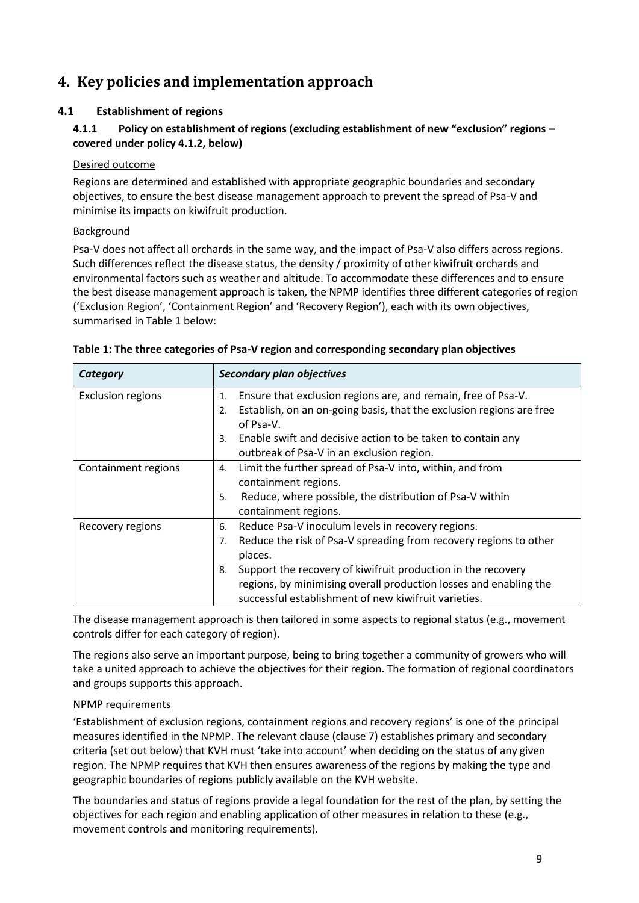# 4. Key policies and implementation approach

## 4.1 Establishment of regions

### 4.1.1 Policy on establishment of regions (excluding establishment of new "exclusion" regions – covered under policy 4.1.2, below)

Desired outcome

Regions are determined and established with appropriate geographic boundaries and secondary objectives, to ensure the best disease management approach to prevent the spread of Psa-V and minimise its impacts on kiwifruit production.

Background

Psa-V does not affect all orchards in the same way, and the impact of Psa-V also differs across regions. Such differences reflect the disease status, the density / proximity of other kiwifruit orchards and environmental factors such as weather and altitude. To accommodate these differences and to ensure the best disease management approach is taken, the NPMP identifies three different categories of region ('Exclusion Region', 'Containment Region' and 'Recovery Region'), each with its own objectives, summarised in Table 1 below:

**Table 1: The three categories of Psa-V region and corresponding secondary plan objectives**

| *Category* | *Secondary plan objectives* |
| --- | --- |
| Exclusion regions | 1. Ensure that exclusion regions are, and remain, free of Psa-V.<br>2. Establish, on an on-going basis, that the exclusion regions are free of Psa-V.<br>3. Enable swift and decisive action to be taken to contain any outbreak of Psa-V in an exclusion region. |
| Containment regions | 4. Limit the further spread of Psa-V into, within, and from containment regions.<br>5. Reduce, where possible, the distribution of Psa-V within containment regions. |
| Recovery regions | 6. Reduce Psa-V inoculum levels in recovery regions.<br>7. Reduce the risk of Psa-V spreading from recovery regions to other places.<br>8. Support the recovery of kiwifruit production in the recovery regions, by minimising overall production losses and enabling the successful establishment of new kiwifruit varieties. |

The disease management approach is then tailored in some aspects to regional status (e.g., movement controls differ for each category of region).

The regions also serve an important purpose, being to bring together a community of growers who will take a united approach to achieve the objectives for their region. The formation of regional coordinators and groups supports this approach.

NPMP requirements

'Establishment of exclusion regions, containment regions and recovery regions' is one of the principal measures identified in the NPMP. The relevant clause (clause 7) establishes primary and secondary criteria (set out below) that KVH must 'take into account' when deciding on the status of any given region. The NPMP requires that KVH then ensures awareness of the regions by making the type and geographic boundaries of regions publicly available on the KVH website.

The boundaries and status of regions provide a legal foundation for the rest of the plan, by setting the objectives for each region and enabling application of other measures in relation to these (e.g., movement controls and monitoring requirements).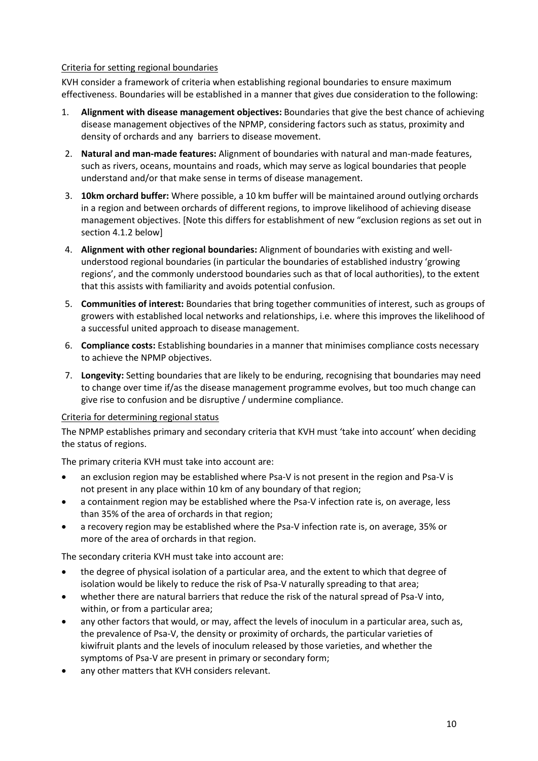Criteria for setting regional boundaries

KVH consider a framework of criteria when establishing regional boundaries to ensure maximum effectiveness. Boundaries will be established in a manner that gives due consideration to the following:

1. **Alignment with disease management objectives:** Boundaries that give the best chance of achieving disease management objectives of the NPMP, considering factors such as status, proximity and density of orchards and any barriers to disease movement.
2. **Natural and man-made features:** Alignment of boundaries with natural and man-made features, such as rivers, oceans, mountains and roads, which may serve as logical boundaries that people understand and/or that make sense in terms of disease management.
3. **10km orchard buffer:** Where possible, a 10 km buffer will be maintained around outlying orchards in a region and between orchards of different regions, to improve likelihood of achieving disease management objectives. [Note this differs for establishment of new "exclusion regions as set out in section 4.1.2 below]
4. **Alignment with other regional boundaries:** Alignment of boundaries with existing and well-understood regional boundaries (in particular the boundaries of established industry 'growing regions', and the commonly understood boundaries such as that of local authorities), to the extent that this assists with familiarity and avoids potential confusion.
5. **Communities of interest:** Boundaries that bring together communities of interest, such as groups of growers with established local networks and relationships, i.e. where this improves the likelihood of a successful united approach to disease management.
6. **Compliance costs:** Establishing boundaries in a manner that minimises compliance costs necessary to achieve the NPMP objectives.
7. **Longevity:** Setting boundaries that are likely to be enduring, recognising that boundaries may need to change over time if/as the disease management programme evolves, but too much change can give rise to confusion and be disruptive / undermine compliance.

Criteria for determining regional status

The NPMP establishes primary and secondary criteria that KVH must 'take into account' when deciding the status of regions.

The primary criteria KVH must take into account are:

- an exclusion region may be established where Psa-V is not present in the region and Psa-V is not present in any place within 10 km of any boundary of that region;
- a containment region may be established where the Psa-V infection rate is, on average, less than 35% of the area of orchards in that region;
- a recovery region may be established where the Psa-V infection rate is, on average, 35% or more of the area of orchards in that region.

The secondary criteria KVH must take into account are:

- the degree of physical isolation of a particular area, and the extent to which that degree of isolation would be likely to reduce the risk of Psa-V naturally spreading to that area;
- whether there are natural barriers that reduce the risk of the natural spread of Psa-V into, within, or from a particular area;
- any other factors that would, or may, affect the levels of inoculum in a particular area, such as, the prevalence of Psa-V, the density or proximity of orchards, the particular varieties of kiwifruit plants and the levels of inoculum released by those varieties, and whether the symptoms of Psa-V are present in primary or secondary form;
- any other matters that KVH considers relevant.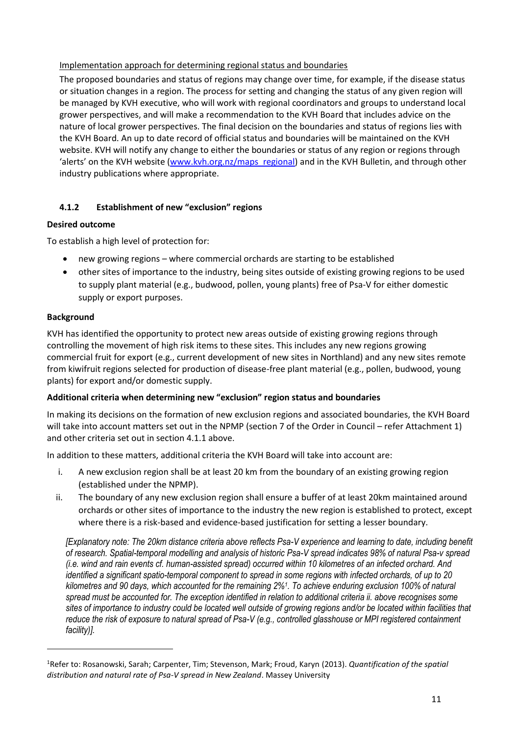Implementation approach for determining regional status and boundaries

The proposed boundaries and status of regions may change over time, for example, if the disease status or situation changes in a region. The process for setting and changing the status of any given region will be managed by KVH executive, who will work with regional coordinators and groups to understand local grower perspectives, and will make a recommendation to the KVH Board that includes advice on the nature of local grower perspectives. The final decision on the boundaries and status of regions lies with the KVH Board. An up to date record of official status and boundaries will be maintained on the KVH website. KVH will notify any change to either the boundaries or status of any region or regions through 'alerts' on the KVH website (www.kvh.org.nz/maps_regional) and in the KVH Bulletin, and through other industry publications where appropriate.

### 4.1.2 Establishment of new "exclusion" regions

**Desired outcome**

To establish a high level of protection for:

- new growing regions – where commercial orchards are starting to be established
- other sites of importance to the industry, being sites outside of existing growing regions to be used to supply plant material (e.g., budwood, pollen, young plants) free of Psa-V for either domestic supply or export purposes.

**Background**

KVH has identified the opportunity to protect new areas outside of existing growing regions through controlling the movement of high risk items to these sites. This includes any new regions growing commercial fruit for export (e.g., current development of new sites in Northland) and any new sites remote from kiwifruit regions selected for production of disease-free plant material (e.g., pollen, budwood, young plants) for export and/or domestic supply.

**Additional criteria when determining new "exclusion" region status and boundaries**

In making its decisions on the formation of new exclusion regions and associated boundaries, the KVH Board will take into account matters set out in the NPMP (section 7 of the Order in Council – refer Attachment 1) and other criteria set out in section 4.1.1 above.

In addition to these matters, additional criteria the KVH Board will take into account are:

i. A new exclusion region shall be at least 20 km from the boundary of an existing growing region (established under the NPMP).

ii. The boundary of any new exclusion region shall ensure a buffer of at least 20km maintained around orchards or other sites of importance to the industry the new region is established to protect, except where there is a risk-based and evidence-based justification for setting a lesser boundary.

*[Explanatory note: The 20km distance criteria above reflects Psa-V experience and learning to date, including benefit of research. Spatial-temporal modelling and analysis of historic Psa-V spread indicates 98% of natural Psa-v spread (i.e. wind and rain events cf. human-assisted spread) occurred within 10 kilometres of an infected orchard. And identified a significant spatio-temporal component to spread in some regions with infected orchards, of up to 20 kilometres and 90 days, which accounted for the remaining 2%[1]. To achieve enduring exclusion 100% of natural spread must be accounted for. The exception identified in relation to additional criteria ii. above recognises some sites of importance to industry could be located well outside of growing regions and/or be located within facilities that reduce the risk of exposure to natural spread of Psa-V (e.g., controlled glasshouse or MPI registered containment facility)].*

[1] Refer to: Rosanowski, Sarah; Carpenter, Tim; Stevenson, Mark; Froud, Karyn (2013). *Quantification of the spatial distribution and natural rate of Psa-V spread in New Zealand*. Massey University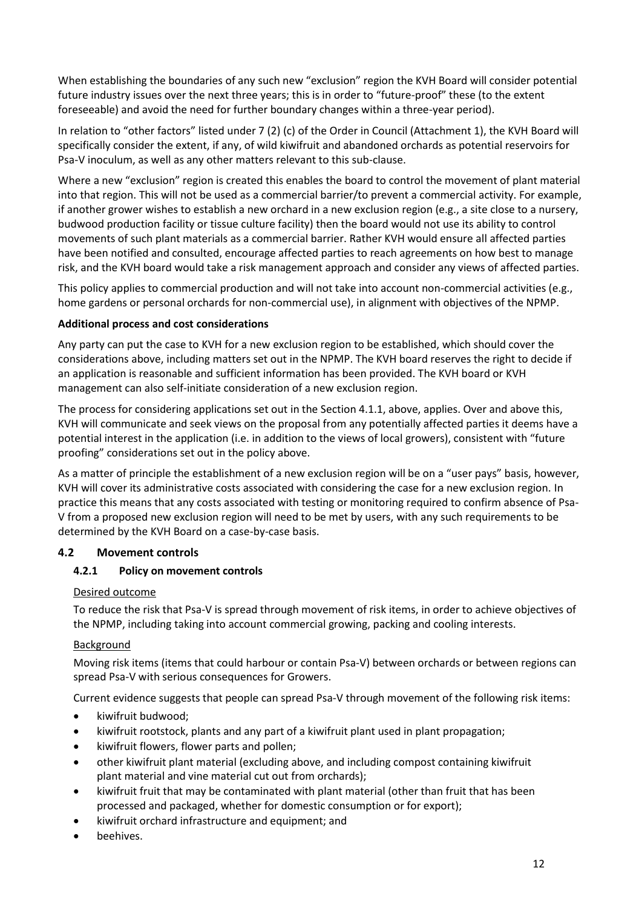When establishing the boundaries of any such new "exclusion" region the KVH Board will consider potential future industry issues over the next three years; this is in order to "future-proof" these (to the extent foreseeable) and avoid the need for further boundary changes within a three-year period).

In relation to "other factors" listed under 7 (2) (c) of the Order in Council (Attachment 1), the KVH Board will specifically consider the extent, if any, of wild kiwifruit and abandoned orchards as potential reservoirs for Psa-V inoculum, as well as any other matters relevant to this sub-clause.

Where a new "exclusion" region is created this enables the board to control the movement of plant material into that region. This will not be used as a commercial barrier/to prevent a commercial activity. For example, if another grower wishes to establish a new orchard in a new exclusion region (e.g., a site close to a nursery, budwood production facility or tissue culture facility) then the board would not use its ability to control movements of such plant materials as a commercial barrier. Rather KVH would ensure all affected parties have been notified and consulted, encourage affected parties to reach agreements on how best to manage risk, and the KVH board would take a risk management approach and consider any views of affected parties.

This policy applies to commercial production and will not take into account non-commercial activities (e.g., home gardens or personal orchards for non-commercial use), in alignment with objectives of the NPMP.

**Additional process and cost considerations**

Any party can put the case to KVH for a new exclusion region to be established, which should cover the considerations above, including matters set out in the NPMP. The KVH board reserves the right to decide if an application is reasonable and sufficient information has been provided. The KVH board or KVH management can also self-initiate consideration of a new exclusion region.

The process for considering applications set out in the Section 4.1.1, above, applies. Over and above this, KVH will communicate and seek views on the proposal from any potentially affected parties it deems have a potential interest in the application (i.e. in addition to the views of local growers), consistent with "future proofing" considerations set out in the policy above.

As a matter of principle the establishment of a new exclusion region will be on a "user pays" basis, however, KVH will cover its administrative costs associated with considering the case for a new exclusion region. In practice this means that any costs associated with testing or monitoring required to confirm absence of Psa-V from a proposed new exclusion region will need to be met by users, with any such requirements to be determined by the KVH Board on a case-by-case basis.

## 4.2 Movement controls

### 4.2.1 Policy on movement controls

Desired outcome

To reduce the risk that Psa-V is spread through movement of risk items, in order to achieve objectives of the NPMP, including taking into account commercial growing, packing and cooling interests.

Background

Moving risk items (items that could harbour or contain Psa-V) between orchards or between regions can spread Psa-V with serious consequences for Growers.

Current evidence suggests that people can spread Psa-V through movement of the following risk items:

- kiwifruit budwood;
- kiwifruit rootstock, plants and any part of a kiwifruit plant used in plant propagation;
- kiwifruit flowers, flower parts and pollen;
- other kiwifruit plant material (excluding above, and including compost containing kiwifruit plant material and vine material cut out from orchards);
- kiwifruit fruit that may be contaminated with plant material (other than fruit that has been processed and packaged, whether for domestic consumption or for export);
- kiwifruit orchard infrastructure and equipment; and
- beehives.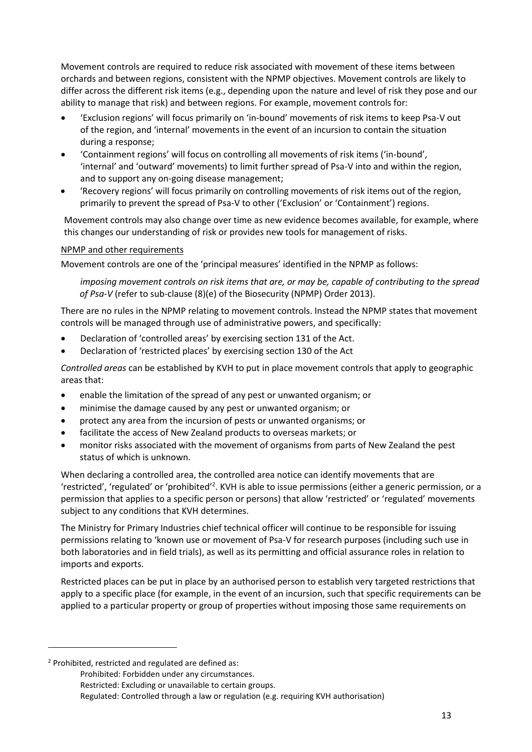Movement controls are required to reduce risk associated with movement of these items between orchards and between regions, consistent with the NPMP objectives. Movement controls are likely to differ across the different risk items (e.g., depending upon the nature and level of risk they pose and our ability to manage that risk) and between regions. For example, movement controls for:

- 'Exclusion regions' will focus primarily on 'in-bound' movements of risk items to keep Psa-V out of the region, and 'internal' movements in the event of an incursion to contain the situation during a response;
- 'Containment regions' will focus on controlling all movements of risk items ('in-bound', 'internal' and 'outward' movements) to limit further spread of Psa-V into and within the region, and to support any on-going disease management;
- 'Recovery regions' will focus primarily on controlling movements of risk items out of the region, primarily to prevent the spread of Psa-V to other ('Exclusion' or 'Containment') regions.

Movement controls may also change over time as new evidence becomes available, for example, where this changes our understanding of risk or provides new tools for management of risks.

<u>NPMP and other requirements</u>

Movement controls are one of the 'principal measures' identified in the NPMP as follows:

> *imposing movement controls on risk items that are, or may be, capable of contributing to the spread of Psa-V* (refer to sub-clause (8)(e) of the Biosecurity (NPMP) Order 2013).

There are no rules in the NPMP relating to movement controls. Instead the NPMP states that movement controls will be managed through use of administrative powers, and specifically:

- Declaration of 'controlled areas' by exercising section 131 of the Act.
- Declaration of 'restricted places' by exercising section 130 of the Act

*Controlled areas* can be established by KVH to put in place movement controls that apply to geographic areas that:

- enable the limitation of the spread of any pest or unwanted organism; or
- minimise the damage caused by any pest or unwanted organism; or
- protect any area from the incursion of pests or unwanted organisms; or
- facilitate the access of New Zealand products to overseas markets; or
- monitor risks associated with the movement of organisms from parts of New Zealand the pest status of which is unknown.

When declaring a controlled area, the controlled area notice can identify movements that are 'restricted', 'regulated' or 'prohibited'[2]. KVH is able to issue permissions (either a generic permission, or a permission that applies to a specific person or persons) that allow 'restricted' or 'regulated' movements subject to any conditions that KVH determines.

The Ministry for Primary Industries chief technical officer will continue to be responsible for issuing permissions relating to 'known use or movement of Psa-V for research purposes (including such use in both laboratories and in field trials), as well as its permitting and official assurance roles in relation to imports and exports.

Restricted places can be put in place by an authorised person to establish very targeted restrictions that apply to a specific place (for example, in the event of an incursion, such that specific requirements can be applied to a particular property or group of properties without imposing those same requirements on

---

[2] Prohibited, restricted and regulated are defined as:

Prohibited: Forbidden under any circumstances.

Restricted: Excluding or unavailable to certain groups.

Regulated: Controlled through a law or regulation (e.g. requiring KVH authorisation)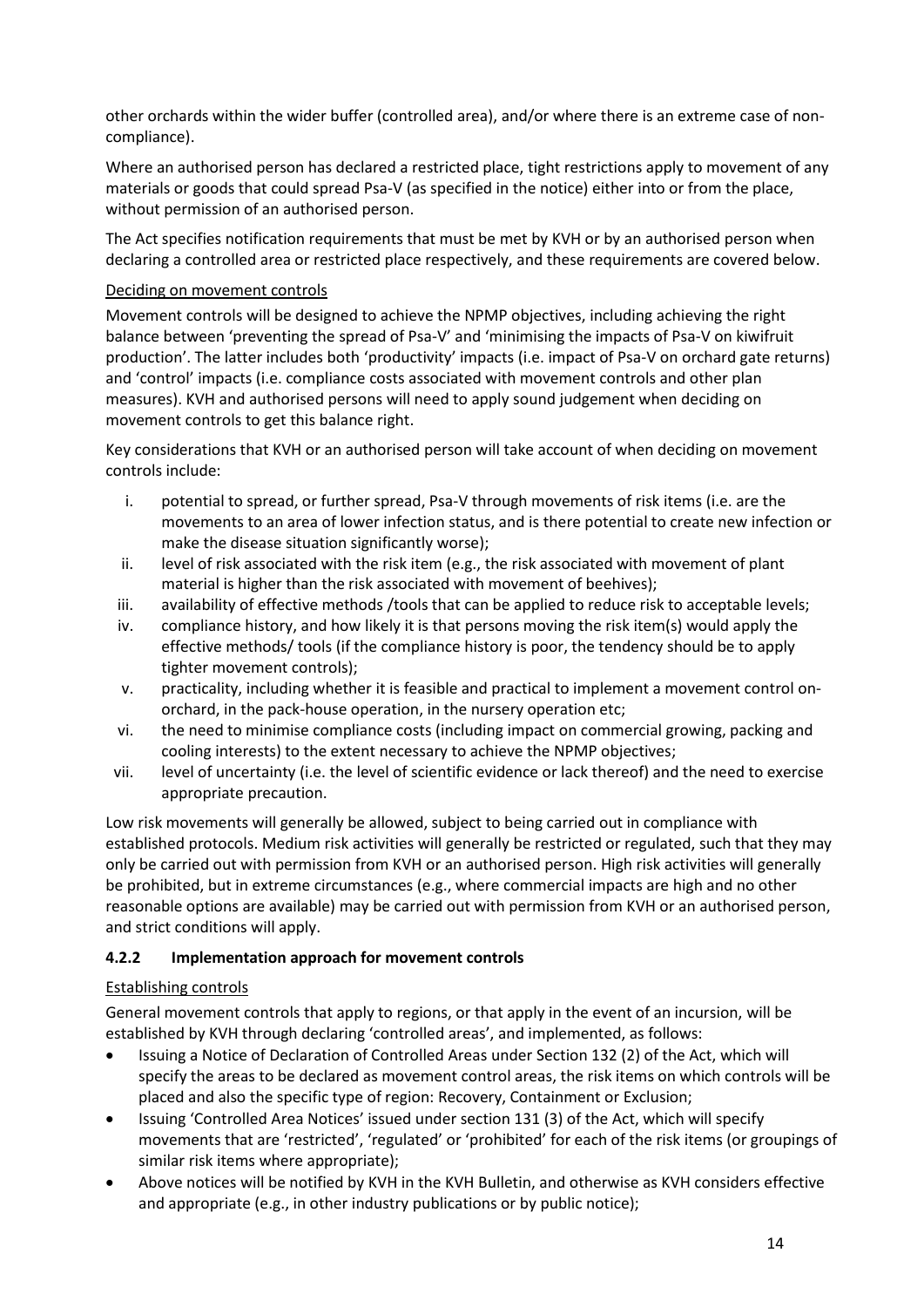other orchards within the wider buffer (controlled area), and/or where there is an extreme case of non-compliance).

Where an authorised person has declared a restricted place, tight restrictions apply to movement of any materials or goods that could spread Psa-V (as specified in the notice) either into or from the place, without permission of an authorised person.

The Act specifies notification requirements that must be met by KVH or by an authorised person when declaring a controlled area or restricted place respectively, and these requirements are covered below.

Deciding on movement controls

Movement controls will be designed to achieve the NPMP objectives, including achieving the right balance between 'preventing the spread of Psa-V' and 'minimising the impacts of Psa-V on kiwifruit production'. The latter includes both 'productivity' impacts (i.e. impact of Psa-V on orchard gate returns) and 'control' impacts (i.e. compliance costs associated with movement controls and other plan measures). KVH and authorised persons will need to apply sound judgement when deciding on movement controls to get this balance right.

Key considerations that KVH or an authorised person will take account of when deciding on movement controls include:

i. potential to spread, or further spread, Psa-V through movements of risk items (i.e. are the movements to an area of lower infection status, and is there potential to create new infection or make the disease situation significantly worse);
ii. level of risk associated with the risk item (e.g., the risk associated with movement of plant material is higher than the risk associated with movement of beehives);
iii. availability of effective methods /tools that can be applied to reduce risk to acceptable levels;
iv. compliance history, and how likely it is that persons moving the risk item(s) would apply the effective methods/ tools (if the compliance history is poor, the tendency should be to apply tighter movement controls);
v. practicality, including whether it is feasible and practical to implement a movement control on-orchard, in the pack-house operation, in the nursery operation etc;
vi. the need to minimise compliance costs (including impact on commercial growing, packing and cooling interests) to the extent necessary to achieve the NPMP objectives;
vii. level of uncertainty (i.e. the level of scientific evidence or lack thereof) and the need to exercise appropriate precaution.

Low risk movements will generally be allowed, subject to being carried out in compliance with established protocols. Medium risk activities will generally be restricted or regulated, such that they may only be carried out with permission from KVH or an authorised person. High risk activities will generally be prohibited, but in extreme circumstances (e.g., where commercial impacts are high and no other reasonable options are available) may be carried out with permission from KVH or an authorised person, and strict conditions will apply.

### 4.2.2 Implementation approach for movement controls

Establishing controls

General movement controls that apply to regions, or that apply in the event of an incursion, will be established by KVH through declaring 'controlled areas', and implemented, as follows:

- Issuing a Notice of Declaration of Controlled Areas under Section 132 (2) of the Act, which will specify the areas to be declared as movement control areas, the risk items on which controls will be placed and also the specific type of region: Recovery, Containment or Exclusion;
- Issuing 'Controlled Area Notices' issued under section 131 (3) of the Act, which will specify movements that are 'restricted', 'regulated' or 'prohibited' for each of the risk items (or groupings of similar risk items where appropriate);
- Above notices will be notified by KVH in the KVH Bulletin, and otherwise as KVH considers effective and appropriate (e.g., in other industry publications or by public notice);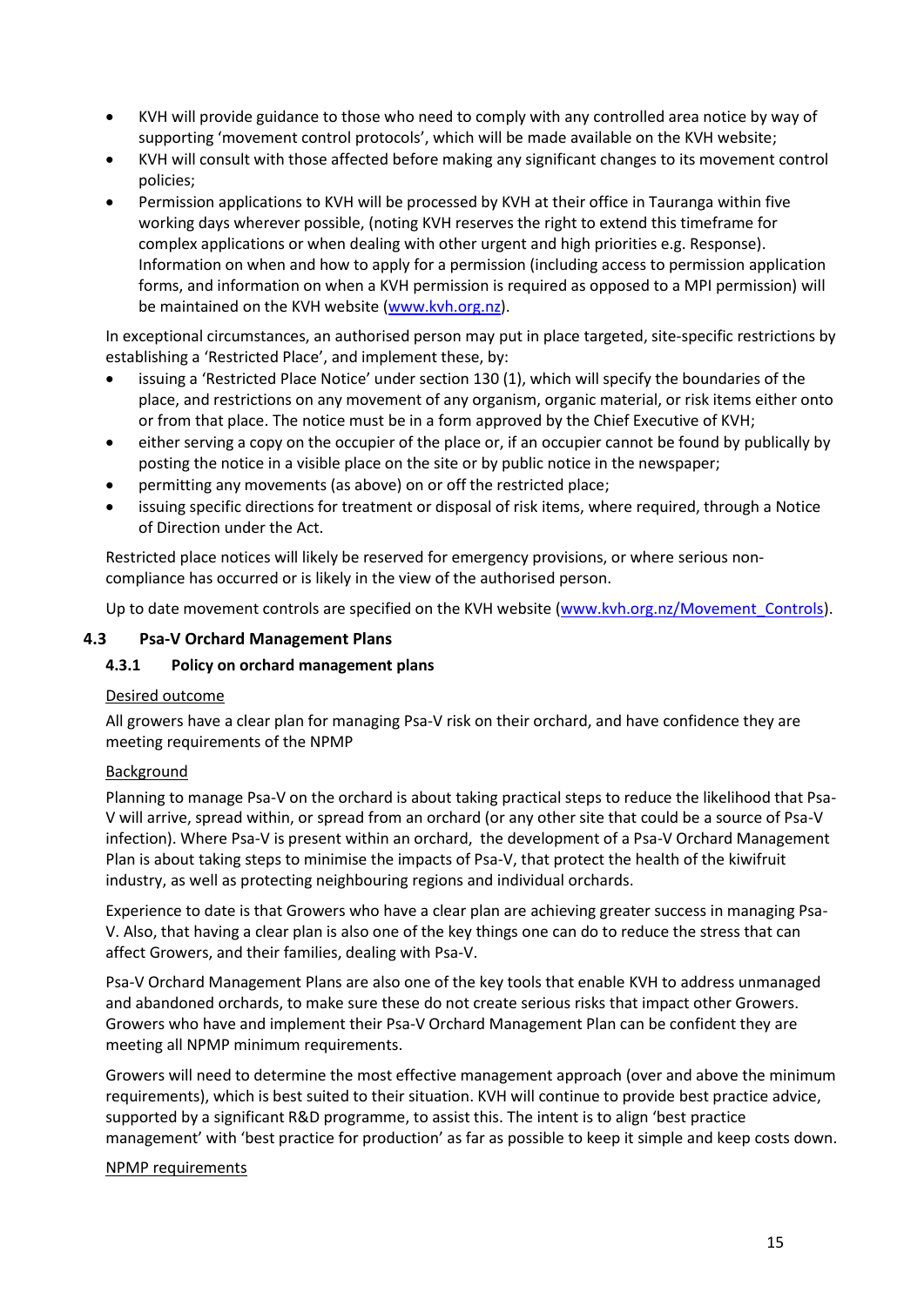- KVH will provide guidance to those who need to comply with any controlled area notice by way of supporting 'movement control protocols', which will be made available on the KVH website;
- KVH will consult with those affected before making any significant changes to its movement control policies;
- Permission applications to KVH will be processed by KVH at their office in Tauranga within five working days wherever possible, (noting KVH reserves the right to extend this timeframe for complex applications or when dealing with other urgent and high priorities e.g. Response). Information on when and how to apply for a permission (including access to permission application forms, and information on when a KVH permission is required as opposed to a MPI permission) will be maintained on the KVH website ([www.kvh.org.nz](www.kvh.org.nz)).

In exceptional circumstances, an authorised person may put in place targeted, site-specific restrictions by establishing a 'Restricted Place', and implement these, by:

- issuing a 'Restricted Place Notice' under section 130 (1), which will specify the boundaries of the place, and restrictions on any movement of any organism, organic material, or risk items either onto or from that place. The notice must be in a form approved by the Chief Executive of KVH;
- either serving a copy on the occupier of the place or, if an occupier cannot be found by publically by posting the notice in a visible place on the site or by public notice in the newspaper;
- permitting any movements (as above) on or off the restricted place;
- issuing specific directions for treatment or disposal of risk items, where required, through a Notice of Direction under the Act.

Restricted place notices will likely be reserved for emergency provisions, or where serious non-compliance has occurred or is likely in the view of the authorised person.

Up to date movement controls are specified on the KVH website ([www.kvh.org.nz/Movement_Controls](www.kvh.org.nz/Movement_Controls)).

## 4.3 Psa-V Orchard Management Plans

### 4.3.1 Policy on orchard management plans

Desired outcome

All growers have a clear plan for managing Psa-V risk on their orchard, and have confidence they are meeting requirements of the NPMP

Background

Planning to manage Psa-V on the orchard is about taking practical steps to reduce the likelihood that Psa-V will arrive, spread within, or spread from an orchard (or any other site that could be a source of Psa-V infection). Where Psa-V is present within an orchard, the development of a Psa-V Orchard Management Plan is about taking steps to minimise the impacts of Psa-V, that protect the health of the kiwifruit industry, as well as protecting neighbouring regions and individual orchards.

Experience to date is that Growers who have a clear plan are achieving greater success in managing Psa-V. Also, that having a clear plan is also one of the key things one can do to reduce the stress that can affect Growers, and their families, dealing with Psa-V.

Psa-V Orchard Management Plans are also one of the key tools that enable KVH to address unmanaged and abandoned orchards, to make sure these do not create serious risks that impact other Growers. Growers who have and implement their Psa-V Orchard Management Plan can be confident they are meeting all NPMP minimum requirements.

Growers will need to determine the most effective management approach (over and above the minimum requirements), which is best suited to their situation. KVH will continue to provide best practice advice, supported by a significant R&D programme, to assist this. The intent is to align 'best practice management' with 'best practice for production' as far as possible to keep it simple and keep costs down.

NPMP requirements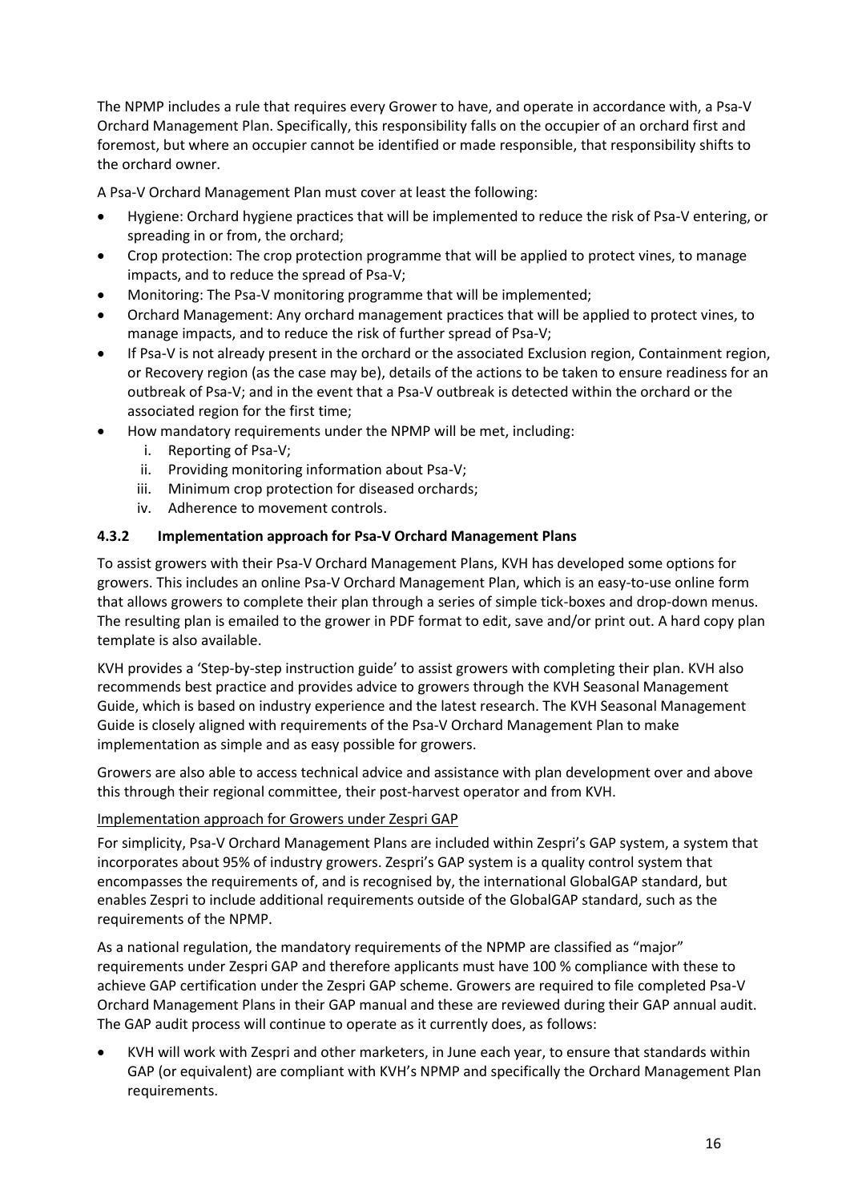The NPMP includes a rule that requires every Grower to have, and operate in accordance with, a Psa-V Orchard Management Plan. Specifically, this responsibility falls on the occupier of an orchard first and foremost, but where an occupier cannot be identified or made responsible, that responsibility shifts to the orchard owner.

A Psa-V Orchard Management Plan must cover at least the following:

- Hygiene: Orchard hygiene practices that will be implemented to reduce the risk of Psa-V entering, or spreading in or from, the orchard;
- Crop protection: The crop protection programme that will be applied to protect vines, to manage impacts, and to reduce the spread of Psa-V;
- Monitoring: The Psa-V monitoring programme that will be implemented;
- Orchard Management: Any orchard management practices that will be applied to protect vines, to manage impacts, and to reduce the risk of further spread of Psa-V;
- If Psa-V is not already present in the orchard or the associated Exclusion region, Containment region, or Recovery region (as the case may be), details of the actions to be taken to ensure readiness for an outbreak of Psa-V; and in the event that a Psa-V outbreak is detected within the orchard or the associated region for the first time;
- How mandatory requirements under the NPMP will be met, including:
    i. Reporting of Psa-V;
    ii. Providing monitoring information about Psa-V;
    iii. Minimum crop protection for diseased orchards;
    iv. Adherence to movement controls.

### 4.3.2 Implementation approach for Psa-V Orchard Management Plans

To assist growers with their Psa-V Orchard Management Plans, KVH has developed some options for growers. This includes an online Psa-V Orchard Management Plan, which is an easy-to-use online form that allows growers to complete their plan through a series of simple tick-boxes and drop-down menus. The resulting plan is emailed to the grower in PDF format to edit, save and/or print out. A hard copy plan template is also available.

KVH provides a 'Step-by-step instruction guide' to assist growers with completing their plan. KVH also recommends best practice and provides advice to growers through the KVH Seasonal Management Guide, which is based on industry experience and the latest research. The KVH Seasonal Management Guide is closely aligned with requirements of the Psa-V Orchard Management Plan to make implementation as simple and as easy possible for growers.

Growers are also able to access technical advice and assistance with plan development over and above this through their regional committee, their post-harvest operator and from KVH.

<u>Implementation approach for Growers under Zespri GAP</u>

For simplicity, Psa-V Orchard Management Plans are included within Zespri's GAP system, a system that incorporates about 95% of industry growers. Zespri's GAP system is a quality control system that encompasses the requirements of, and is recognised by, the international GlobalGAP standard, but enables Zespri to include additional requirements outside of the GlobalGAP standard, such as the requirements of the NPMP.

As a national regulation, the mandatory requirements of the NPMP are classified as "major" requirements under Zespri GAP and therefore applicants must have 100 % compliance with these to achieve GAP certification under the Zespri GAP scheme. Growers are required to file completed Psa-V Orchard Management Plans in their GAP manual and these are reviewed during their GAP annual audit. The GAP audit process will continue to operate as it currently does, as follows:

- KVH will work with Zespri and other marketers, in June each year, to ensure that standards within GAP (or equivalent) are compliant with KVH's NPMP and specifically the Orchard Management Plan requirements.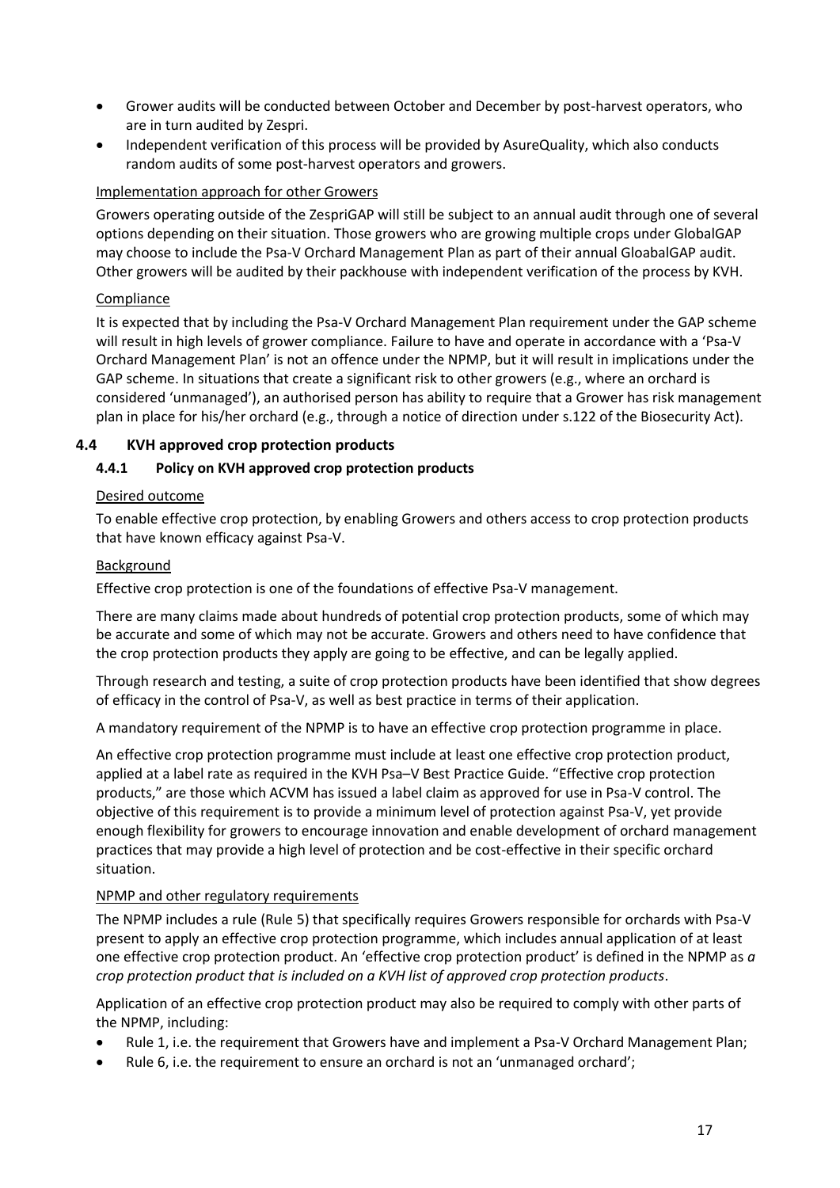- Grower audits will be conducted between October and December by post-harvest operators, who are in turn audited by Zespri.
- Independent verification of this process will be provided by AsureQuality, which also conducts random audits of some post-harvest operators and growers.

Implementation approach for other Growers

Growers operating outside of the ZespriGAP will still be subject to an annual audit through one of several options depending on their situation. Those growers who are growing multiple crops under GlobalGAP may choose to include the Psa-V Orchard Management Plan as part of their annual GloabalGAP audit. Other growers will be audited by their packhouse with independent verification of the process by KVH.

Compliance

It is expected that by including the Psa-V Orchard Management Plan requirement under the GAP scheme will result in high levels of grower compliance. Failure to have and operate in accordance with a 'Psa-V Orchard Management Plan' is not an offence under the NPMP, but it will result in implications under the GAP scheme. In situations that create a significant risk to other growers (e.g., where an orchard is considered 'unmanaged'), an authorised person has ability to require that a Grower has risk management plan in place for his/her orchard (e.g., through a notice of direction under s.122 of the Biosecurity Act).

## 4.4 KVH approved crop protection products

### 4.4.1 Policy on KVH approved crop protection products

Desired outcome

To enable effective crop protection, by enabling Growers and others access to crop protection products that have known efficacy against Psa-V.

Background

Effective crop protection is one of the foundations of effective Psa-V management.

There are many claims made about hundreds of potential crop protection products, some of which may be accurate and some of which may not be accurate. Growers and others need to have confidence that the crop protection products they apply are going to be effective, and can be legally applied.

Through research and testing, a suite of crop protection products have been identified that show degrees of efficacy in the control of Psa-V, as well as best practice in terms of their application.

A mandatory requirement of the NPMP is to have an effective crop protection programme in place.

An effective crop protection programme must include at least one effective crop protection product, applied at a label rate as required in the KVH Psa–V Best Practice Guide. "Effective crop protection products," are those which ACVM has issued a label claim as approved for use in Psa-V control. The objective of this requirement is to provide a minimum level of protection against Psa-V, yet provide enough flexibility for growers to encourage innovation and enable development of orchard management practices that may provide a high level of protection and be cost-effective in their specific orchard situation.

NPMP and other regulatory requirements

The NPMP includes a rule (Rule 5) that specifically requires Growers responsible for orchards with Psa-V present to apply an effective crop protection programme, which includes annual application of at least one effective crop protection product. An 'effective crop protection product' is defined in the NPMP as *a crop protection product that is included on a KVH list of approved crop protection products*.

Application of an effective crop protection product may also be required to comply with other parts of the NPMP, including:

- Rule 1, i.e. the requirement that Growers have and implement a Psa-V Orchard Management Plan;
- Rule 6, i.e. the requirement to ensure an orchard is not an 'unmanaged orchard';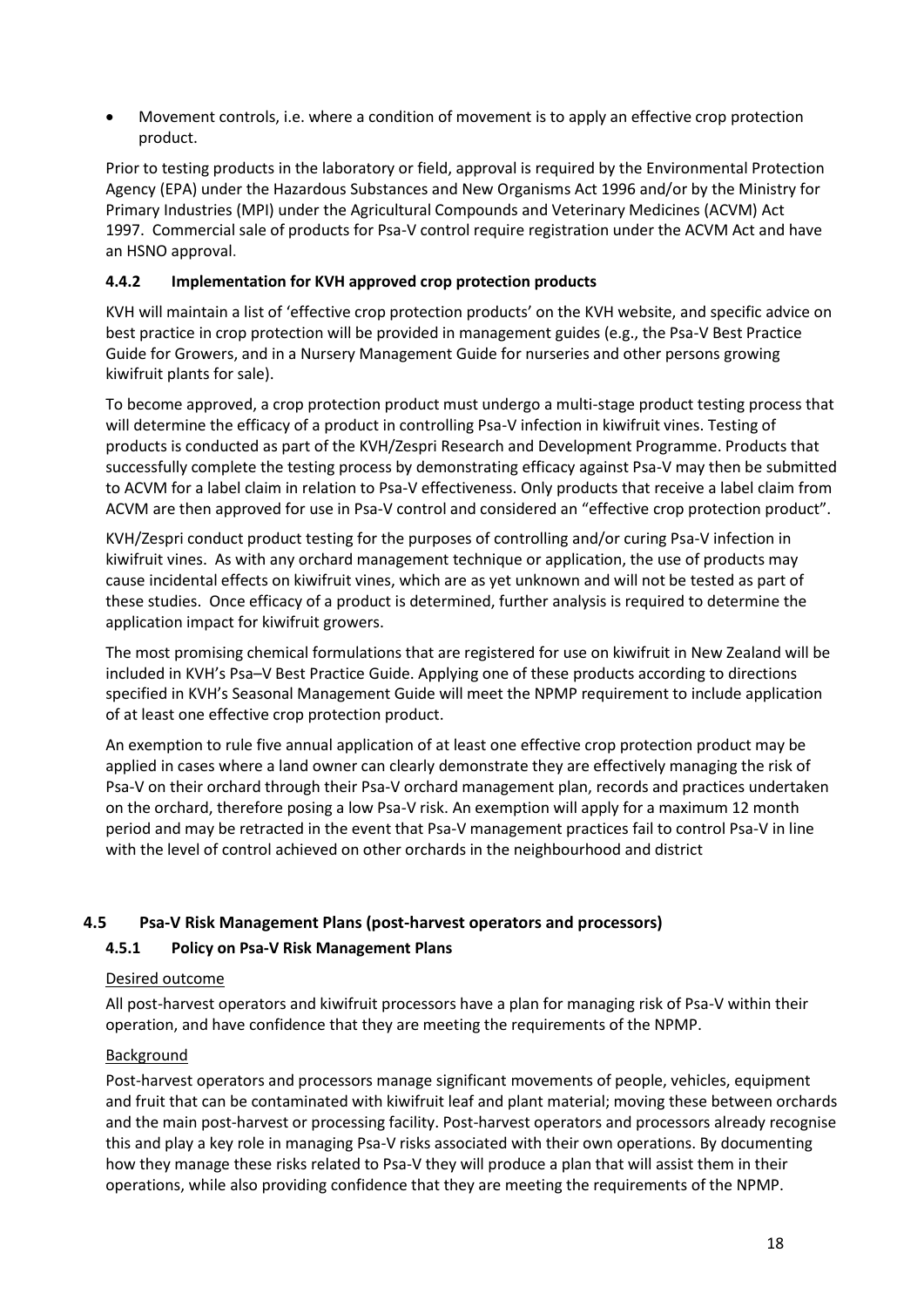- Movement controls, i.e. where a condition of movement is to apply an effective crop protection product.

Prior to testing products in the laboratory or field, approval is required by the Environmental Protection Agency (EPA) under the Hazardous Substances and New Organisms Act 1996 and/or by the Ministry for Primary Industries (MPI) under the Agricultural Compounds and Veterinary Medicines (ACVM) Act 1997. Commercial sale of products for Psa-V control require registration under the ACVM Act and have an HSNO approval.

### 4.4.2 Implementation for KVH approved crop protection products

KVH will maintain a list of 'effective crop protection products' on the KVH website, and specific advice on best practice in crop protection will be provided in management guides (e.g., the Psa-V Best Practice Guide for Growers, and in a Nursery Management Guide for nurseries and other persons growing kiwifruit plants for sale).

To become approved, a crop protection product must undergo a multi-stage product testing process that will determine the efficacy of a product in controlling Psa-V infection in kiwifruit vines. Testing of products is conducted as part of the KVH/Zespri Research and Development Programme. Products that successfully complete the testing process by demonstrating efficacy against Psa-V may then be submitted to ACVM for a label claim in relation to Psa-V effectiveness. Only products that receive a label claim from ACVM are then approved for use in Psa-V control and considered an "effective crop protection product".

KVH/Zespri conduct product testing for the purposes of controlling and/or curing Psa-V infection in kiwifruit vines. As with any orchard management technique or application, the use of products may cause incidental effects on kiwifruit vines, which are as yet unknown and will not be tested as part of these studies. Once efficacy of a product is determined, further analysis is required to determine the application impact for kiwifruit growers.

The most promising chemical formulations that are registered for use on kiwifruit in New Zealand will be included in KVH's Psa–V Best Practice Guide. Applying one of these products according to directions specified in KVH's Seasonal Management Guide will meet the NPMP requirement to include application of at least one effective crop protection product.

An exemption to rule five annual application of at least one effective crop protection product may be applied in cases where a land owner can clearly demonstrate they are effectively managing the risk of Psa-V on their orchard through their Psa-V orchard management plan, records and practices undertaken on the orchard, therefore posing a low Psa-V risk. An exemption will apply for a maximum 12 month period and may be retracted in the event that Psa-V management practices fail to control Psa-V in line with the level of control achieved on other orchards in the neighbourhood and district

## 4.5 Psa-V Risk Management Plans (post-harvest operators and processors)

### 4.5.1 Policy on Psa-V Risk Management Plans

Desired outcome

All post-harvest operators and kiwifruit processors have a plan for managing risk of Psa-V within their operation, and have confidence that they are meeting the requirements of the NPMP.

Background

Post-harvest operators and processors manage significant movements of people, vehicles, equipment and fruit that can be contaminated with kiwifruit leaf and plant material; moving these between orchards and the main post-harvest or processing facility. Post-harvest operators and processors already recognise this and play a key role in managing Psa-V risks associated with their own operations. By documenting how they manage these risks related to Psa-V they will produce a plan that will assist them in their operations, while also providing confidence that they are meeting the requirements of the NPMP.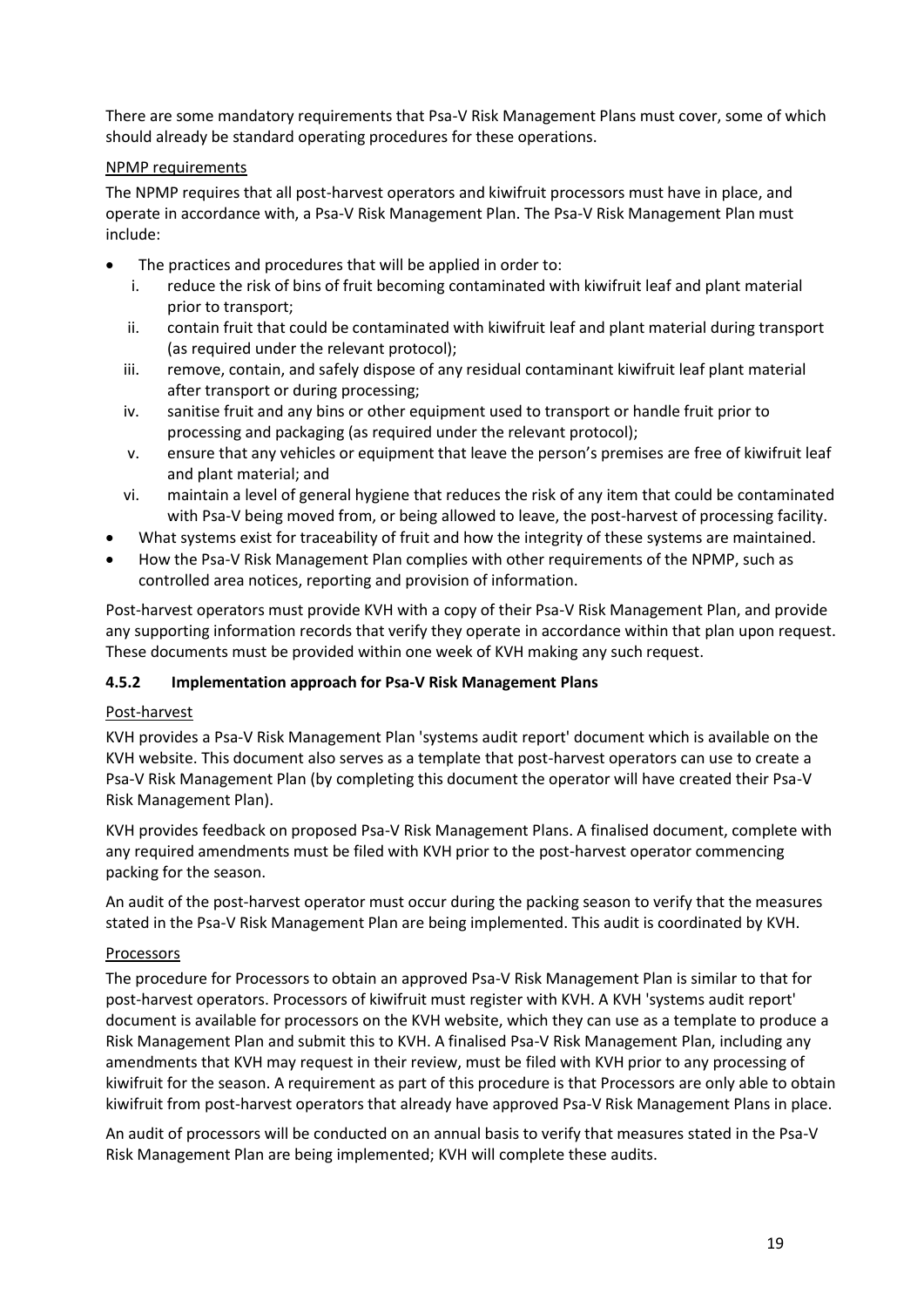There are some mandatory requirements that Psa-V Risk Management Plans must cover, some of which should already be standard operating procedures for these operations.

NPMP requirements

The NPMP requires that all post-harvest operators and kiwifruit processors must have in place, and operate in accordance with, a Psa-V Risk Management Plan. The Psa-V Risk Management Plan must include:

- The practices and procedures that will be applied in order to:
  1. reduce the risk of bins of fruit becoming contaminated with kiwifruit leaf and plant material prior to transport;
  2. contain fruit that could be contaminated with kiwifruit leaf and plant material during transport (as required under the relevant protocol);
  3. remove, contain, and safely dispose of any residual contaminant kiwifruit leaf plant material after transport or during processing;
  4. sanitise fruit and any bins or other equipment used to transport or handle fruit prior to processing and packaging (as required under the relevant protocol);
  5. ensure that any vehicles or equipment that leave the person's premises are free of kiwifruit leaf and plant material; and
  6. maintain a level of general hygiene that reduces the risk of any item that could be contaminated with Psa-V being moved from, or being allowed to leave, the post-harvest of processing facility.
- What systems exist for traceability of fruit and how the integrity of these systems are maintained.
- How the Psa-V Risk Management Plan complies with other requirements of the NPMP, such as controlled area notices, reporting and provision of information.

Post-harvest operators must provide KVH with a copy of their Psa-V Risk Management Plan, and provide any supporting information records that verify they operate in accordance within that plan upon request. These documents must be provided within one week of KVH making any such request.

### 4.5.2 Implementation approach for Psa-V Risk Management Plans

Post-harvest

KVH provides a Psa-V Risk Management Plan 'systems audit report' document which is available on the KVH website. This document also serves as a template that post-harvest operators can use to create a Psa-V Risk Management Plan (by completing this document the operator will have created their Psa-V Risk Management Plan).

KVH provides feedback on proposed Psa-V Risk Management Plans. A finalised document, complete with any required amendments must be filed with KVH prior to the post-harvest operator commencing packing for the season.

An audit of the post-harvest operator must occur during the packing season to verify that the measures stated in the Psa-V Risk Management Plan are being implemented. This audit is coordinated by KVH.

Processors

The procedure for Processors to obtain an approved Psa-V Risk Management Plan is similar to that for post-harvest operators. Processors of kiwifruit must register with KVH. A KVH 'systems audit report' document is available for processors on the KVH website, which they can use as a template to produce a Risk Management Plan and submit this to KVH. A finalised Psa-V Risk Management Plan, including any amendments that KVH may request in their review, must be filed with KVH prior to any processing of kiwifruit for the season. A requirement as part of this procedure is that Processors are only able to obtain kiwifruit from post-harvest operators that already have approved Psa-V Risk Management Plans in place.

An audit of processors will be conducted on an annual basis to verify that measures stated in the Psa-V Risk Management Plan are being implemented; KVH will complete these audits.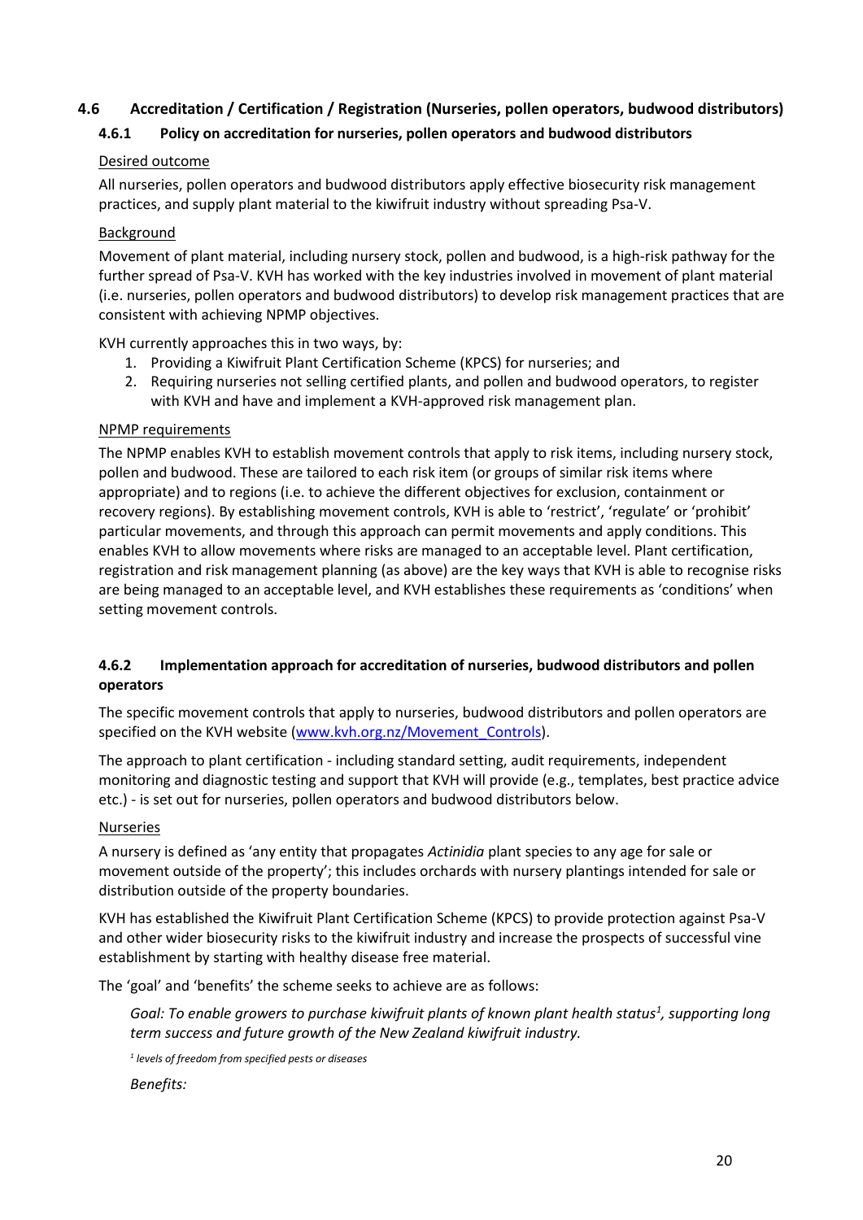## 4.6 Accreditation / Certification / Registration (Nurseries, pollen operators, budwood distributors)

### 4.6.1 Policy on accreditation for nurseries, pollen operators and budwood distributors

Desired outcome

All nurseries, pollen operators and budwood distributors apply effective biosecurity risk management practices, and supply plant material to the kiwifruit industry without spreading Psa-V.

Background

Movement of plant material, including nursery stock, pollen and budwood, is a high-risk pathway for the further spread of Psa-V. KVH has worked with the key industries involved in movement of plant material (i.e. nurseries, pollen operators and budwood distributors) to develop risk management practices that are consistent with achieving NPMP objectives.

KVH currently approaches this in two ways, by:

1. Providing a Kiwifruit Plant Certification Scheme (KPCS) for nurseries; and
2. Requiring nurseries not selling certified plants, and pollen and budwood operators, to register with KVH and have and implement a KVH-approved risk management plan.

NPMP requirements

The NPMP enables KVH to establish movement controls that apply to risk items, including nursery stock, pollen and budwood. These are tailored to each risk item (or groups of similar risk items where appropriate) and to regions (i.e. to achieve the different objectives for exclusion, containment or recovery regions). By establishing movement controls, KVH is able to 'restrict', 'regulate' or 'prohibit' particular movements, and through this approach can permit movements and apply conditions. This enables KVH to allow movements where risks are managed to an acceptable level. Plant certification, registration and risk management planning (as above) are the key ways that KVH is able to recognise risks are being managed to an acceptable level, and KVH establishes these requirements as 'conditions' when setting movement controls.

### 4.6.2 Implementation approach for accreditation of nurseries, budwood distributors and pollen operators

The specific movement controls that apply to nurseries, budwood distributors and pollen operators are specified on the KVH website (www.kvh.org.nz/Movement_Controls).

The approach to plant certification - including standard setting, audit requirements, independent monitoring and diagnostic testing and support that KVH will provide (e.g., templates, best practice advice etc.) - is set out for nurseries, pollen operators and budwood distributors below.

Nurseries

A nursery is defined as 'any entity that propagates *Actinidia* plant species to any age for sale or movement outside of the property'; this includes orchards with nursery plantings intended for sale or distribution outside of the property boundaries.

KVH has established the Kiwifruit Plant Certification Scheme (KPCS) to provide protection against Psa-V and other wider biosecurity risks to the kiwifruit industry and increase the prospects of successful vine establishment by starting with healthy disease free material.

The 'goal' and 'benefits' the scheme seeks to achieve are as follows:

*Goal: To enable growers to purchase kiwifruit plants of known plant health status[1], supporting long term success and future growth of the New Zealand kiwifruit industry.*

*[1] levels of freedom from specified pests or diseases*

*Benefits:*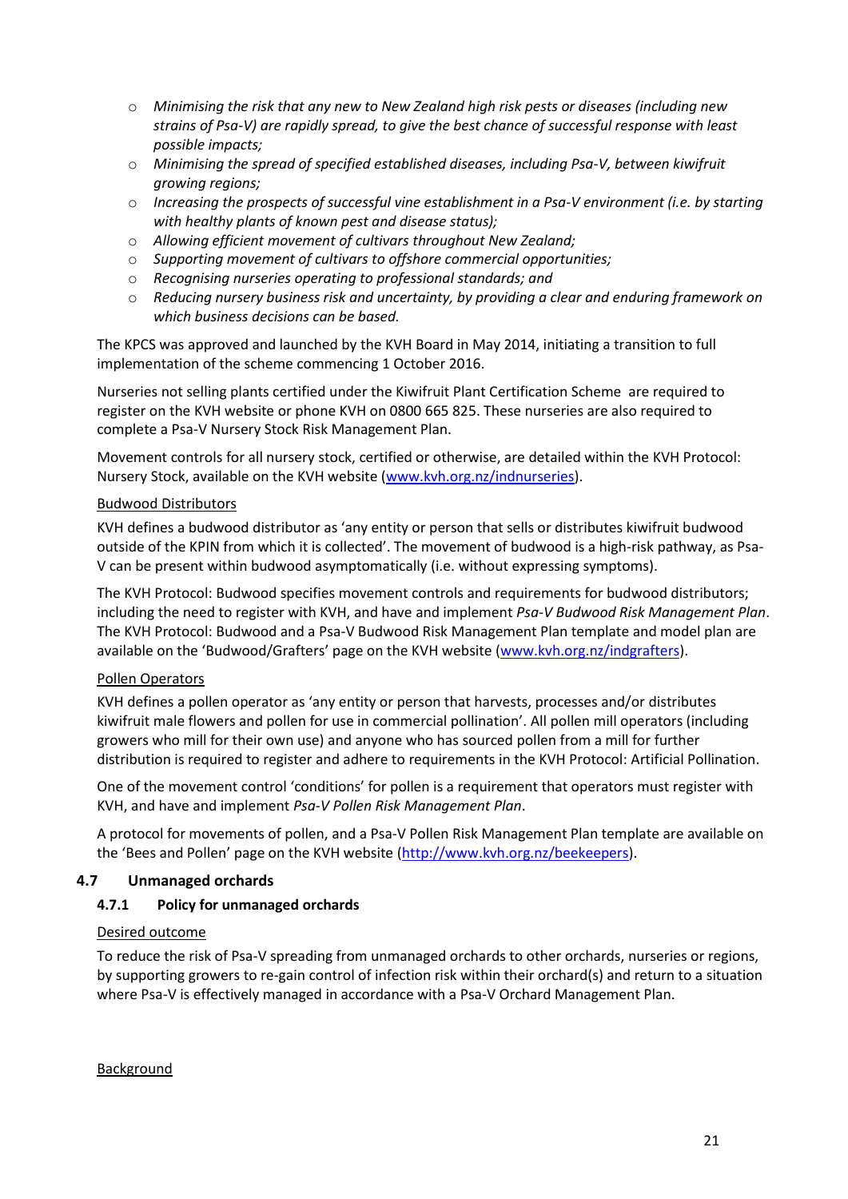- *Minimising the risk that any new to New Zealand high risk pests or diseases (including new strains of Psa-V) are rapidly spread, to give the best chance of successful response with least possible impacts;*
- *Minimising the spread of specified established diseases, including Psa-V, between kiwifruit growing regions;*
- *Increasing the prospects of successful vine establishment in a Psa-V environment (i.e. by starting with healthy plants of known pest and disease status);*
- *Allowing efficient movement of cultivars throughout New Zealand;*
- *Supporting movement of cultivars to offshore commercial opportunities;*
- *Recognising nurseries operating to professional standards; and*
- *Reducing nursery business risk and uncertainty, by providing a clear and enduring framework on which business decisions can be based.*

The KPCS was approved and launched by the KVH Board in May 2014, initiating a transition to full implementation of the scheme commencing 1 October 2016.

Nurseries not selling plants certified under the Kiwifruit Plant Certification Scheme are required to register on the KVH website or phone KVH on 0800 665 825. These nurseries are also required to complete a Psa-V Nursery Stock Risk Management Plan.

Movement controls for all nursery stock, certified or otherwise, are detailed within the KVH Protocol: Nursery Stock, available on the KVH website (www.kvh.org.nz/indnurseries).

Budwood Distributors

KVH defines a budwood distributor as 'any entity or person that sells or distributes kiwifruit budwood outside of the KPIN from which it is collected'. The movement of budwood is a high-risk pathway, as Psa-V can be present within budwood asymptomatically (i.e. without expressing symptoms).

The KVH Protocol: Budwood specifies movement controls and requirements for budwood distributors; including the need to register with KVH, and have and implement *Psa-V Budwood Risk Management Plan*. The KVH Protocol: Budwood and a Psa-V Budwood Risk Management Plan template and model plan are available on the 'Budwood/Grafters' page on the KVH website (www.kvh.org.nz/indgrafters).

Pollen Operators

KVH defines a pollen operator as 'any entity or person that harvests, processes and/or distributes kiwifruit male flowers and pollen for use in commercial pollination'. All pollen mill operators (including growers who mill for their own use) and anyone who has sourced pollen from a mill for further distribution is required to register and adhere to requirements in the KVH Protocol: Artificial Pollination.

One of the movement control 'conditions' for pollen is a requirement that operators must register with KVH, and have and implement *Psa-V Pollen Risk Management Plan*.

A protocol for movements of pollen, and a Psa-V Pollen Risk Management Plan template are available on the 'Bees and Pollen' page on the KVH website (http://www.kvh.org.nz/beekeepers).

## 4.7 Unmanaged orchards

### 4.7.1 Policy for unmanaged orchards

Desired outcome

To reduce the risk of Psa-V spreading from unmanaged orchards to other orchards, nurseries or regions, by supporting growers to re-gain control of infection risk within their orchard(s) and return to a situation where Psa-V is effectively managed in accordance with a Psa-V Orchard Management Plan.

Background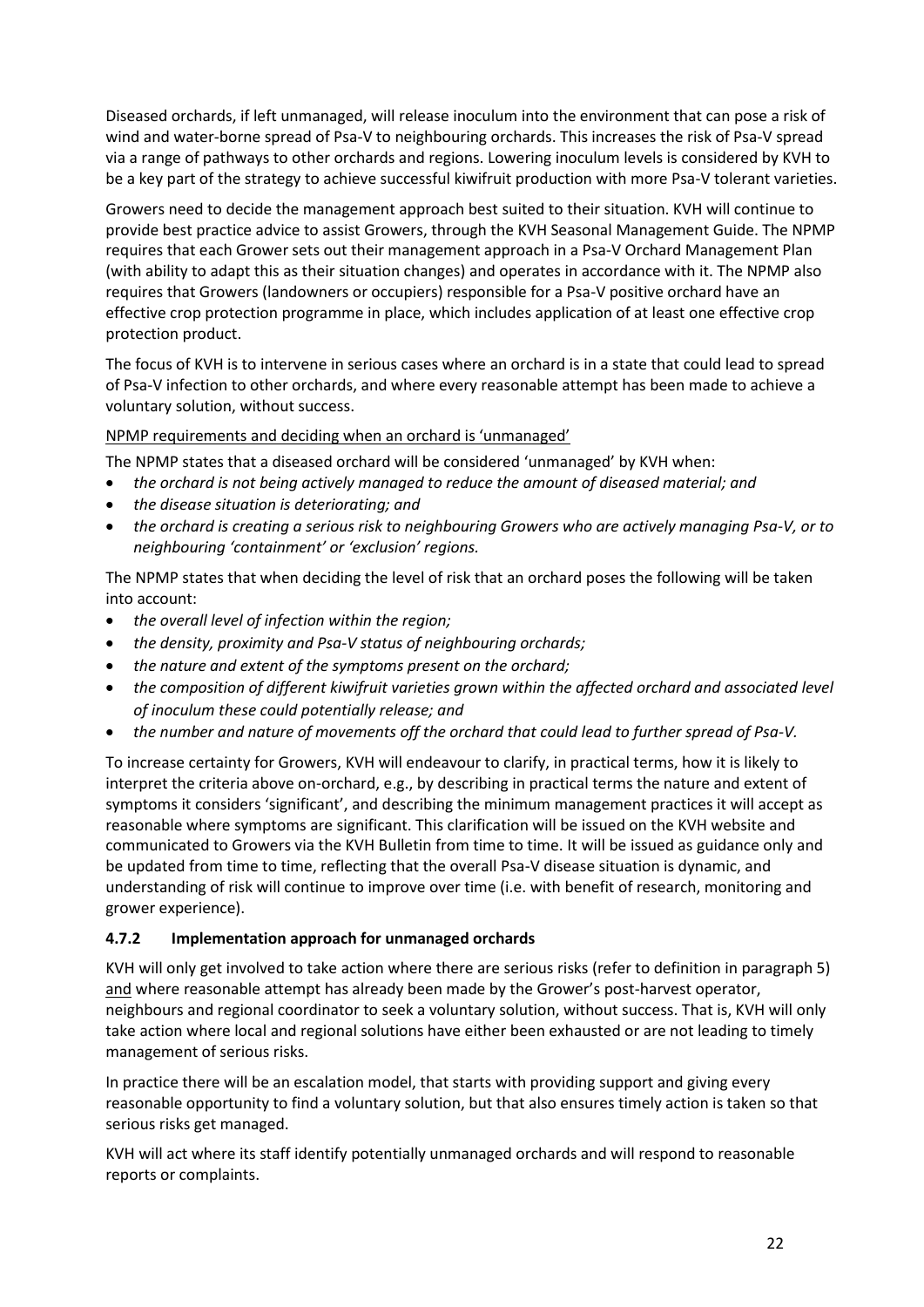Diseased orchards, if left unmanaged, will release inoculum into the environment that can pose a risk of wind and water-borne spread of Psa-V to neighbouring orchards. This increases the risk of Psa-V spread via a range of pathways to other orchards and regions. Lowering inoculum levels is considered by KVH to be a key part of the strategy to achieve successful kiwifruit production with more Psa-V tolerant varieties.

Growers need to decide the management approach best suited to their situation. KVH will continue to provide best practice advice to assist Growers, through the KVH Seasonal Management Guide. The NPMP requires that each Grower sets out their management approach in a Psa-V Orchard Management Plan (with ability to adapt this as their situation changes) and operates in accordance with it. The NPMP also requires that Growers (landowners or occupiers) responsible for a Psa-V positive orchard have an effective crop protection programme in place, which includes application of at least one effective crop protection product.

The focus of KVH is to intervene in serious cases where an orchard is in a state that could lead to spread of Psa-V infection to other orchards, and where every reasonable attempt has been made to achieve a voluntary solution, without success.

<u>NPMP requirements and deciding when an orchard is 'unmanaged'</u>

The NPMP states that a diseased orchard will be considered 'unmanaged' by KVH when:

- *the orchard is not being actively managed to reduce the amount of diseased material; and*
- *the disease situation is deteriorating; and*
- *the orchard is creating a serious risk to neighbouring Growers who are actively managing Psa-V, or to neighbouring 'containment' or 'exclusion' regions.*

The NPMP states that when deciding the level of risk that an orchard poses the following will be taken into account:

- *the overall level of infection within the region;*
- *the density, proximity and Psa-V status of neighbouring orchards;*
- *the nature and extent of the symptoms present on the orchard;*
- *the composition of different kiwifruit varieties grown within the affected orchard and associated level of inoculum these could potentially release; and*
- *the number and nature of movements off the orchard that could lead to further spread of Psa-V.*

To increase certainty for Growers, KVH will endeavour to clarify, in practical terms, how it is likely to interpret the criteria above on-orchard, e.g., by describing in practical terms the nature and extent of symptoms it considers 'significant', and describing the minimum management practices it will accept as reasonable where symptoms are significant. This clarification will be issued on the KVH website and communicated to Growers via the KVH Bulletin from time to time. It will be issued as guidance only and be updated from time to time, reflecting that the overall Psa-V disease situation is dynamic, and understanding of risk will continue to improve over time (i.e. with benefit of research, monitoring and grower experience).

### 4.7.2 Implementation approach for unmanaged orchards

KVH will only get involved to take action where there are serious risks (refer to definition in paragraph 5) <u>and</u> where reasonable attempt has already been made by the Grower's post-harvest operator, neighbours and regional coordinator to seek a voluntary solution, without success. That is, KVH will only take action where local and regional solutions have either been exhausted or are not leading to timely management of serious risks.

In practice there will be an escalation model, that starts with providing support and giving every reasonable opportunity to find a voluntary solution, but that also ensures timely action is taken so that serious risks get managed.

KVH will act where its staff identify potentially unmanaged orchards and will respond to reasonable reports or complaints.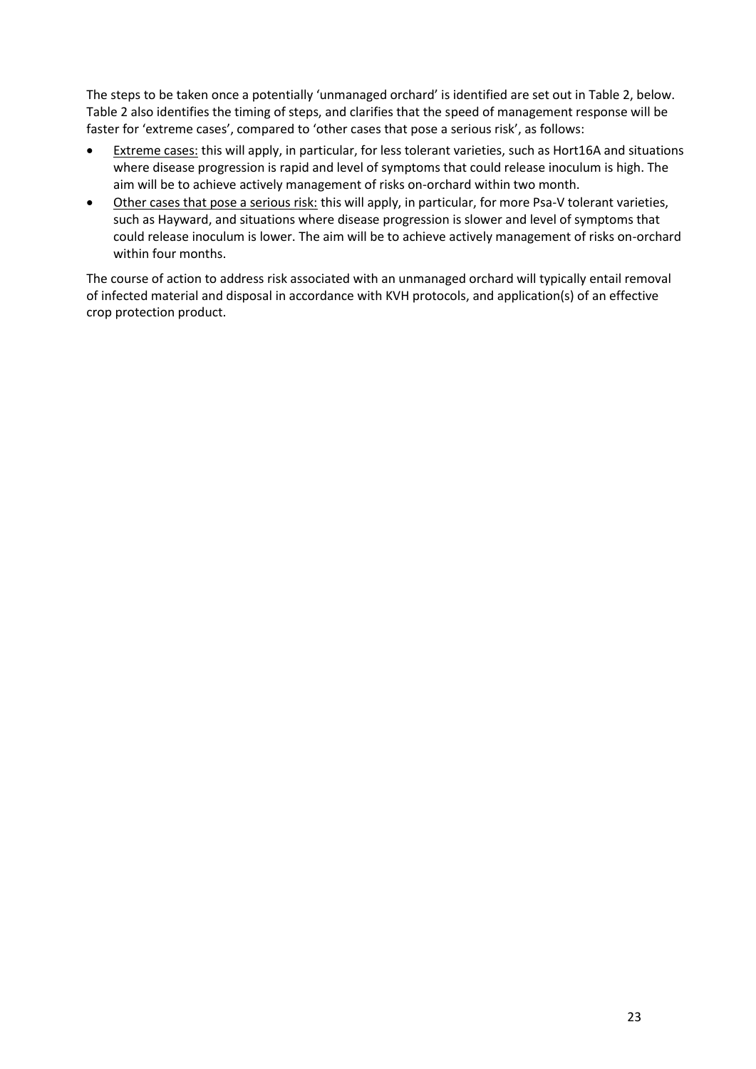The steps to be taken once a potentially 'unmanaged orchard' is identified are set out in Table 2, below. Table 2 also identifies the timing of steps, and clarifies that the speed of management response will be faster for 'extreme cases', compared to 'other cases that pose a serious risk', as follows:

- Extreme cases: this will apply, in particular, for less tolerant varieties, such as Hort16A and situations where disease progression is rapid and level of symptoms that could release inoculum is high. The aim will be to achieve actively management of risks on-orchard within two month.
- Other cases that pose a serious risk: this will apply, in particular, for more Psa-V tolerant varieties, such as Hayward, and situations where disease progression is slower and level of symptoms that could release inoculum is lower. The aim will be to achieve actively management of risks on-orchard within four months.

The course of action to address risk associated with an unmanaged orchard will typically entail removal of infected material and disposal in accordance with KVH protocols, and application(s) of an effective crop protection product.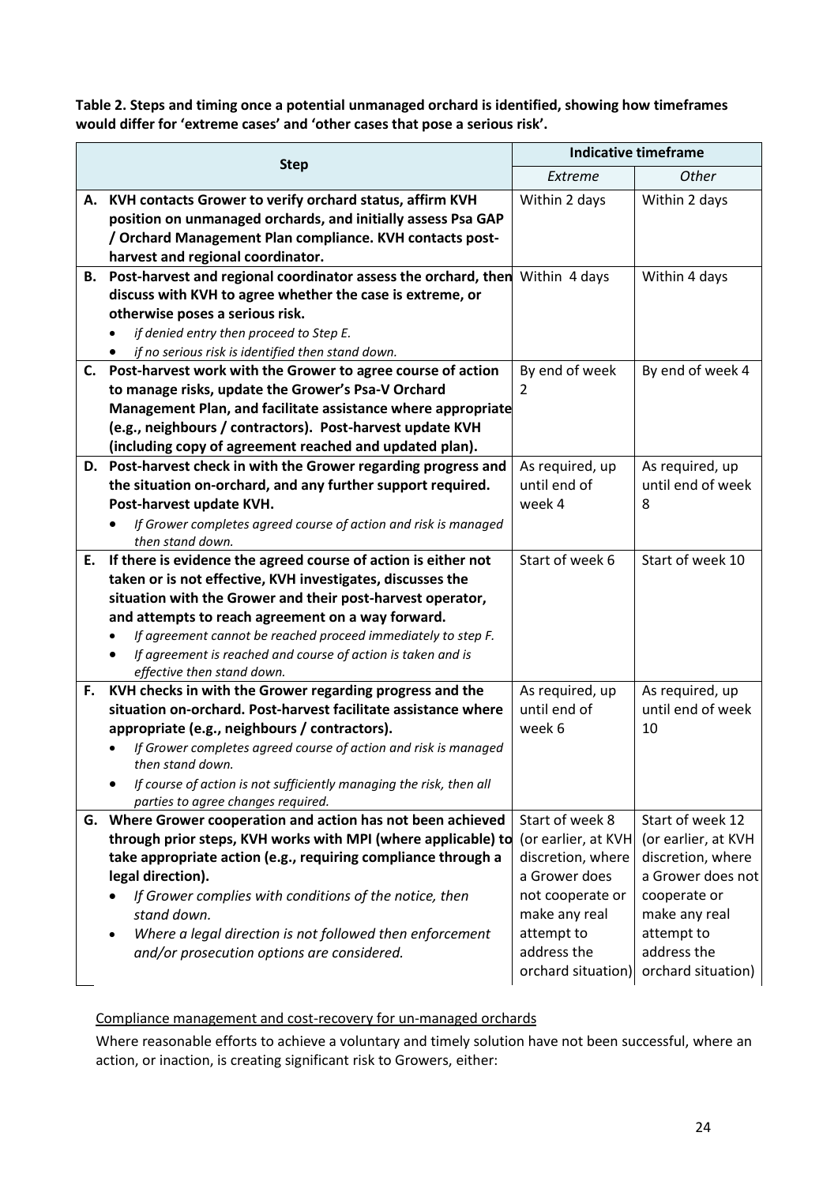**Table 2. Steps and timing once a potential unmanaged orchard is identified, showing how timeframes would differ for 'extreme cases' and 'other cases that pose a serious risk'.**

| Step | Indicative timeframe | |
|---|---|---|
| | *Extreme* | *Other* |
| **A. KVH contacts Grower to verify orchard status, affirm KVH position on unmanaged orchards, and initially assess Psa GAP / Orchard Management Plan compliance. KVH contacts post-harvest and regional coordinator.** | Within 2 days | Within 2 days |
| **B. Post-harvest and regional coordinator assess the orchard, then discuss with KVH to agree whether the case is extreme, or otherwise poses a serious risk.**<br>• *if denied entry then proceed to Step E.*<br>• *if no serious risk is identified then stand down.* | Within 4 days | Within 4 days |
| **C. Post-harvest work with the Grower to agree course of action to manage risks, update the Grower's Psa-V Orchard Management Plan, and facilitate assistance where appropriate (e.g., neighbours / contractors). Post-harvest update KVH (including copy of agreement reached and updated plan).** | By end of week 2 | By end of week 4 |
| **D. Post-harvest check in with the Grower regarding progress and the situation on-orchard, and any further support required. Post-harvest update KVH.**<br>• *If Grower completes agreed course of action and risk is managed then stand down.* | As required, up until end of week 4 | As required, up until end of week 8 |
| **E. If there is evidence the agreed course of action is either not taken or is not effective, KVH investigates, discusses the situation with the Grower and their post-harvest operator, and attempts to reach agreement on a way forward.**<br>• *If agreement cannot be reached proceed immediately to step F.*<br>• *If agreement is reached and course of action is taken and is effective then stand down.* | Start of week 6 | Start of week 10 |
| **F. KVH checks in with the Grower regarding progress and the situation on-orchard. Post-harvest facilitate assistance where appropriate (e.g., neighbours / contractors).**<br>• *If Grower completes agreed course of action and risk is managed then stand down.*<br>• *If course of action is not sufficiently managing the risk, then all parties to agree changes required.* | As required, up until end of week 6 | As required, up until end of week 10 |
| **G. Where Grower cooperation and action has not been achieved through prior steps, KVH works with MPI (where applicable) to take appropriate action (e.g., requiring compliance through a legal direction).**<br>• *If Grower complies with conditions of the notice, then stand down.*<br>• *Where a legal direction is not followed then enforcement and/or prosecution options are considered.* | Start of week 8 (or earlier, at KVH discretion, where a Grower does not cooperate or make any real attempt to address the orchard situation) | Start of week 12 (or earlier, at KVH discretion, where a Grower does not cooperate or make any real attempt to address the orchard situation) |

Compliance management and cost-recovery for un-managed orchards

Where reasonable efforts to achieve a voluntary and timely solution have not been successful, where an action, or inaction, is creating significant risk to Growers, either: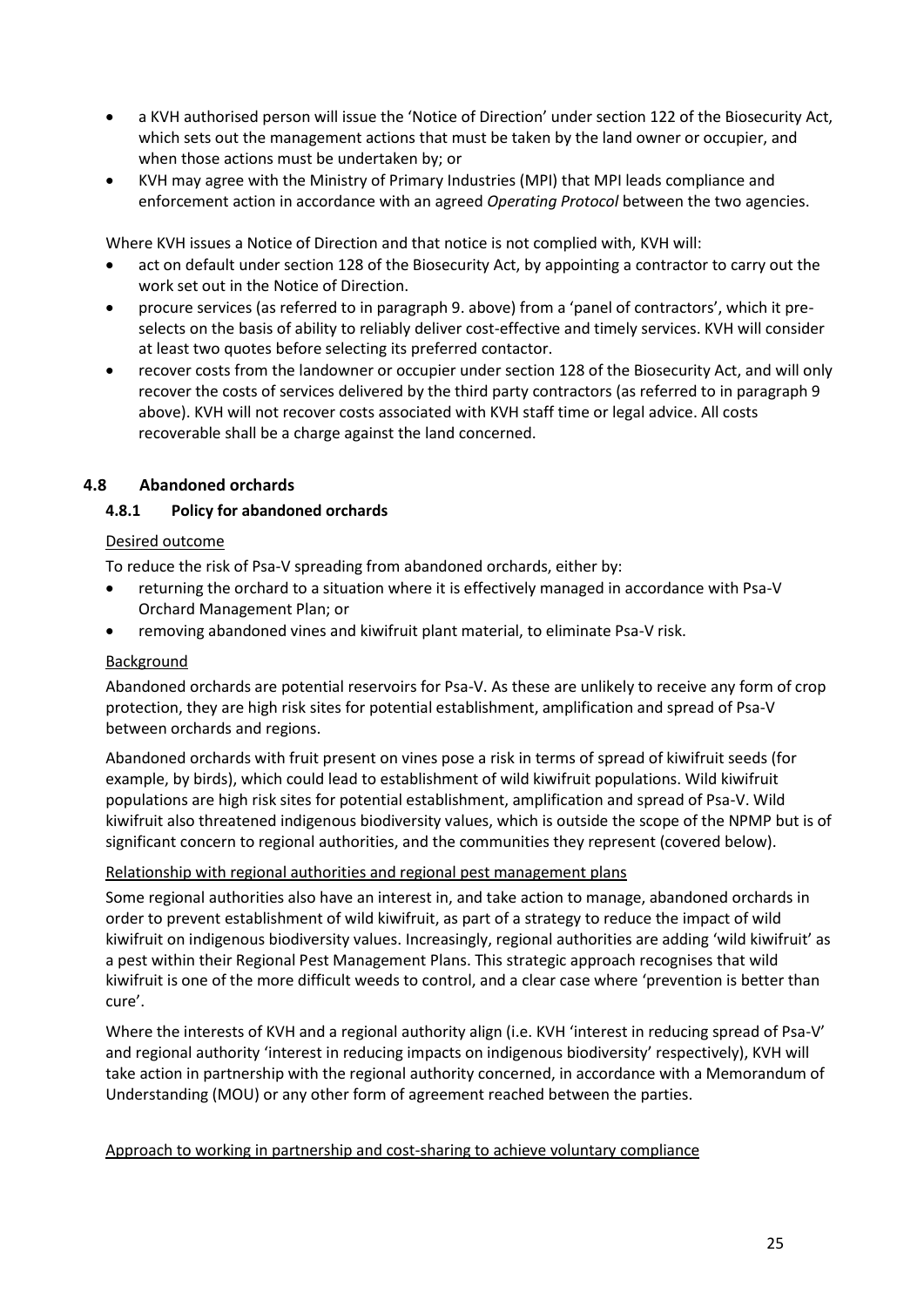- a KVH authorised person will issue the 'Notice of Direction' under section 122 of the Biosecurity Act, which sets out the management actions that must be taken by the land owner or occupier, and when those actions must be undertaken by; or
- KVH may agree with the Ministry of Primary Industries (MPI) that MPI leads compliance and enforcement action in accordance with an agreed *Operating Protocol* between the two agencies.

Where KVH issues a Notice of Direction and that notice is not complied with, KVH will:

- act on default under section 128 of the Biosecurity Act, by appointing a contractor to carry out the work set out in the Notice of Direction.
- procure services (as referred to in paragraph 9. above) from a 'panel of contractors', which it pre-selects on the basis of ability to reliably deliver cost-effective and timely services. KVH will consider at least two quotes before selecting its preferred contactor.
- recover costs from the landowner or occupier under section 128 of the Biosecurity Act, and will only recover the costs of services delivered by the third party contractors (as referred to in paragraph 9 above). KVH will not recover costs associated with KVH staff time or legal advice. All costs recoverable shall be a charge against the land concerned.

## 4.8 Abandoned orchards

### 4.8.1 Policy for abandoned orchards

Desired outcome

To reduce the risk of Psa-V spreading from abandoned orchards, either by:

- returning the orchard to a situation where it is effectively managed in accordance with Psa-V Orchard Management Plan; or
- removing abandoned vines and kiwifruit plant material, to eliminate Psa-V risk.

Background

Abandoned orchards are potential reservoirs for Psa-V. As these are unlikely to receive any form of crop protection, they are high risk sites for potential establishment, amplification and spread of Psa-V between orchards and regions.

Abandoned orchards with fruit present on vines pose a risk in terms of spread of kiwifruit seeds (for example, by birds), which could lead to establishment of wild kiwifruit populations. Wild kiwifruit populations are high risk sites for potential establishment, amplification and spread of Psa-V. Wild kiwifruit also threatened indigenous biodiversity values, which is outside the scope of the NPMP but is of significant concern to regional authorities, and the communities they represent (covered below).

Relationship with regional authorities and regional pest management plans

Some regional authorities also have an interest in, and take action to manage, abandoned orchards in order to prevent establishment of wild kiwifruit, as part of a strategy to reduce the impact of wild kiwifruit on indigenous biodiversity values. Increasingly, regional authorities are adding 'wild kiwifruit' as a pest within their Regional Pest Management Plans. This strategic approach recognises that wild kiwifruit is one of the more difficult weeds to control, and a clear case where 'prevention is better than cure'.

Where the interests of KVH and a regional authority align (i.e. KVH 'interest in reducing spread of Psa-V' and regional authority 'interest in reducing impacts on indigenous biodiversity' respectively), KVH will take action in partnership with the regional authority concerned, in accordance with a Memorandum of Understanding (MOU) or any other form of agreement reached between the parties.

Approach to working in partnership and cost-sharing to achieve voluntary compliance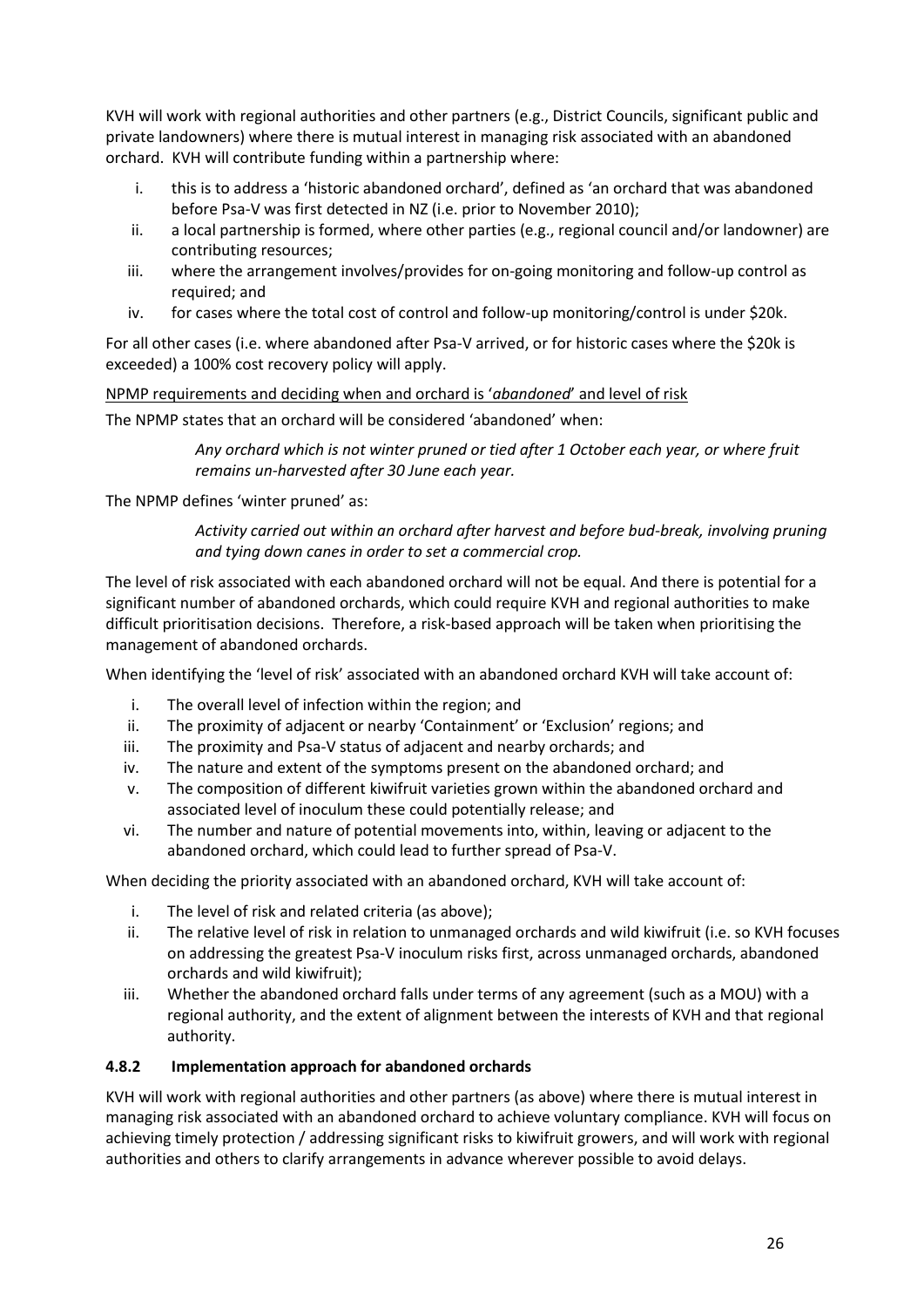KVH will work with regional authorities and other partners (e.g., District Councils, significant public and private landowners) where there is mutual interest in managing risk associated with an abandoned orchard. KVH will contribute funding within a partnership where:

i. this is to address a 'historic abandoned orchard', defined as 'an orchard that was abandoned before Psa-V was first detected in NZ (i.e. prior to November 2010);
ii. a local partnership is formed, where other parties (e.g., regional council and/or landowner) are contributing resources;
iii. where the arrangement involves/provides for on-going monitoring and follow-up control as required; and
iv. for cases where the total cost of control and follow-up monitoring/control is under $20k.

For all other cases (i.e. where abandoned after Psa-V arrived, or for historic cases where the $20k is exceeded) a 100% cost recovery policy will apply.

<u>NPMP requirements and deciding when and orchard is '*abandoned*' and level of risk</u>

The NPMP states that an orchard will be considered 'abandoned' when:

> *Any orchard which is not winter pruned or tied after 1 October each year, or where fruit remains un-harvested after 30 June each year.*

The NPMP defines 'winter pruned' as:

> *Activity carried out within an orchard after harvest and before bud-break, involving pruning and tying down canes in order to set a commercial crop.*

The level of risk associated with each abandoned orchard will not be equal. And there is potential for a significant number of abandoned orchards, which could require KVH and regional authorities to make difficult prioritisation decisions. Therefore, a risk-based approach will be taken when prioritising the management of abandoned orchards.

When identifying the 'level of risk' associated with an abandoned orchard KVH will take account of:

i. The overall level of infection within the region; and
ii. The proximity of adjacent or nearby 'Containment' or 'Exclusion' regions; and
iii. The proximity and Psa-V status of adjacent and nearby orchards; and
iv. The nature and extent of the symptoms present on the abandoned orchard; and
v. The composition of different kiwifruit varieties grown within the abandoned orchard and associated level of inoculum these could potentially release; and
vi. The number and nature of potential movements into, within, leaving or adjacent to the abandoned orchard, which could lead to further spread of Psa-V.

When deciding the priority associated with an abandoned orchard, KVH will take account of:

i. The level of risk and related criteria (as above);
ii. The relative level of risk in relation to unmanaged orchards and wild kiwifruit (i.e. so KVH focuses on addressing the greatest Psa-V inoculum risks first, across unmanaged orchards, abandoned orchards and wild kiwifruit);
iii. Whether the abandoned orchard falls under terms of any agreement (such as a MOU) with a regional authority, and the extent of alignment between the interests of KVH and that regional authority.

#### 4.8.2 Implementation approach for abandoned orchards

KVH will work with regional authorities and other partners (as above) where there is mutual interest in managing risk associated with an abandoned orchard to achieve voluntary compliance. KVH will focus on achieving timely protection / addressing significant risks to kiwifruit growers, and will work with regional authorities and others to clarify arrangements in advance wherever possible to avoid delays.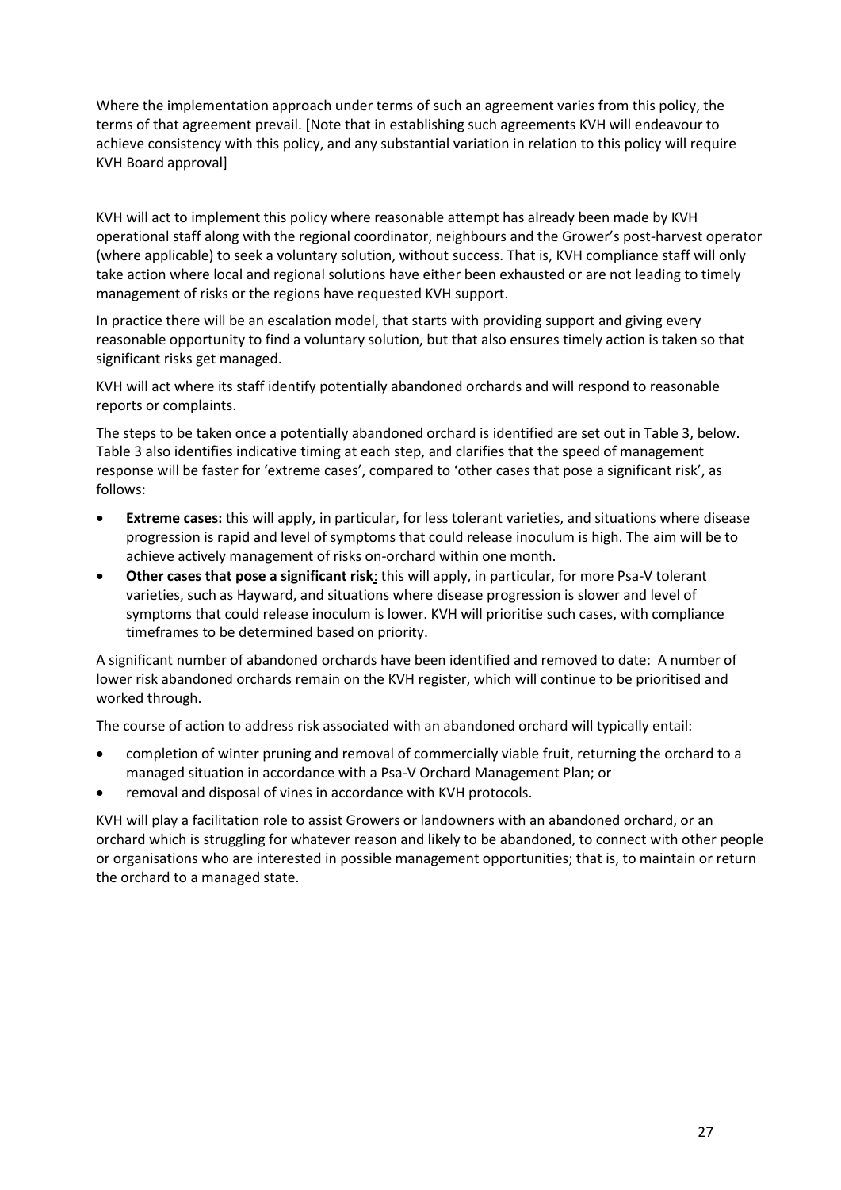Where the implementation approach under terms of such an agreement varies from this policy, the terms of that agreement prevail. [Note that in establishing such agreements KVH will endeavour to achieve consistency with this policy, and any substantial variation in relation to this policy will require KVH Board approval]

KVH will act to implement this policy where reasonable attempt has already been made by KVH operational staff along with the regional coordinator, neighbours and the Grower's post-harvest operator (where applicable) to seek a voluntary solution, without success. That is, KVH compliance staff will only take action where local and regional solutions have either been exhausted or are not leading to timely management of risks or the regions have requested KVH support.

In practice there will be an escalation model, that starts with providing support and giving every reasonable opportunity to find a voluntary solution, but that also ensures timely action is taken so that significant risks get managed.

KVH will act where its staff identify potentially abandoned orchards and will respond to reasonable reports or complaints.

The steps to be taken once a potentially abandoned orchard is identified are set out in Table 3, below. Table 3 also identifies indicative timing at each step, and clarifies that the speed of management response will be faster for 'extreme cases', compared to 'other cases that pose a significant risk', as follows:

- **Extreme cases:** this will apply, in particular, for less tolerant varieties, and situations where disease progression is rapid and level of symptoms that could release inoculum is high. The aim will be to achieve actively management of risks on-orchard within one month.
- **Other cases that pose a significant risk**: this will apply, in particular, for more Psa-V tolerant varieties, such as Hayward, and situations where disease progression is slower and level of symptoms that could release inoculum is lower. KVH will prioritise such cases, with compliance timeframes to be determined based on priority.

A significant number of abandoned orchards have been identified and removed to date: A number of lower risk abandoned orchards remain on the KVH register, which will continue to be prioritised and worked through.

The course of action to address risk associated with an abandoned orchard will typically entail:

- completion of winter pruning and removal of commercially viable fruit, returning the orchard to a managed situation in accordance with a Psa-V Orchard Management Plan; or
- removal and disposal of vines in accordance with KVH protocols.

KVH will play a facilitation role to assist Growers or landowners with an abandoned orchard, or an orchard which is struggling for whatever reason and likely to be abandoned, to connect with other people or organisations who are interested in possible management opportunities; that is, to maintain or return the orchard to a managed state.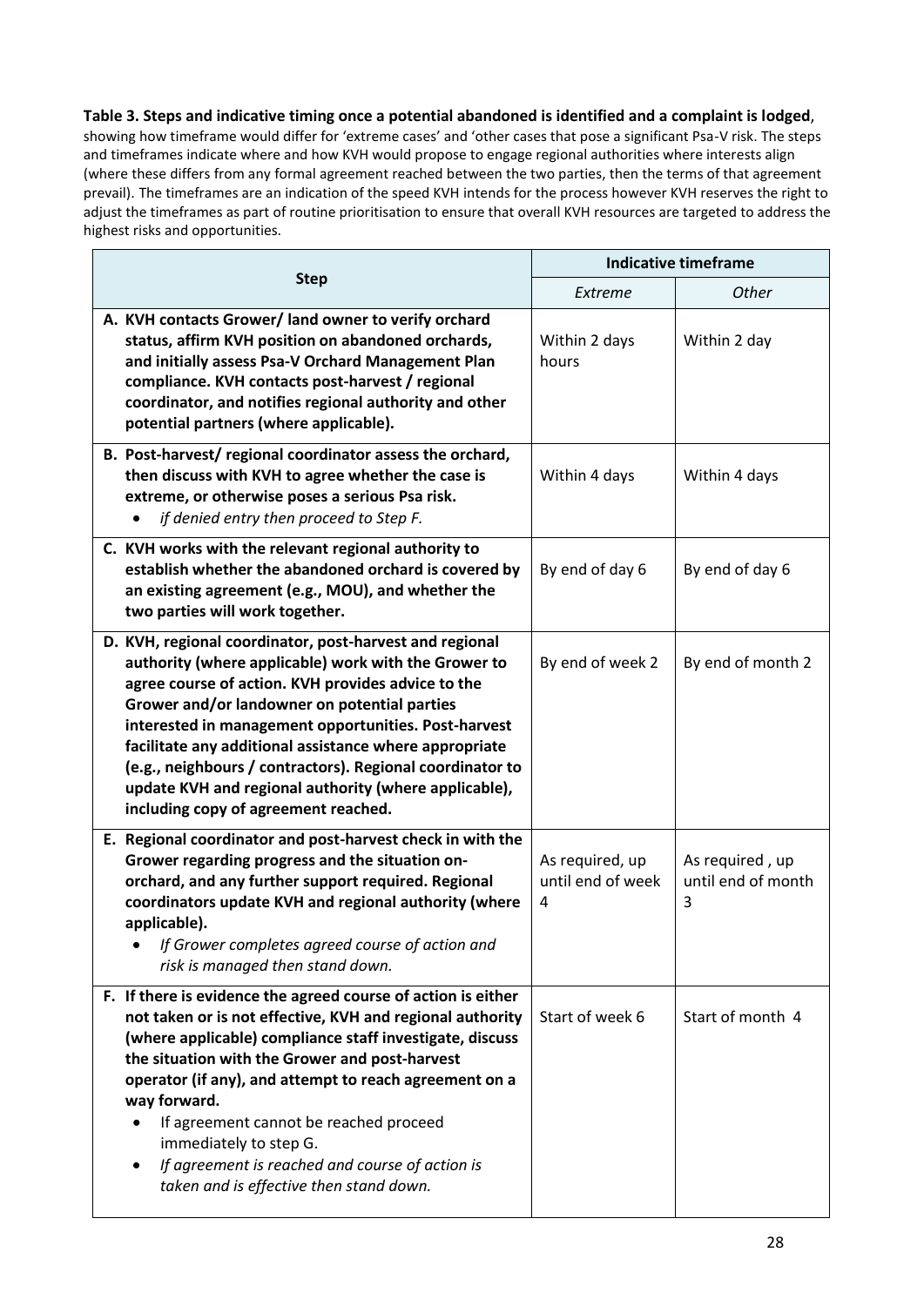**Table 3. Steps and indicative timing once a potential abandoned is identified and a complaint is lodged**, showing how timeframe would differ for 'extreme cases' and 'other cases that pose a significant Psa-V risk. The steps and timeframes indicate where and how KVH would propose to engage regional authorities where interests align (where these differs from any formal agreement reached between the two parties, then the terms of that agreement prevail). The timeframes are an indication of the speed KVH intends for the process however KVH reserves the right to adjust the timeframes as part of routine prioritisation to ensure that overall KVH resources are targeted to address the highest risks and opportunities.

| Step | Indicative timeframe | |
|---|---|---|
| | *Extreme* | *Other* |
| **A. KVH contacts Grower/ land owner to verify orchard status, affirm KVH position on abandoned orchards, and initially assess Psa-V Orchard Management Plan compliance. KVH contacts post-harvest / regional coordinator, and notifies regional authority and other potential partners (where applicable).** | Within 2 days hours | Within 2 day |
| **B. Post-harvest/ regional coordinator assess the orchard, then discuss with KVH to agree whether the case is extreme, or otherwise poses a serious Psa risk.** <br> • *if denied entry then proceed to Step F.* | Within 4 days | Within 4 days |
| **C. KVH works with the relevant regional authority to establish whether the abandoned orchard is covered by an existing agreement (e.g., MOU), and whether the two parties will work together.** | By end of day 6 | By end of day 6 |
| **D. KVH, regional coordinator, post-harvest and regional authority (where applicable) work with the Grower to agree course of action. KVH provides advice to the Grower and/or landowner on potential parties interested in management opportunities. Post-harvest facilitate any additional assistance where appropriate (e.g., neighbours / contractors). Regional coordinator to update KVH and regional authority (where applicable), including copy of agreement reached.** | By end of week 2 | By end of month 2 |
| **E. Regional coordinator and post-harvest check in with the Grower regarding progress and the situation on-orchard, and any further support required. Regional coordinators update KVH and regional authority (where applicable).** <br> • *If Grower completes agreed course of action and risk is managed then stand down.* | As required, up until end of week 4 | As required , up until end of month 3 |
| **F. If there is evidence the agreed course of action is either not taken or is not effective, KVH and regional authority (where applicable) compliance staff investigate, discuss the situation with the Grower and post-harvest operator (if any), and attempt to reach agreement on a way forward.** <br> • If agreement cannot be reached proceed immediately to step G. <br> • *If agreement is reached and course of action is taken and is effective then stand down.* | Start of week 6 | Start of month 4 |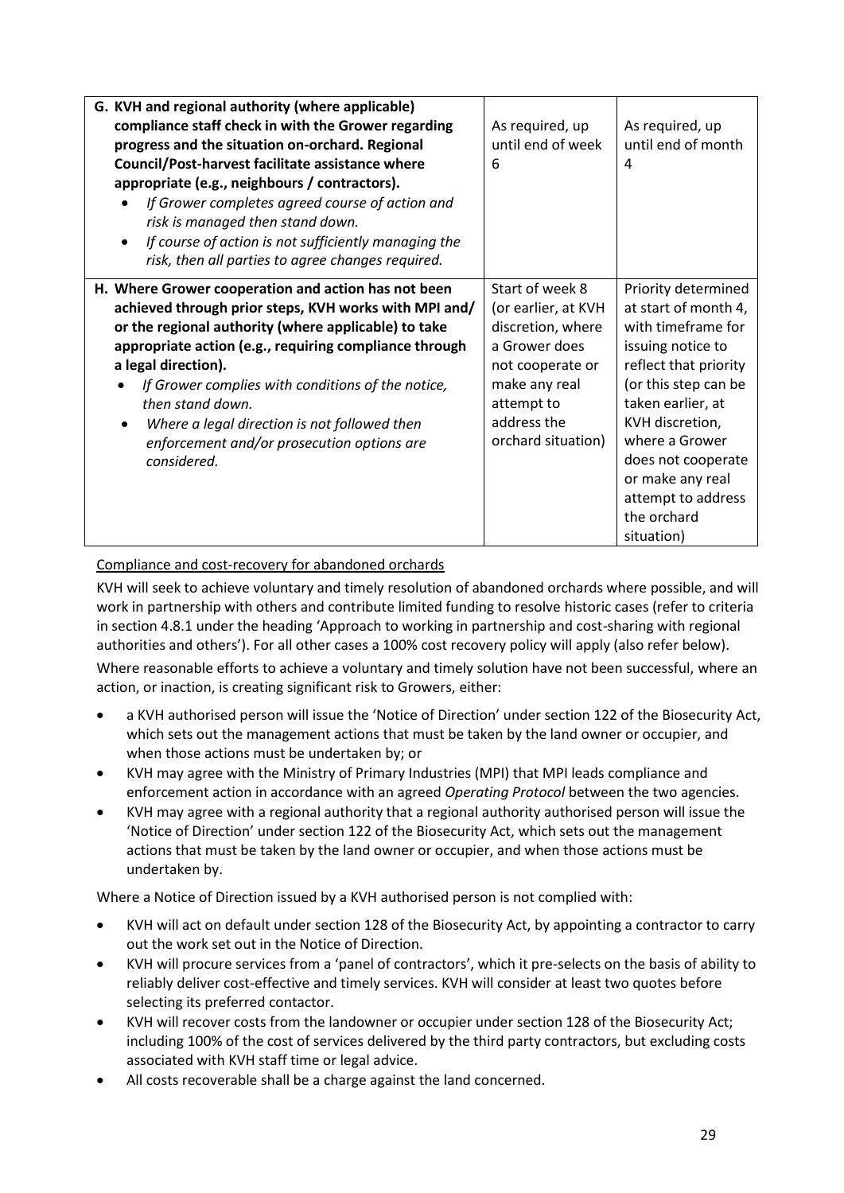| | | |
|---|---|---|
| **G. KVH and regional authority (where applicable) compliance staff check in with the Grower regarding progress and the situation on-orchard. Regional Council/Post-harvest facilitate assistance where appropriate (e.g., neighbours / contractors).**<br>• *If Grower completes agreed course of action and risk is managed then stand down.*<br>• *If course of action is not sufficiently managing the risk, then all parties to agree changes required.* | As required, up until end of week 6 | As required, up until end of month 4 |
| **H. Where Grower cooperation and action has not been achieved through prior steps, KVH works with MPI and/ or the regional authority (where applicable) to take appropriate action (e.g., requiring compliance through a legal direction).**<br>• *If Grower complies with conditions of the notice, then stand down.*<br>• *Where a legal direction is not followed then enforcement and/or prosecution options are considered.* | Start of week 8 (or earlier, at KVH discretion, where a Grower does not cooperate or make any real attempt to address the orchard situation) | Priority determined at start of month 4, with timeframe for issuing notice to reflect that priority (or this step can be taken earlier, at KVH discretion, where a Grower does not cooperate or make any real attempt to address the orchard situation) |

Compliance and cost-recovery for abandoned orchards

KVH will seek to achieve voluntary and timely resolution of abandoned orchards where possible, and will work in partnership with others and contribute limited funding to resolve historic cases (refer to criteria in section 4.8.1 under the heading 'Approach to working in partnership and cost-sharing with regional authorities and others'). For all other cases a 100% cost recovery policy will apply (also refer below).

Where reasonable efforts to achieve a voluntary and timely solution have not been successful, where an action, or inaction, is creating significant risk to Growers, either:

- a KVH authorised person will issue the 'Notice of Direction' under section 122 of the Biosecurity Act, which sets out the management actions that must be taken by the land owner or occupier, and when those actions must be undertaken by; or
- KVH may agree with the Ministry of Primary Industries (MPI) that MPI leads compliance and enforcement action in accordance with an agreed *Operating Protocol* between the two agencies.
- KVH may agree with a regional authority that a regional authority authorised person will issue the 'Notice of Direction' under section 122 of the Biosecurity Act, which sets out the management actions that must be taken by the land owner or occupier, and when those actions must be undertaken by.

Where a Notice of Direction issued by a KVH authorised person is not complied with:

- KVH will act on default under section 128 of the Biosecurity Act, by appointing a contractor to carry out the work set out in the Notice of Direction.
- KVH will procure services from a 'panel of contractors', which it pre-selects on the basis of ability to reliably deliver cost-effective and timely services. KVH will consider at least two quotes before selecting its preferred contactor.
- KVH will recover costs from the landowner or occupier under section 128 of the Biosecurity Act; including 100% of the cost of services delivered by the third party contractors, but excluding costs associated with KVH staff time or legal advice.
- All costs recoverable shall be a charge against the land concerned.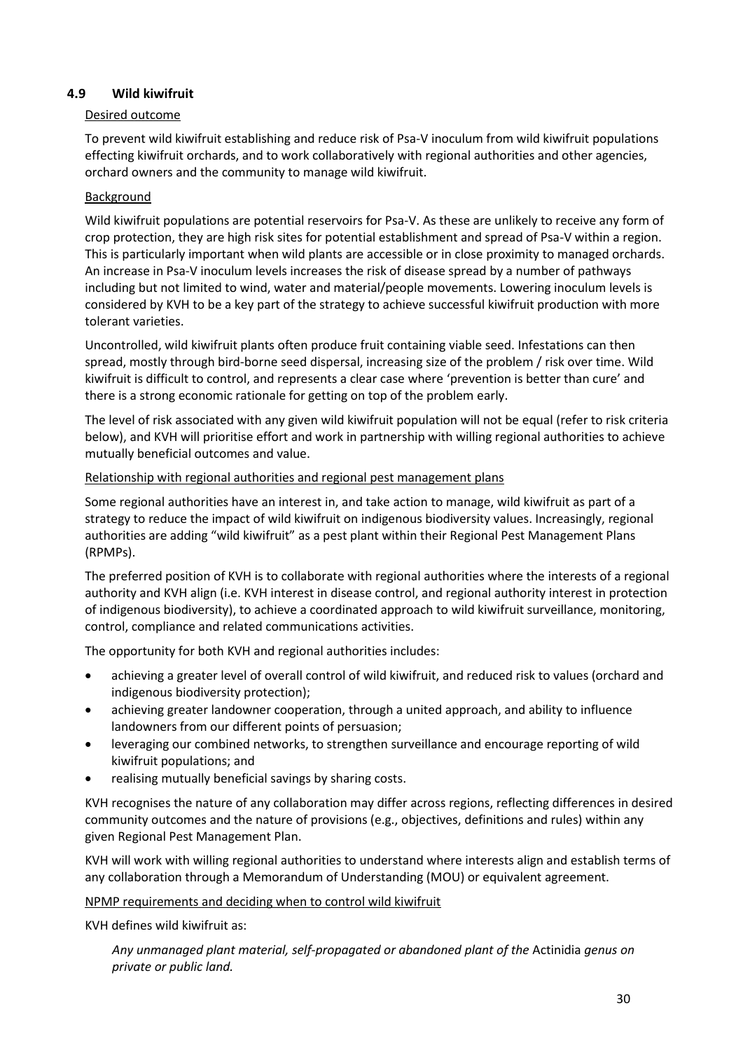## 4.9 Wild kiwifruit

Desired outcome

To prevent wild kiwifruit establishing and reduce risk of Psa-V inoculum from wild kiwifruit populations effecting kiwifruit orchards, and to work collaboratively with regional authorities and other agencies, orchard owners and the community to manage wild kiwifruit.

Background

Wild kiwifruit populations are potential reservoirs for Psa-V. As these are unlikely to receive any form of crop protection, they are high risk sites for potential establishment and spread of Psa-V within a region. This is particularly important when wild plants are accessible or in close proximity to managed orchards. An increase in Psa-V inoculum levels increases the risk of disease spread by a number of pathways including but not limited to wind, water and material/people movements. Lowering inoculum levels is considered by KVH to be a key part of the strategy to achieve successful kiwifruit production with more tolerant varieties.

Uncontrolled, wild kiwifruit plants often produce fruit containing viable seed. Infestations can then spread, mostly through bird-borne seed dispersal, increasing size of the problem / risk over time. Wild kiwifruit is difficult to control, and represents a clear case where 'prevention is better than cure' and there is a strong economic rationale for getting on top of the problem early.

The level of risk associated with any given wild kiwifruit population will not be equal (refer to risk criteria below), and KVH will prioritise effort and work in partnership with willing regional authorities to achieve mutually beneficial outcomes and value.

Relationship with regional authorities and regional pest management plans

Some regional authorities have an interest in, and take action to manage, wild kiwifruit as part of a strategy to reduce the impact of wild kiwifruit on indigenous biodiversity values. Increasingly, regional authorities are adding "wild kiwifruit" as a pest plant within their Regional Pest Management Plans (RPMPs).

The preferred position of KVH is to collaborate with regional authorities where the interests of a regional authority and KVH align (i.e. KVH interest in disease control, and regional authority interest in protection of indigenous biodiversity), to achieve a coordinated approach to wild kiwifruit surveillance, monitoring, control, compliance and related communications activities.

The opportunity for both KVH and regional authorities includes:

- achieving a greater level of overall control of wild kiwifruit, and reduced risk to values (orchard and indigenous biodiversity protection);
- achieving greater landowner cooperation, through a united approach, and ability to influence landowners from our different points of persuasion;
- leveraging our combined networks, to strengthen surveillance and encourage reporting of wild kiwifruit populations; and
- realising mutually beneficial savings by sharing costs.

KVH recognises the nature of any collaboration may differ across regions, reflecting differences in desired community outcomes and the nature of provisions (e.g., objectives, definitions and rules) within any given Regional Pest Management Plan.

KVH will work with willing regional authorities to understand where interests align and establish terms of any collaboration through a Memorandum of Understanding (MOU) or equivalent agreement.

NPMP requirements and deciding when to control wild kiwifruit

KVH defines wild kiwifruit as:

> *Any unmanaged plant material, self-propagated or abandoned plant of the* Actinidia *genus on private or public land.*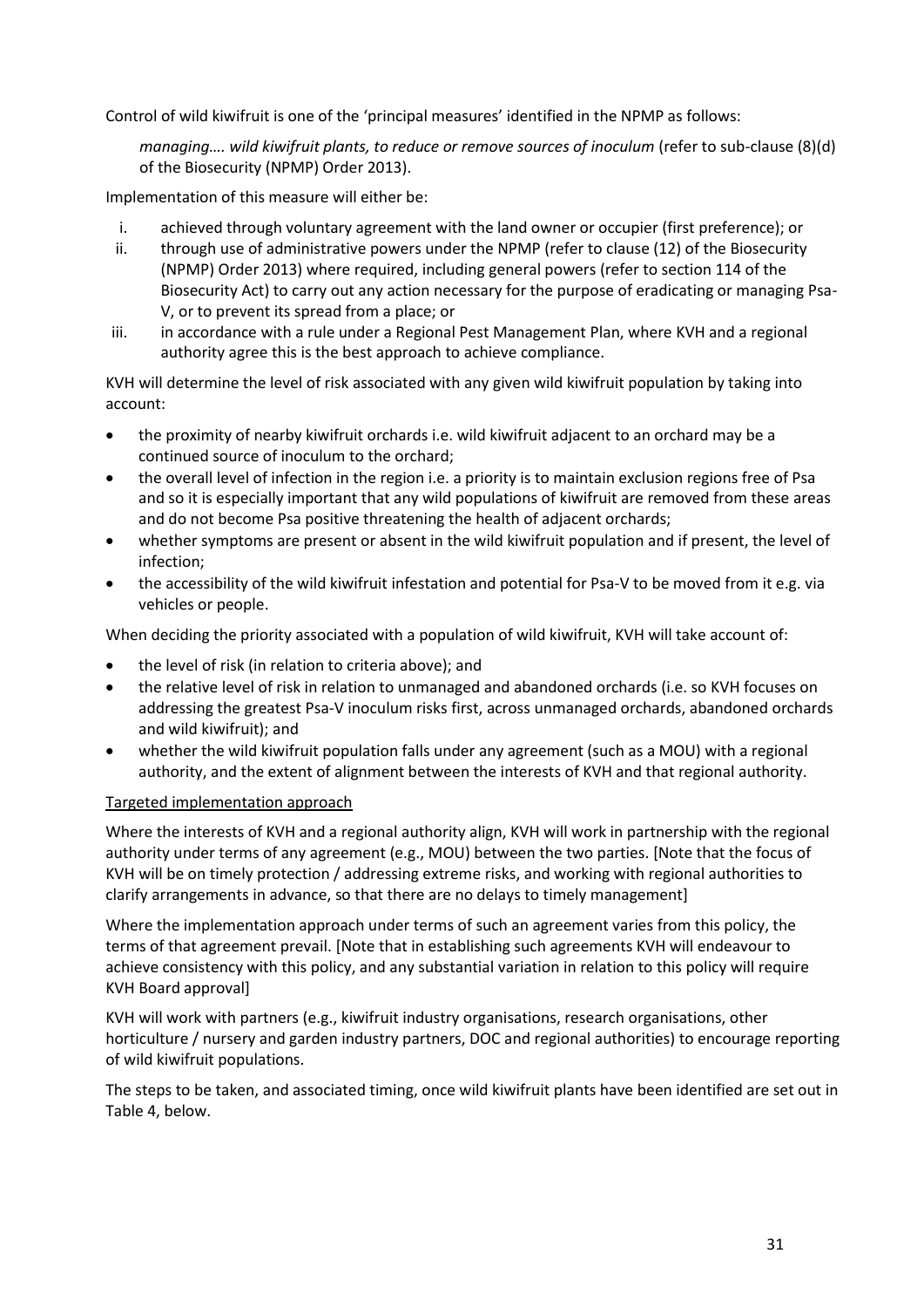Control of wild kiwifruit is one of the 'principal measures' identified in the NPMP as follows:

> *managing…. wild kiwifruit plants, to reduce or remove sources of inoculum* (refer to sub-clause (8)(d) of the Biosecurity (NPMP) Order 2013).

Implementation of this measure will either be:

i. achieved through voluntary agreement with the land owner or occupier (first preference); or
ii. through use of administrative powers under the NPMP (refer to clause (12) of the Biosecurity (NPMP) Order 2013) where required, including general powers (refer to section 114 of the Biosecurity Act) to carry out any action necessary for the purpose of eradicating or managing Psa-V, or to prevent its spread from a place; or
iii. in accordance with a rule under a Regional Pest Management Plan, where KVH and a regional authority agree this is the best approach to achieve compliance.

KVH will determine the level of risk associated with any given wild kiwifruit population by taking into account:

- the proximity of nearby kiwifruit orchards i.e. wild kiwifruit adjacent to an orchard may be a continued source of inoculum to the orchard;
- the overall level of infection in the region i.e. a priority is to maintain exclusion regions free of Psa and so it is especially important that any wild populations of kiwifruit are removed from these areas and do not become Psa positive threatening the health of adjacent orchards;
- whether symptoms are present or absent in the wild kiwifruit population and if present, the level of infection;
- the accessibility of the wild kiwifruit infestation and potential for Psa-V to be moved from it e.g. via vehicles or people.

When deciding the priority associated with a population of wild kiwifruit, KVH will take account of:

- the level of risk (in relation to criteria above); and
- the relative level of risk in relation to unmanaged and abandoned orchards (i.e. so KVH focuses on addressing the greatest Psa-V inoculum risks first, across unmanaged orchards, abandoned orchards and wild kiwifruit); and
- whether the wild kiwifruit population falls under any agreement (such as a MOU) with a regional authority, and the extent of alignment between the interests of KVH and that regional authority.

<u>Targeted implementation approach</u>

Where the interests of KVH and a regional authority align, KVH will work in partnership with the regional authority under terms of any agreement (e.g., MOU) between the two parties. [Note that the focus of KVH will be on timely protection / addressing extreme risks, and working with regional authorities to clarify arrangements in advance, so that there are no delays to timely management]

Where the implementation approach under terms of such an agreement varies from this policy, the terms of that agreement prevail. [Note that in establishing such agreements KVH will endeavour to achieve consistency with this policy, and any substantial variation in relation to this policy will require KVH Board approval]

KVH will work with partners (e.g., kiwifruit industry organisations, research organisations, other horticulture / nursery and garden industry partners, DOC and regional authorities) to encourage reporting of wild kiwifruit populations.

The steps to be taken, and associated timing, once wild kiwifruit plants have been identified are set out in Table 4, below.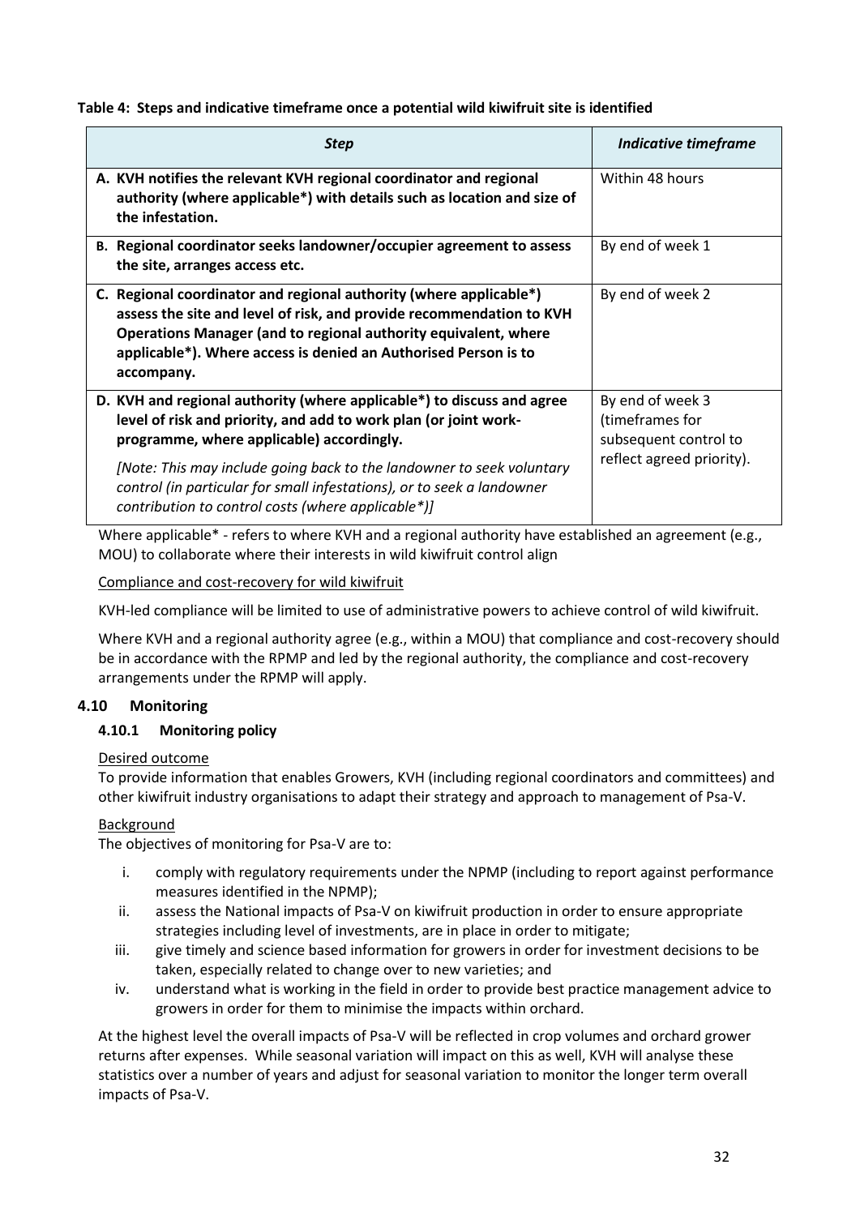**Table 4: Steps and indicative timeframe once a potential wild kiwifruit site is identified**

| *Step* | *Indicative timeframe* |
|---|---|
| **A. KVH notifies the relevant KVH regional coordinator and regional authority (where applicable*) with details such as location and size of the infestation.** | Within 48 hours |
| **B. Regional coordinator seeks landowner/occupier agreement to assess the site, arranges access etc.** | By end of week 1 |
| **C. Regional coordinator and regional authority (where applicable*) assess the site and level of risk, and provide recommendation to KVH Operations Manager (and to regional authority equivalent, where applicable*). Where access is denied an Authorised Person is to accompany.** | By end of week 2 |
| **D. KVH and regional authority (where applicable*) to discuss and agree level of risk and priority, and add to work plan (or joint work-programme, where applicable) accordingly.** *[Note: This may include going back to the landowner to seek voluntary control (in particular for small infestations), or to seek a landowner contribution to control costs (where applicable*)]* | By end of week 3 (timeframes for subsequent control to reflect agreed priority). |

Where applicable* - refers to where KVH and a regional authority have established an agreement (e.g., MOU) to collaborate where their interests in wild kiwifruit control align

Compliance and cost-recovery for wild kiwifruit

KVH-led compliance will be limited to use of administrative powers to achieve control of wild kiwifruit.

Where KVH and a regional authority agree (e.g., within a MOU) that compliance and cost-recovery should be in accordance with the RPMP and led by the regional authority, the compliance and cost-recovery arrangements under the RPMP will apply.

## 4.10 Monitoring

### 4.10.1 Monitoring policy

Desired outcome

To provide information that enables Growers, KVH (including regional coordinators and committees) and other kiwifruit industry organisations to adapt their strategy and approach to management of Psa-V.

Background

The objectives of monitoring for Psa-V are to:

i. comply with regulatory requirements under the NPMP (including to report against performance measures identified in the NPMP);
ii. assess the National impacts of Psa-V on kiwifruit production in order to ensure appropriate strategies including level of investments, are in place in order to mitigate;
iii. give timely and science based information for growers in order for investment decisions to be taken, especially related to change over to new varieties; and
iv. understand what is working in the field in order to provide best practice management advice to growers in order for them to minimise the impacts within orchard.

At the highest level the overall impacts of Psa-V will be reflected in crop volumes and orchard grower returns after expenses. While seasonal variation will impact on this as well, KVH will analyse these statistics over a number of years and adjust for seasonal variation to monitor the longer term overall impacts of Psa-V.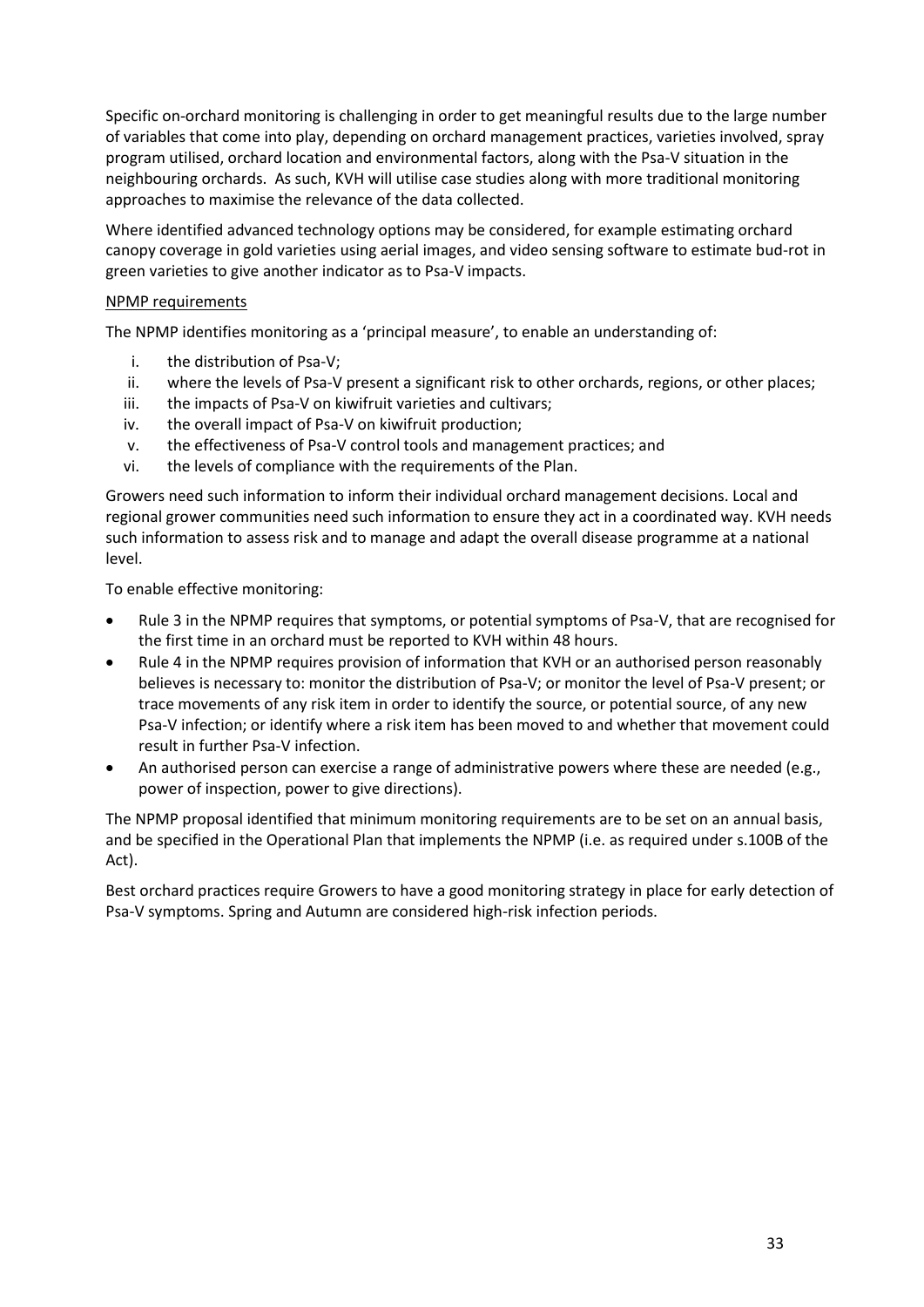Specific on-orchard monitoring is challenging in order to get meaningful results due to the large number of variables that come into play, depending on orchard management practices, varieties involved, spray program utilised, orchard location and environmental factors, along with the Psa-V situation in the neighbouring orchards. As such, KVH will utilise case studies along with more traditional monitoring approaches to maximise the relevance of the data collected.

Where identified advanced technology options may be considered, for example estimating orchard canopy coverage in gold varieties using aerial images, and video sensing software to estimate bud-rot in green varieties to give another indicator as to Psa-V impacts.

NPMP requirements

The NPMP identifies monitoring as a 'principal measure', to enable an understanding of:

i. the distribution of Psa-V;
ii. where the levels of Psa-V present a significant risk to other orchards, regions, or other places;
iii. the impacts of Psa-V on kiwifruit varieties and cultivars;
iv. the overall impact of Psa-V on kiwifruit production;
v. the effectiveness of Psa-V control tools and management practices; and
vi. the levels of compliance with the requirements of the Plan.

Growers need such information to inform their individual orchard management decisions. Local and regional grower communities need such information to ensure they act in a coordinated way. KVH needs such information to assess risk and to manage and adapt the overall disease programme at a national level.

To enable effective monitoring:

- Rule 3 in the NPMP requires that symptoms, or potential symptoms of Psa-V, that are recognised for the first time in an orchard must be reported to KVH within 48 hours.
- Rule 4 in the NPMP requires provision of information that KVH or an authorised person reasonably believes is necessary to: monitor the distribution of Psa-V; or monitor the level of Psa-V present; or trace movements of any risk item in order to identify the source, or potential source, of any new Psa-V infection; or identify where a risk item has been moved to and whether that movement could result in further Psa-V infection.
- An authorised person can exercise a range of administrative powers where these are needed (e.g., power of inspection, power to give directions).

The NPMP proposal identified that minimum monitoring requirements are to be set on an annual basis, and be specified in the Operational Plan that implements the NPMP (i.e. as required under s.100B of the Act).

Best orchard practices require Growers to have a good monitoring strategy in place for early detection of Psa-V symptoms. Spring and Autumn are considered high-risk infection periods.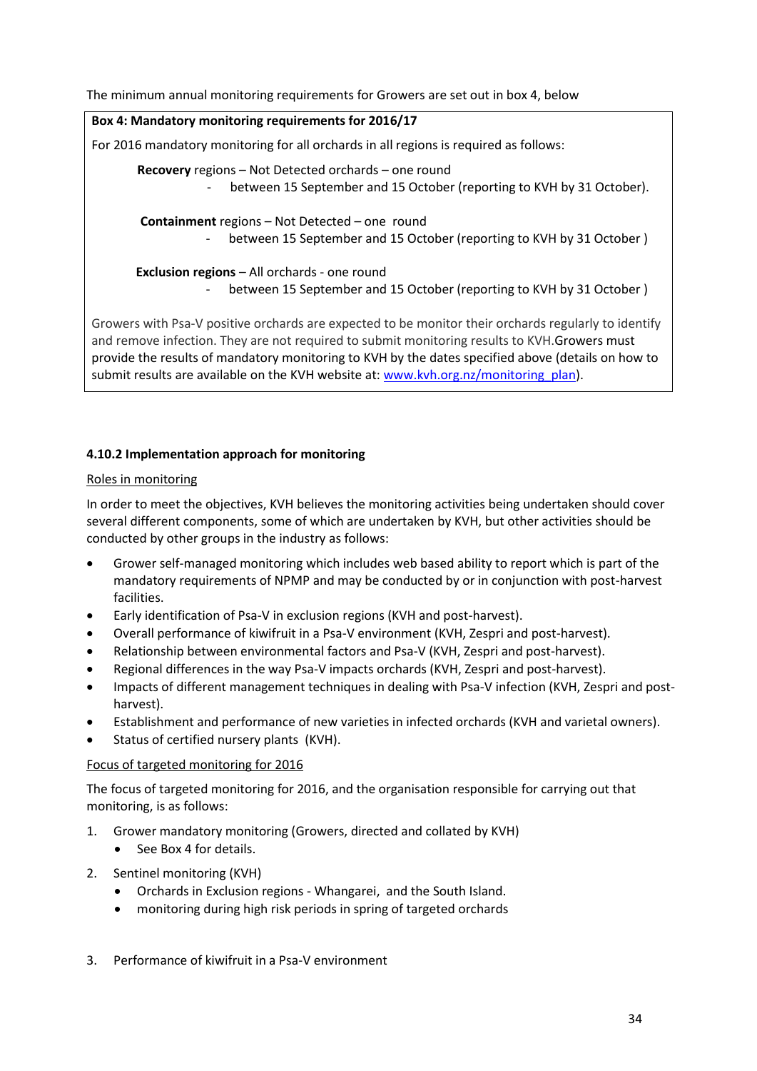The minimum annual monitoring requirements for Growers are set out in box 4, below

**Box 4: Mandatory monitoring requirements for 2016/17**

For 2016 mandatory monitoring for all orchards in all regions is required as follows:

**Recovery** regions – Not Detected orchards – one round

- between 15 September and 15 October (reporting to KVH by 31 October).

**Containment** regions – Not Detected – one round

- between 15 September and 15 October (reporting to KVH by 31 October )

**Exclusion regions** – All orchards - one round

- between 15 September and 15 October (reporting to KVH by 31 October )

Growers with Psa-V positive orchards are expected to be monitor their orchards regularly to identify and remove infection. They are not required to submit monitoring results to KVH.Growers must provide the results of mandatory monitoring to KVH by the dates specified above (details on how to submit results are available on the KVH website at: www.kvh.org.nz/monitoring_plan).

#### 4.10.2 Implementation approach for monitoring

Roles in monitoring

In order to meet the objectives, KVH believes the monitoring activities being undertaken should cover several different components, some of which are undertaken by KVH, but other activities should be conducted by other groups in the industry as follows:

- Grower self-managed monitoring which includes web based ability to report which is part of the mandatory requirements of NPMP and may be conducted by or in conjunction with post-harvest facilities.
- Early identification of Psa-V in exclusion regions (KVH and post-harvest).
- Overall performance of kiwifruit in a Psa-V environment (KVH, Zespri and post-harvest).
- Relationship between environmental factors and Psa-V (KVH, Zespri and post-harvest).
- Regional differences in the way Psa-V impacts orchards (KVH, Zespri and post-harvest).
- Impacts of different management techniques in dealing with Psa-V infection (KVH, Zespri and post-harvest).
- Establishment and performance of new varieties in infected orchards (KVH and varietal owners).
- Status of certified nursery plants (KVH).

Focus of targeted monitoring for 2016

The focus of targeted monitoring for 2016, and the organisation responsible for carrying out that monitoring, is as follows:

1. Grower mandatory monitoring (Growers, directed and collated by KVH)
   - See Box 4 for details.
2. Sentinel monitoring (KVH)
   - Orchards in Exclusion regions - Whangarei, and the South Island.
   - monitoring during high risk periods in spring of targeted orchards
3. Performance of kiwifruit in a Psa-V environment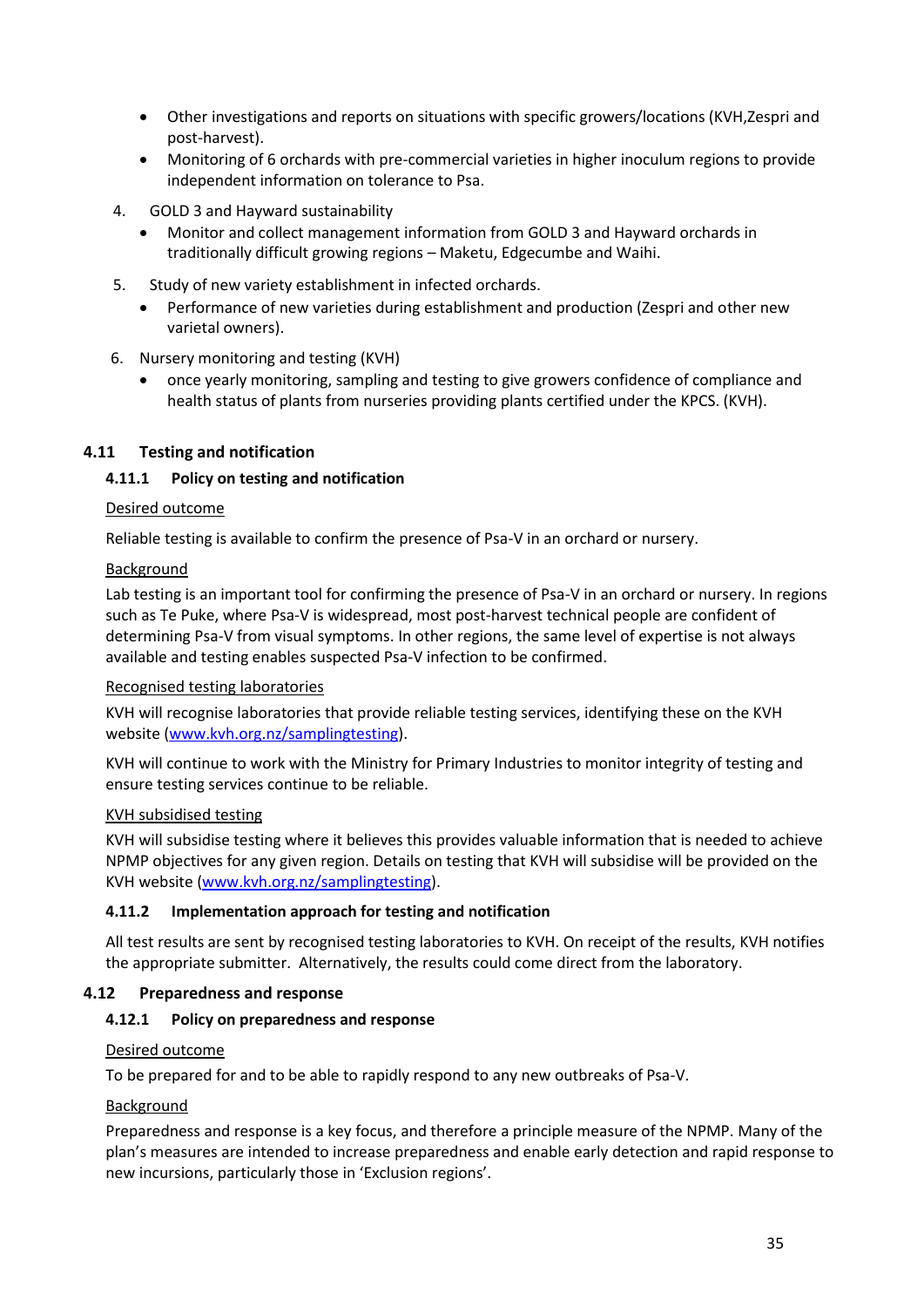- Other investigations and reports on situations with specific growers/locations (KVH,Zespri and post-harvest).
- Monitoring of 6 orchards with pre-commercial varieties in higher inoculum regions to provide independent information on tolerance to Psa.

4. GOLD 3 and Hayward sustainability
   - Monitor and collect management information from GOLD 3 and Hayward orchards in traditionally difficult growing regions – Maketu, Edgecumbe and Waihi.
5. Study of new variety establishment in infected orchards.
   - Performance of new varieties during establishment and production (Zespri and other new varietal owners).
6. Nursery monitoring and testing (KVH)
   - once yearly monitoring, sampling and testing to give growers confidence of compliance and health status of plants from nurseries providing plants certified under the KPCS. (KVH).

## 4.11 Testing and notification

### 4.11.1 Policy on testing and notification

Desired outcome

Reliable testing is available to confirm the presence of Psa-V in an orchard or nursery.

Background

Lab testing is an important tool for confirming the presence of Psa-V in an orchard or nursery. In regions such as Te Puke, where Psa-V is widespread, most post-harvest technical people are confident of determining Psa-V from visual symptoms. In other regions, the same level of expertise is not always available and testing enables suspected Psa-V infection to be confirmed.

Recognised testing laboratories

KVH will recognise laboratories that provide reliable testing services, identifying these on the KVH website (www.kvh.org.nz/samplingtesting).

KVH will continue to work with the Ministry for Primary Industries to monitor integrity of testing and ensure testing services continue to be reliable.

KVH subsidised testing

KVH will subsidise testing where it believes this provides valuable information that is needed to achieve NPMP objectives for any given region. Details on testing that KVH will subsidise will be provided on the KVH website (www.kvh.org.nz/samplingtesting).

### 4.11.2 Implementation approach for testing and notification

All test results are sent by recognised testing laboratories to KVH. On receipt of the results, KVH notifies the appropriate submitter. Alternatively, the results could come direct from the laboratory.

## 4.12 Preparedness and response

### 4.12.1 Policy on preparedness and response

Desired outcome

To be prepared for and to be able to rapidly respond to any new outbreaks of Psa-V.

Background

Preparedness and response is a key focus, and therefore a principle measure of the NPMP. Many of the plan's measures are intended to increase preparedness and enable early detection and rapid response to new incursions, particularly those in 'Exclusion regions'.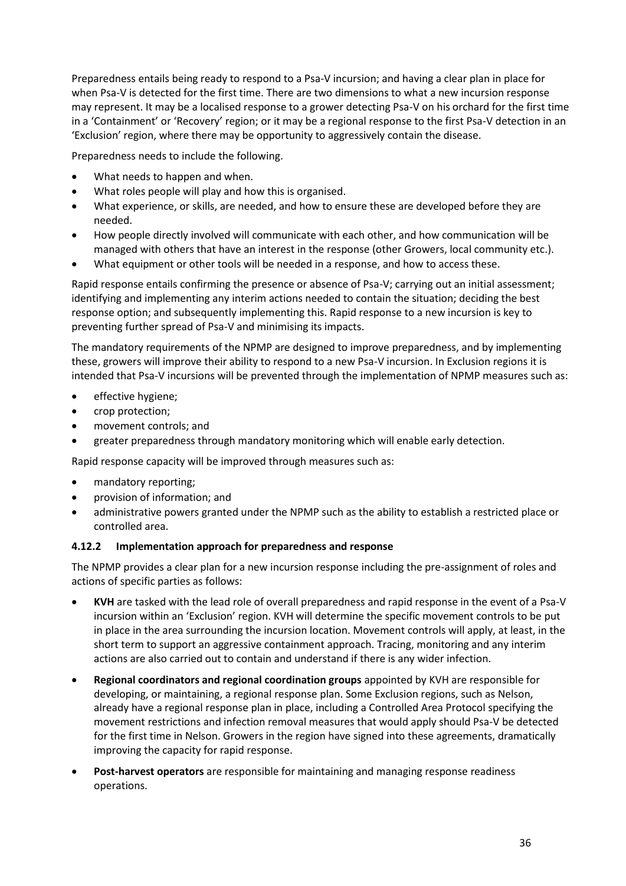Preparedness entails being ready to respond to a Psa-V incursion; and having a clear plan in place for when Psa-V is detected for the first time. There are two dimensions to what a new incursion response may represent. It may be a localised response to a grower detecting Psa-V on his orchard for the first time in a 'Containment' or 'Recovery' region; or it may be a regional response to the first Psa-V detection in an 'Exclusion' region, where there may be opportunity to aggressively contain the disease.

Preparedness needs to include the following.

- What needs to happen and when.
- What roles people will play and how this is organised.
- What experience, or skills, are needed, and how to ensure these are developed before they are needed.
- How people directly involved will communicate with each other, and how communication will be managed with others that have an interest in the response (other Growers, local community etc.).
- What equipment or other tools will be needed in a response, and how to access these.

Rapid response entails confirming the presence or absence of Psa-V; carrying out an initial assessment; identifying and implementing any interim actions needed to contain the situation; deciding the best response option; and subsequently implementing this. Rapid response to a new incursion is key to preventing further spread of Psa-V and minimising its impacts.

The mandatory requirements of the NPMP are designed to improve preparedness, and by implementing these, growers will improve their ability to respond to a new Psa-V incursion. In Exclusion regions it is intended that Psa-V incursions will be prevented through the implementation of NPMP measures such as:

- effective hygiene;
- crop protection;
- movement controls; and
- greater preparedness through mandatory monitoring which will enable early detection.

Rapid response capacity will be improved through measures such as:

- mandatory reporting;
- provision of information; and
- administrative powers granted under the NPMP such as the ability to establish a restricted place or controlled area.

### 4.12.2 Implementation approach for preparedness and response

The NPMP provides a clear plan for a new incursion response including the pre-assignment of roles and actions of specific parties as follows:

- **KVH** are tasked with the lead role of overall preparedness and rapid response in the event of a Psa-V incursion within an 'Exclusion' region. KVH will determine the specific movement controls to be put in place in the area surrounding the incursion location. Movement controls will apply, at least, in the short term to support an aggressive containment approach. Tracing, monitoring and any interim actions are also carried out to contain and understand if there is any wider infection.
- **Regional coordinators and regional coordination groups** appointed by KVH are responsible for developing, or maintaining, a regional response plan. Some Exclusion regions, such as Nelson, already have a regional response plan in place, including a Controlled Area Protocol specifying the movement restrictions and infection removal measures that would apply should Psa-V be detected for the first time in Nelson. Growers in the region have signed into these agreements, dramatically improving the capacity for rapid response.
- **Post-harvest operators** are responsible for maintaining and managing response readiness operations.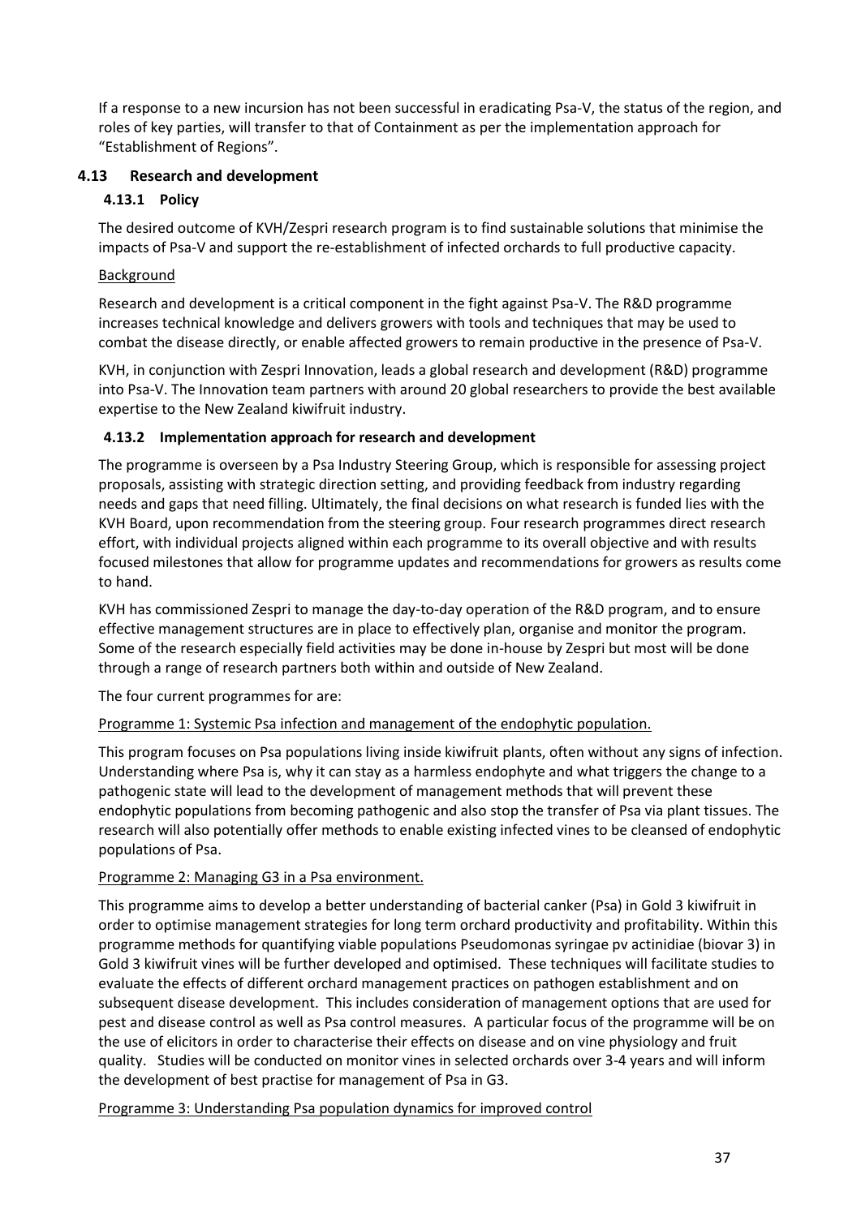If a response to a new incursion has not been successful in eradicating Psa-V, the status of the region, and roles of key parties, will transfer to that of Containment as per the implementation approach for "Establishment of Regions".

## 4.13 Research and development

### 4.13.1 Policy

The desired outcome of KVH/Zespri research program is to find sustainable solutions that minimise the impacts of Psa-V and support the re-establishment of infected orchards to full productive capacity.

Background

Research and development is a critical component in the fight against Psa-V. The R&D programme increases technical knowledge and delivers growers with tools and techniques that may be used to combat the disease directly, or enable affected growers to remain productive in the presence of Psa-V.

KVH, in conjunction with Zespri Innovation, leads a global research and development (R&D) programme into Psa-V. The Innovation team partners with around 20 global researchers to provide the best available expertise to the New Zealand kiwifruit industry.

### 4.13.2 Implementation approach for research and development

The programme is overseen by a Psa Industry Steering Group, which is responsible for assessing project proposals, assisting with strategic direction setting, and providing feedback from industry regarding needs and gaps that need filling. Ultimately, the final decisions on what research is funded lies with the KVH Board, upon recommendation from the steering group. Four research programmes direct research effort, with individual projects aligned within each programme to its overall objective and with results focused milestones that allow for programme updates and recommendations for growers as results come to hand.

KVH has commissioned Zespri to manage the day-to-day operation of the R&D program, and to ensure effective management structures are in place to effectively plan, organise and monitor the program. Some of the research especially field activities may be done in-house by Zespri but most will be done through a range of research partners both within and outside of New Zealand.

The four current programmes for are:

Programme 1: Systemic Psa infection and management of the endophytic population.

This program focuses on Psa populations living inside kiwifruit plants, often without any signs of infection. Understanding where Psa is, why it can stay as a harmless endophyte and what triggers the change to a pathogenic state will lead to the development of management methods that will prevent these endophytic populations from becoming pathogenic and also stop the transfer of Psa via plant tissues. The research will also potentially offer methods to enable existing infected vines to be cleansed of endophytic populations of Psa.

Programme 2: Managing G3 in a Psa environment.

This programme aims to develop a better understanding of bacterial canker (Psa) in Gold 3 kiwifruit in order to optimise management strategies for long term orchard productivity and profitability. Within this programme methods for quantifying viable populations Pseudomonas syringae pv actinidiae (biovar 3) in Gold 3 kiwifruit vines will be further developed and optimised. These techniques will facilitate studies to evaluate the effects of different orchard management practices on pathogen establishment and on subsequent disease development. This includes consideration of management options that are used for pest and disease control as well as Psa control measures. A particular focus of the programme will be on the use of elicitors in order to characterise their effects on disease and on vine physiology and fruit quality. Studies will be conducted on monitor vines in selected orchards over 3-4 years and will inform the development of best practise for management of Psa in G3.

Programme 3: Understanding Psa population dynamics for improved control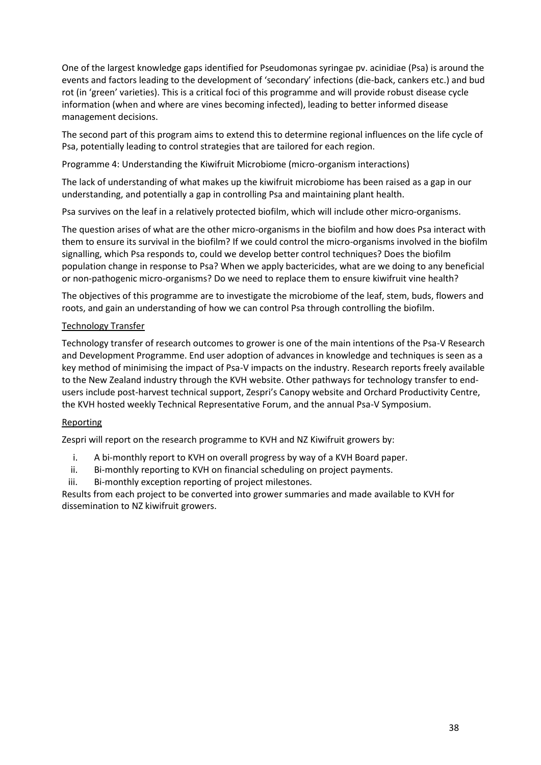One of the largest knowledge gaps identified for Pseudomonas syringae pv. acinidiae (Psa) is around the events and factors leading to the development of 'secondary' infections (die-back, cankers etc.) and bud rot (in 'green' varieties). This is a critical foci of this programme and will provide robust disease cycle information (when and where are vines becoming infected), leading to better informed disease management decisions.

The second part of this program aims to extend this to determine regional influences on the life cycle of Psa, potentially leading to control strategies that are tailored for each region.

Programme 4: Understanding the Kiwifruit Microbiome (micro-organism interactions)

The lack of understanding of what makes up the kiwifruit microbiome has been raised as a gap in our understanding, and potentially a gap in controlling Psa and maintaining plant health.

Psa survives on the leaf in a relatively protected biofilm, which will include other micro-organisms.

The question arises of what are the other micro-organisms in the biofilm and how does Psa interact with them to ensure its survival in the biofilm? If we could control the micro-organisms involved in the biofilm signalling, which Psa responds to, could we develop better control techniques? Does the biofilm population change in response to Psa? When we apply bactericides, what are we doing to any beneficial or non-pathogenic micro-organisms? Do we need to replace them to ensure kiwifruit vine health?

The objectives of this programme are to investigate the microbiome of the leaf, stem, buds, flowers and roots, and gain an understanding of how we can control Psa through controlling the biofilm.

<u>Technology Transfer</u>

Technology transfer of research outcomes to grower is one of the main intentions of the Psa-V Research and Development Programme. End user adoption of advances in knowledge and techniques is seen as a key method of minimising the impact of Psa-V impacts on the industry. Research reports freely available to the New Zealand industry through the KVH website. Other pathways for technology transfer to end-users include post-harvest technical support, Zespri's Canopy website and Orchard Productivity Centre, the KVH hosted weekly Technical Representative Forum, and the annual Psa-V Symposium.

<u>Reporting</u>

Zespri will report on the research programme to KVH and NZ Kiwifruit growers by:

i. A bi-monthly report to KVH on overall progress by way of a KVH Board paper.
ii. Bi-monthly reporting to KVH on financial scheduling on project payments.
iii. Bi-monthly exception reporting of project milestones.

Results from each project to be converted into grower summaries and made available to KVH for dissemination to NZ kiwifruit growers.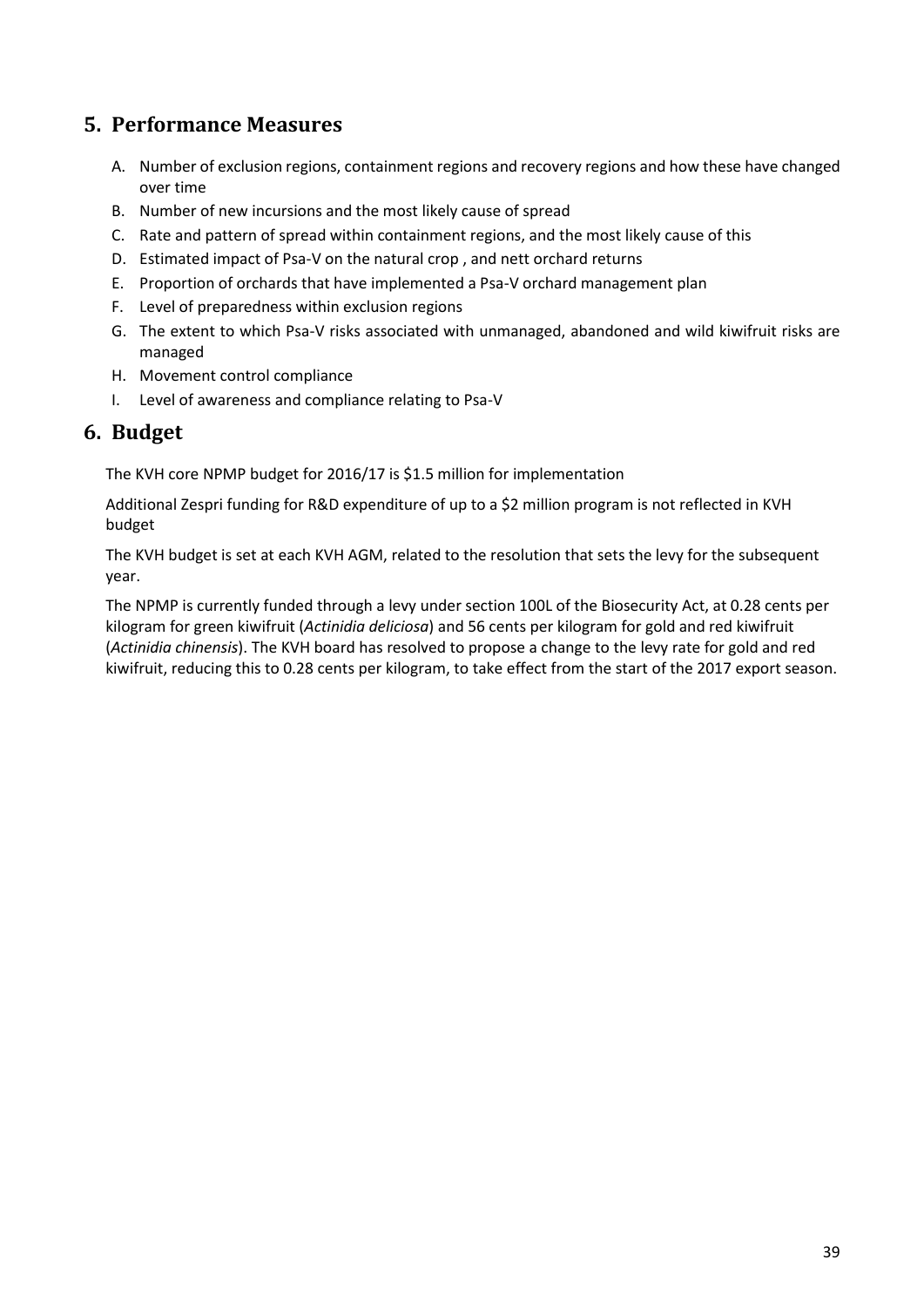## 5. Performance Measures

A. Number of exclusion regions, containment regions and recovery regions and how these have changed over time
B. Number of new incursions and the most likely cause of spread
C. Rate and pattern of spread within containment regions, and the most likely cause of this
D. Estimated impact of Psa-V on the natural crop , and nett orchard returns
E. Proportion of orchards that have implemented a Psa-V orchard management plan
F. Level of preparedness within exclusion regions
G. The extent to which Psa-V risks associated with unmanaged, abandoned and wild kiwifruit risks are managed
H. Movement control compliance
I. Level of awareness and compliance relating to Psa-V

## 6. Budget

The KVH core NPMP budget for 2016/17 is $1.5 million for implementation

Additional Zespri funding for R&D expenditure of up to a $2 million program is not reflected in KVH budget

The KVH budget is set at each KVH AGM, related to the resolution that sets the levy for the subsequent year.

The NPMP is currently funded through a levy under section 100L of the Biosecurity Act, at 0.28 cents per kilogram for green kiwifruit (*Actinidia deliciosa*) and 56 cents per kilogram for gold and red kiwifruit (*Actinidia chinensis*). The KVH board has resolved to propose a change to the levy rate for gold and red kiwifruit, reducing this to 0.28 cents per kilogram, to take effect from the start of the 2017 export season.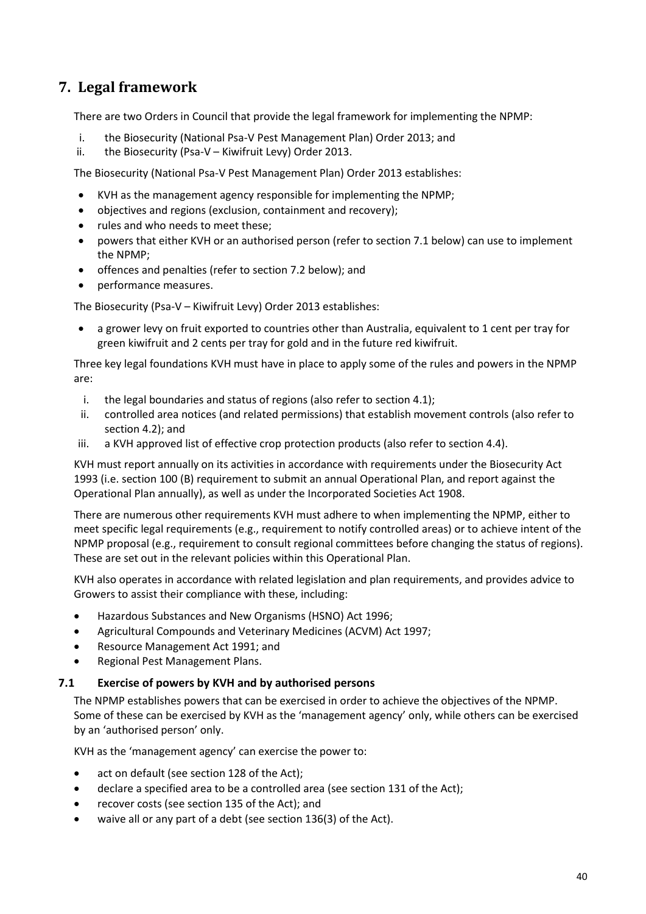# 7. Legal framework

There are two Orders in Council that provide the legal framework for implementing the NPMP:

i. the Biosecurity (National Psa-V Pest Management Plan) Order 2013; and
ii. the Biosecurity (Psa-V – Kiwifruit Levy) Order 2013.

The Biosecurity (National Psa-V Pest Management Plan) Order 2013 establishes:

- KVH as the management agency responsible for implementing the NPMP;
- objectives and regions (exclusion, containment and recovery);
- rules and who needs to meet these;
- powers that either KVH or an authorised person (refer to section 7.1 below) can use to implement the NPMP;
- offences and penalties (refer to section 7.2 below); and
- performance measures.

The Biosecurity (Psa-V – Kiwifruit Levy) Order 2013 establishes:

- a grower levy on fruit exported to countries other than Australia, equivalent to 1 cent per tray for green kiwifruit and 2 cents per tray for gold and in the future red kiwifruit.

Three key legal foundations KVH must have in place to apply some of the rules and powers in the NPMP are:

i. the legal boundaries and status of regions (also refer to section 4.1);
ii. controlled area notices (and related permissions) that establish movement controls (also refer to section 4.2); and
iii. a KVH approved list of effective crop protection products (also refer to section 4.4).

KVH must report annually on its activities in accordance with requirements under the Biosecurity Act 1993 (i.e. section 100 (B) requirement to submit an annual Operational Plan, and report against the Operational Plan annually), as well as under the Incorporated Societies Act 1908.

There are numerous other requirements KVH must adhere to when implementing the NPMP, either to meet specific legal requirements (e.g., requirement to notify controlled areas) or to achieve intent of the NPMP proposal (e.g., requirement to consult regional committees before changing the status of regions). These are set out in the relevant policies within this Operational Plan.

KVH also operates in accordance with related legislation and plan requirements, and provides advice to Growers to assist their compliance with these, including:

- Hazardous Substances and New Organisms (HSNO) Act 1996;
- Agricultural Compounds and Veterinary Medicines (ACVM) Act 1997;
- Resource Management Act 1991; and
- Regional Pest Management Plans.

## 7.1 Exercise of powers by KVH and by authorised persons

The NPMP establishes powers that can be exercised in order to achieve the objectives of the NPMP. Some of these can be exercised by KVH as the 'management agency' only, while others can be exercised by an 'authorised person' only.

KVH as the 'management agency' can exercise the power to:

- act on default (see section 128 of the Act);
- declare a specified area to be a controlled area (see section 131 of the Act);
- recover costs (see section 135 of the Act); and
- waive all or any part of a debt (see section 136(3) of the Act).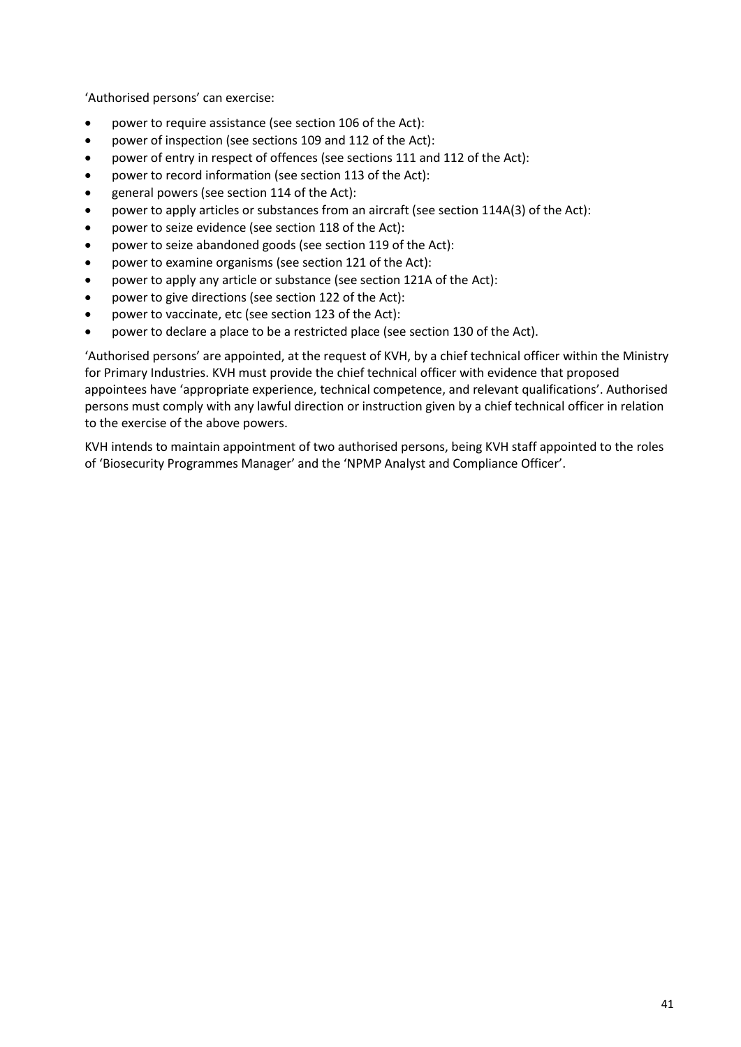'Authorised persons' can exercise:

- power to require assistance (see section 106 of the Act):
- power of inspection (see sections 109 and 112 of the Act):
- power of entry in respect of offences (see sections 111 and 112 of the Act):
- power to record information (see section 113 of the Act):
- general powers (see section 114 of the Act):
- power to apply articles or substances from an aircraft (see section 114A(3) of the Act):
- power to seize evidence (see section 118 of the Act):
- power to seize abandoned goods (see section 119 of the Act):
- power to examine organisms (see section 121 of the Act):
- power to apply any article or substance (see section 121A of the Act):
- power to give directions (see section 122 of the Act):
- power to vaccinate, etc (see section 123 of the Act):
- power to declare a place to be a restricted place (see section 130 of the Act).

'Authorised persons' are appointed, at the request of KVH, by a chief technical officer within the Ministry for Primary Industries. KVH must provide the chief technical officer with evidence that proposed appointees have 'appropriate experience, technical competence, and relevant qualifications'. Authorised persons must comply with any lawful direction or instruction given by a chief technical officer in relation to the exercise of the above powers.

KVH intends to maintain appointment of two authorised persons, being KVH staff appointed to the roles of 'Biosecurity Programmes Manager' and the 'NPMP Analyst and Compliance Officer'.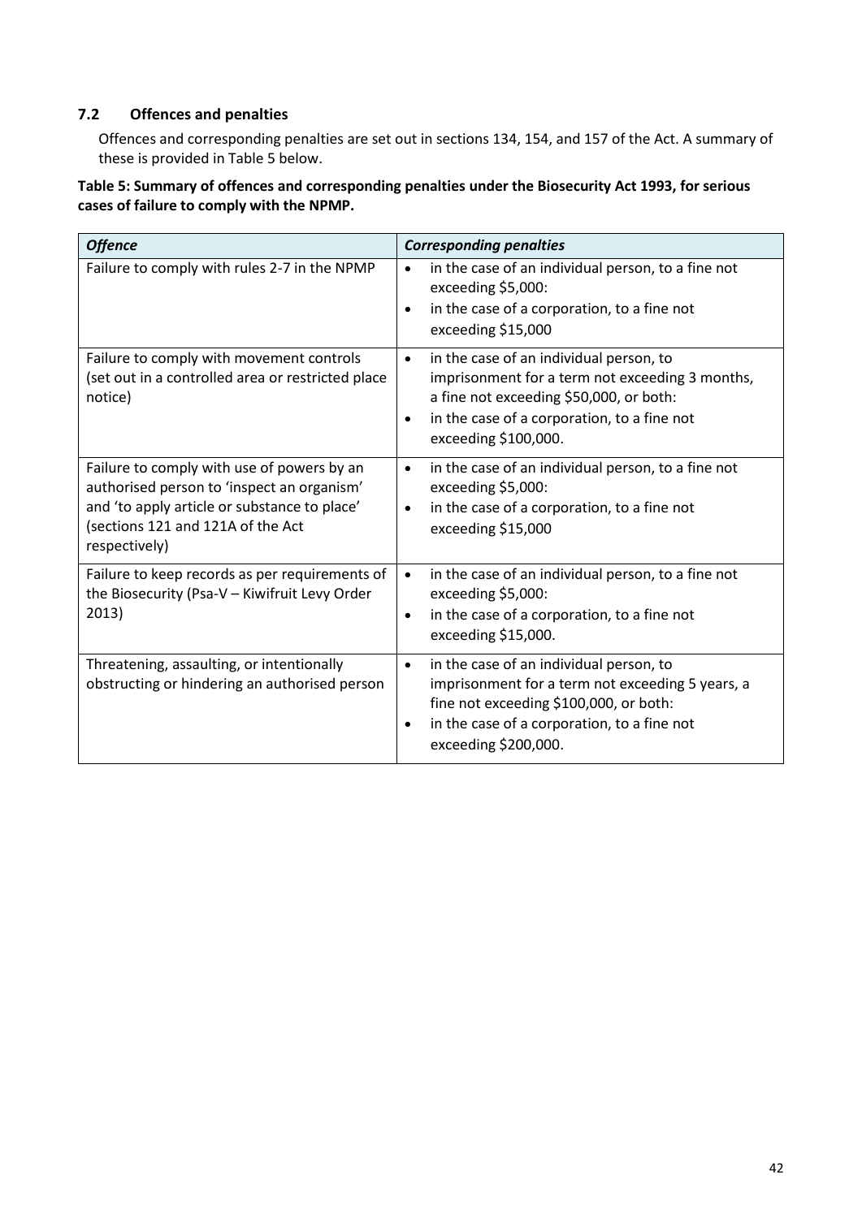### 7.2 Offences and penalties

Offences and corresponding penalties are set out in sections 134, 154, and 157 of the Act. A summary of these is provided in Table 5 below.

**Table 5: Summary of offences and corresponding penalties under the Biosecurity Act 1993, for serious cases of failure to comply with the NPMP.**

| ***Offence*** | ***Corresponding penalties*** |
|---|---|
| Failure to comply with rules 2-7 in the NPMP | • in the case of an individual person, to a fine not exceeding $5,000:<br>• in the case of a corporation, to a fine not exceeding $15,000 |
| Failure to comply with movement controls (set out in a controlled area or restricted place notice) | • in the case of an individual person, to imprisonment for a term not exceeding 3 months, a fine not exceeding $50,000, or both:<br>• in the case of a corporation, to a fine not exceeding $100,000. |
| Failure to comply with use of powers by an authorised person to 'inspect an organism' and 'to apply article or substance to place' (sections 121 and 121A of the Act respectively) | • in the case of an individual person, to a fine not exceeding $5,000:<br>• in the case of a corporation, to a fine not exceeding $15,000 |
| Failure to keep records as per requirements of the Biosecurity (Psa-V – Kiwifruit Levy Order 2013) | • in the case of an individual person, to a fine not exceeding $5,000:<br>• in the case of a corporation, to a fine not exceeding $15,000. |
| Threatening, assaulting, or intentionally obstructing or hindering an authorised person | • in the case of an individual person, to imprisonment for a term not exceeding 5 years, a fine not exceeding $100,000, or both:<br>• in the case of a corporation, to a fine not exceeding $200,000. |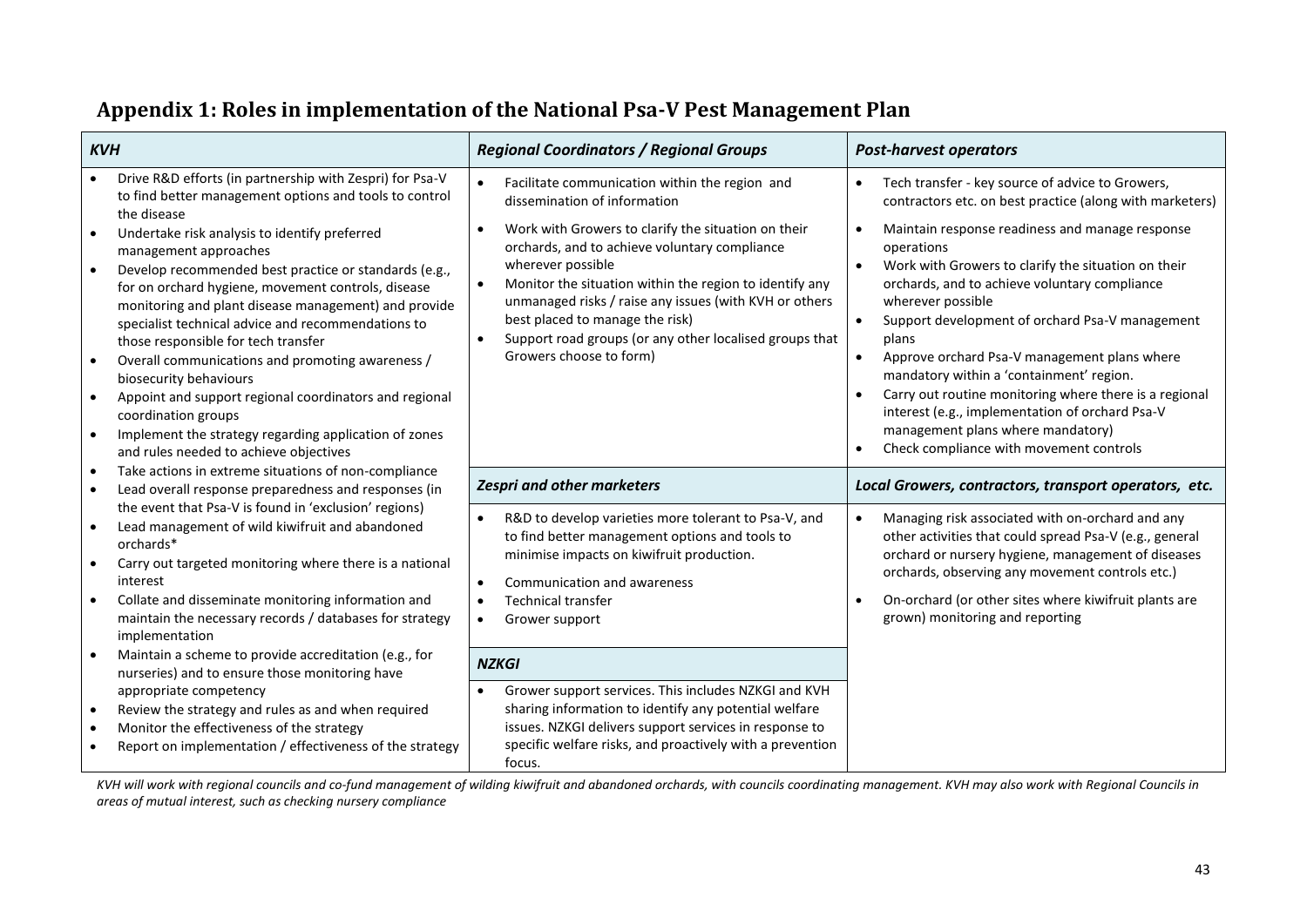# Appendix 1: Roles in implementation of the National Psa-V Pest Management Plan

| *KVH* | *Regional Coordinators / Regional Groups* | *Post-harvest operators* |
|---|---|---|
| • Drive R&D efforts (in partnership with Zespri) for Psa-V to find better management options and tools to control the disease<br>• Undertake risk analysis to identify preferred management approaches<br>• Develop recommended best practice or standards (e.g., for on orchard hygiene, movement controls, disease monitoring and plant disease management) and provide specialist technical advice and recommendations to those responsible for tech transfer<br>• Overall communications and promoting awareness / biosecurity behaviours<br>• Appoint and support regional coordinators and regional coordination groups<br>• Implement the strategy regarding application of zones and rules needed to achieve objectives<br>• Take actions in extreme situations of non-compliance<br>• Lead overall response preparedness and responses (in the event that Psa-V is found in 'exclusion' regions)<br>• Lead management of wild kiwifruit and abandoned orchards*<br>• Carry out targeted monitoring where there is a national interest<br>• Collate and disseminate monitoring information and maintain the necessary records / databases for strategy implementation<br>• Maintain a scheme to provide accreditation (e.g., for nurseries) and to ensure those monitoring have appropriate competency<br>• Review the strategy and rules as and when required<br>• Monitor the effectiveness of the strategy<br>• Report on implementation / effectiveness of the strategy | • Facilitate communication within the region and dissemination of information<br>• Work with Growers to clarify the situation on their orchards, and to achieve voluntary compliance wherever possible<br>• Monitor the situation within the region to identify any unmanaged risks / raise any issues (with KVH or others best placed to manage the risk)<br>• Support road groups (or any other localised groups that Growers choose to form) | • Tech transfer - key source of advice to Growers, contractors etc. on best practice (along with marketers)<br>• Maintain response readiness and manage response operations<br>• Work with Growers to clarify the situation on their orchards, and to achieve voluntary compliance wherever possible<br>• Support development of orchard Psa-V management plans<br>• Approve orchard Psa-V management plans where mandatory within a 'containment' region.<br>• Carry out routine monitoring where there is a regional interest (e.g., implementation of orchard Psa-V management plans where mandatory)<br>• Check compliance with movement controls |
| | ***Zespri and other marketers*** | ***Local Growers, contractors, transport operators, etc.*** |
| | • R&D to develop varieties more tolerant to Psa-V, and to find better management options and tools to minimise impacts on kiwifruit production.<br>• Communication and awareness<br>• Technical transfer<br>• Grower support | • Managing risk associated with on-orchard and any other activities that could spread Psa-V (e.g., general orchard or nursery hygiene, management of diseases orchards, observing any movement controls etc.)<br>• On-orchard (or other sites where kiwifruit plants are grown) monitoring and reporting |
| | ***NZKGI*** | |
| | • Grower support services. This includes NZKGI and KVH sharing information to identify any potential welfare issues. NZKGI delivers support services in response to specific welfare risks, and proactively with a prevention focus. | |

*KVH will work with regional councils and co-fund management of wilding kiwifruit and abandoned orchards, with councils coordinating management. KVH may also work with Regional Councils in areas of mutual interest, such as checking nursery compliance*